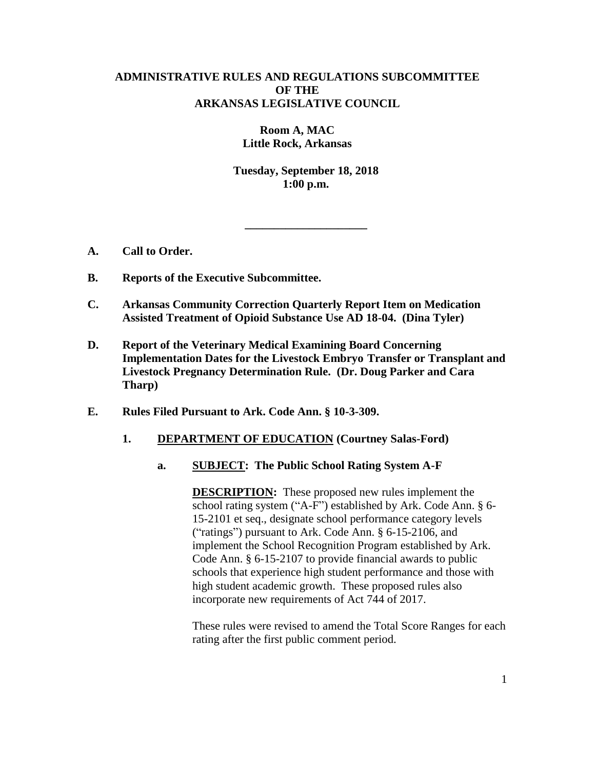# ADMINISTRATIVE RULES AND REGULATIONS SUBCOMMITTEE OF THE ARKANSAS LEGISLATIVE COUNCIL

**Room A, MAC**
**Little Rock, Arkansas**

**Tuesday, September 18, 2018**
**1:00 p.m.**

---

**A. Call to Order.**

**B. Reports of the Executive Subcommittee.**

**C. Arkansas Community Correction Quarterly Report Item on Medication Assisted Treatment of Opioid Substance Use AD 18-04. (Dina Tyler)**

**D. Report of the Veterinary Medical Examining Board Concerning Implementation Dates for the Livestock Embryo Transfer or Transplant and Livestock Pregnancy Determination Rule. (Dr. Doug Parker and Cara Tharp)**

**E. Rules Filed Pursuant to Ark. Code Ann. § 10-3-309.**

**1. DEPARTMENT OF EDUCATION (Courtney Salas-Ford)**

**a. SUBJECT: The Public School Rating System A-F**

**DESCRIPTION:** These proposed new rules implement the school rating system ("A-F") established by Ark. Code Ann. § 6-15-2101 et seq., designate school performance category levels ("ratings") pursuant to Ark. Code Ann. § 6-15-2106, and implement the School Recognition Program established by Ark. Code Ann. § 6-15-2107 to provide financial awards to public schools that experience high student performance and those with high student academic growth. These proposed rules also incorporate new requirements of Act 744 of 2017.

These rules were revised to amend the Total Score Ranges for each rating after the first public comment period.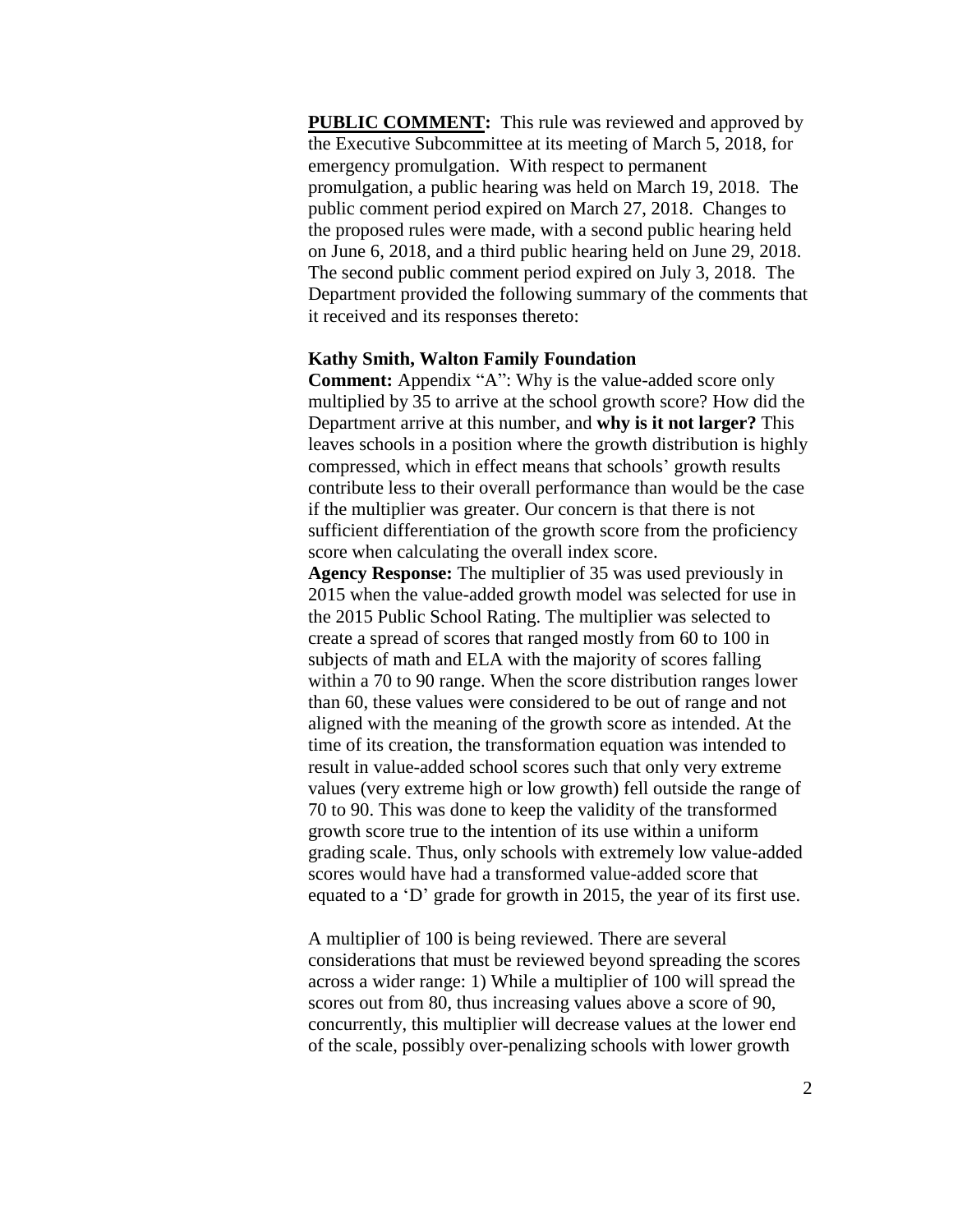**PUBLIC COMMENT:** This rule was reviewed and approved by the Executive Subcommittee at its meeting of March 5, 2018, for emergency promulgation. With respect to permanent promulgation, a public hearing was held on March 19, 2018. The public comment period expired on March 27, 2018. Changes to the proposed rules were made, with a second public hearing held on June 6, 2018, and a third public hearing held on June 29, 2018. The second public comment period expired on July 3, 2018. The Department provided the following summary of the comments that it received and its responses thereto:

**Kathy Smith, Walton Family Foundation**

**Comment:** Appendix "A": Why is the value-added score only multiplied by 35 to arrive at the school growth score? How did the Department arrive at this number, and **why is it not larger?** This leaves schools in a position where the growth distribution is highly compressed, which in effect means that schools' growth results contribute less to their overall performance than would be the case if the multiplier was greater. Our concern is that there is not sufficient differentiation of the growth score from the proficiency score when calculating the overall index score.

**Agency Response:** The multiplier of 35 was used previously in 2015 when the value-added growth model was selected for use in the 2015 Public School Rating. The multiplier was selected to create a spread of scores that ranged mostly from 60 to 100 in subjects of math and ELA with the majority of scores falling within a 70 to 90 range. When the score distribution ranges lower than 60, these values were considered to be out of range and not aligned with the meaning of the growth score as intended. At the time of its creation, the transformation equation was intended to result in value-added school scores such that only very extreme values (very extreme high or low growth) fell outside the range of 70 to 90. This was done to keep the validity of the transformed growth score true to the intention of its use within a uniform grading scale. Thus, only schools with extremely low value-added scores would have had a transformed value-added score that equated to a 'D' grade for growth in 2015, the year of its first use.

A multiplier of 100 is being reviewed. There are several considerations that must be reviewed beyond spreading the scores across a wider range: 1) While a multiplier of 100 will spread the scores out from 80, thus increasing values above a score of 90, concurrently, this multiplier will decrease values at the lower end of the scale, possibly over-penalizing schools with lower growth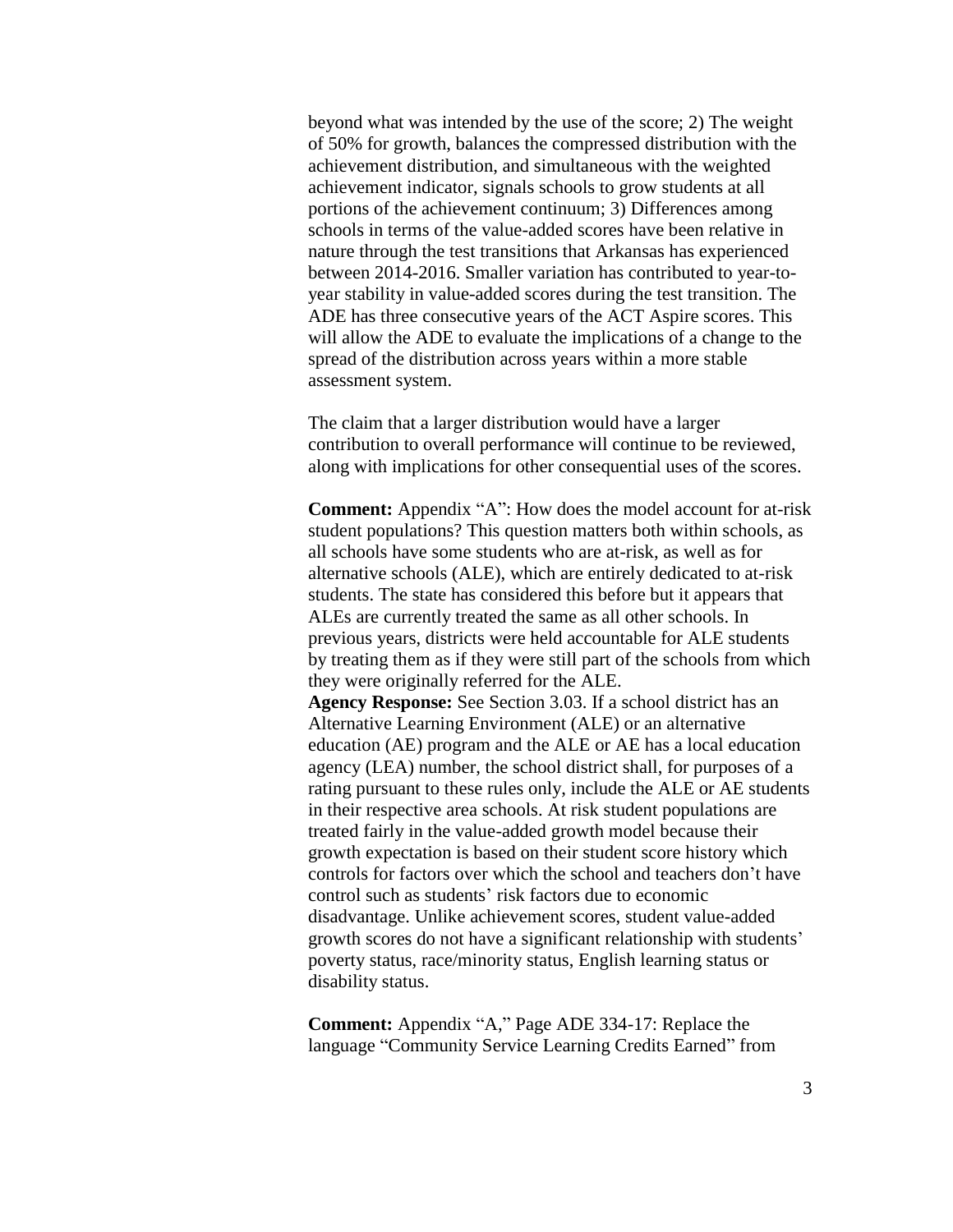beyond what was intended by the use of the score; 2) The weight of 50% for growth, balances the compressed distribution with the achievement distribution, and simultaneous with the weighted achievement indicator, signals schools to grow students at all portions of the achievement continuum; 3) Differences among schools in terms of the value-added scores have been relative in nature through the test transitions that Arkansas has experienced between 2014-2016. Smaller variation has contributed to year-to-year stability in value-added scores during the test transition. The ADE has three consecutive years of the ACT Aspire scores. This will allow the ADE to evaluate the implications of a change to the spread of the distribution across years within a more stable assessment system.

The claim that a larger distribution would have a larger contribution to overall performance will continue to be reviewed, along with implications for other consequential uses of the scores.

**Comment:** Appendix "A": How does the model account for at-risk student populations? This question matters both within schools, as all schools have some students who are at-risk, as well as for alternative schools (ALE), which are entirely dedicated to at-risk students. The state has considered this before but it appears that ALEs are currently treated the same as all other schools. In previous years, districts were held accountable for ALE students by treating them as if they were still part of the schools from which they were originally referred for the ALE.
**Agency Response:** See Section 3.03. If a school district has an Alternative Learning Environment (ALE) or an alternative education (AE) program and the ALE or AE has a local education agency (LEA) number, the school district shall, for purposes of a rating pursuant to these rules only, include the ALE or AE students in their respective area schools. At risk student populations are treated fairly in the value-added growth model because their growth expectation is based on their student score history which controls for factors over which the school and teachers don't have control such as students' risk factors due to economic disadvantage. Unlike achievement scores, student value-added growth scores do not have a significant relationship with students' poverty status, race/minority status, English learning status or disability status.

**Comment:** Appendix "A," Page ADE 334-17: Replace the language "Community Service Learning Credits Earned" from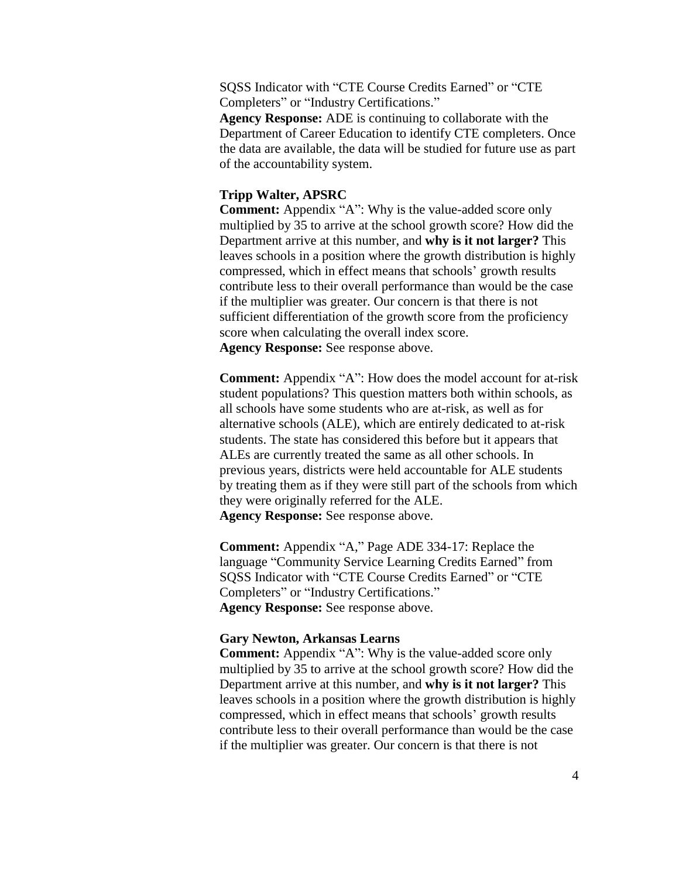SQSS Indicator with "CTE Course Credits Earned" or "CTE Completers" or "Industry Certifications."

**Agency Response:** ADE is continuing to collaborate with the Department of Career Education to identify CTE completers. Once the data are available, the data will be studied for future use as part of the accountability system.

**Tripp Walter, APSRC**

**Comment:** Appendix "A": Why is the value-added score only multiplied by 35 to arrive at the school growth score? How did the Department arrive at this number, and **why is it not larger?** This leaves schools in a position where the growth distribution is highly compressed, which in effect means that schools' growth results contribute less to their overall performance than would be the case if the multiplier was greater. Our concern is that there is not sufficient differentiation of the growth score from the proficiency score when calculating the overall index score.

**Agency Response:** See response above.

**Comment:** Appendix "A": How does the model account for at-risk student populations? This question matters both within schools, as all schools have some students who are at-risk, as well as for alternative schools (ALE), which are entirely dedicated to at-risk students. The state has considered this before but it appears that ALEs are currently treated the same as all other schools. In previous years, districts were held accountable for ALE students by treating them as if they were still part of the schools from which they were originally referred for the ALE.

**Agency Response:** See response above.

**Comment:** Appendix "A," Page ADE 334-17: Replace the language "Community Service Learning Credits Earned" from SQSS Indicator with "CTE Course Credits Earned" or "CTE Completers" or "Industry Certifications."

**Agency Response:** See response above.

**Gary Newton, Arkansas Learns**

**Comment:** Appendix "A": Why is the value-added score only multiplied by 35 to arrive at the school growth score? How did the Department arrive at this number, and **why is it not larger?** This leaves schools in a position where the growth distribution is highly compressed, which in effect means that schools' growth results contribute less to their overall performance than would be the case if the multiplier was greater. Our concern is that there is not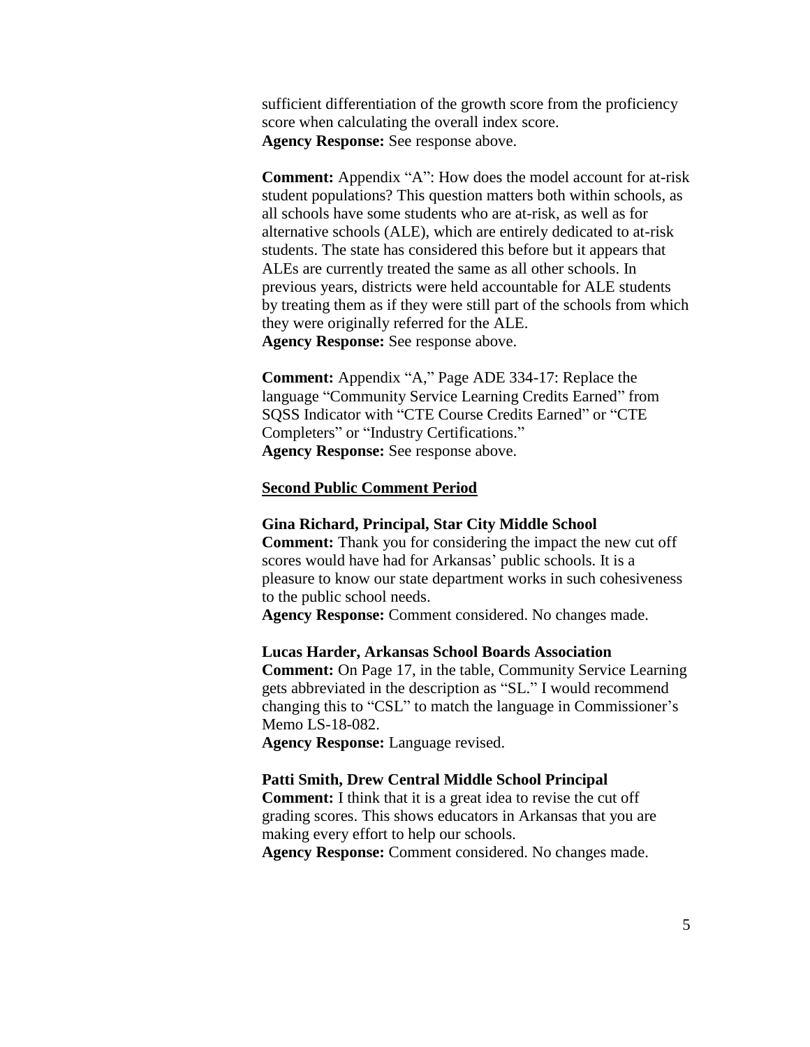sufficient differentiation of the growth score from the proficiency score when calculating the overall index score.
**Agency Response:** See response above.

**Comment:** Appendix "A": How does the model account for at-risk student populations? This question matters both within schools, as all schools have some students who are at-risk, as well as for alternative schools (ALE), which are entirely dedicated to at-risk students. The state has considered this before but it appears that ALEs are currently treated the same as all other schools. In previous years, districts were held accountable for ALE students by treating them as if they were still part of the schools from which they were originally referred for the ALE.
**Agency Response:** See response above.

**Comment:** Appendix "A," Page ADE 334-17: Replace the language "Community Service Learning Credits Earned" from SQSS Indicator with "CTE Course Credits Earned" or "CTE Completers" or "Industry Certifications."
**Agency Response:** See response above.

**Second Public Comment Period**

**Gina Richard, Principal, Star City Middle School**
**Comment:** Thank you for considering the impact the new cut off scores would have had for Arkansas' public schools. It is a pleasure to know our state department works in such cohesiveness to the public school needs.
**Agency Response:** Comment considered. No changes made.

**Lucas Harder, Arkansas School Boards Association**
**Comment:** On Page 17, in the table, Community Service Learning gets abbreviated in the description as "SL." I would recommend changing this to "CSL" to match the language in Commissioner's Memo LS-18-082.
**Agency Response:** Language revised.

**Patti Smith, Drew Central Middle School Principal**
**Comment:** I think that it is a great idea to revise the cut off grading scores. This shows educators in Arkansas that you are making every effort to help our schools.
**Agency Response:** Comment considered. No changes made.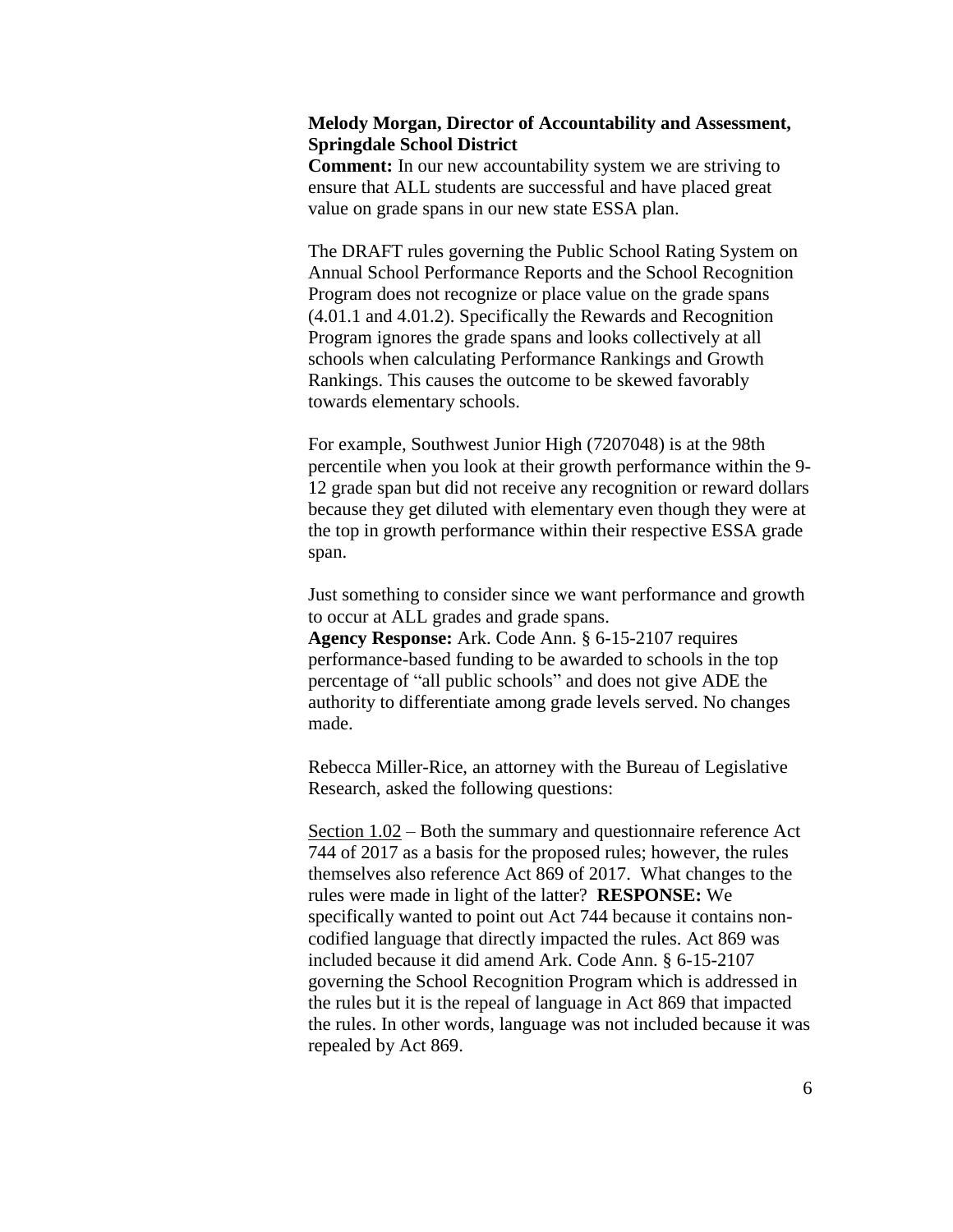**Melody Morgan, Director of Accountability and Assessment, Springdale School District**

**Comment:** In our new accountability system we are striving to ensure that ALL students are successful and have placed great value on grade spans in our new state ESSA plan.

The DRAFT rules governing the Public School Rating System on Annual School Performance Reports and the School Recognition Program does not recognize or place value on the grade spans (4.01.1 and 4.01.2). Specifically the Rewards and Recognition Program ignores the grade spans and looks collectively at all schools when calculating Performance Rankings and Growth Rankings. This causes the outcome to be skewed favorably towards elementary schools.

For example, Southwest Junior High (7207048) is at the 98th percentile when you look at their growth performance within the 9-12 grade span but did not receive any recognition or reward dollars because they get diluted with elementary even though they were at the top in growth performance within their respective ESSA grade span.

Just something to consider since we want performance and growth to occur at ALL grades and grade spans.

**Agency Response:** Ark. Code Ann. § 6-15-2107 requires performance-based funding to be awarded to schools in the top percentage of "all public schools" and does not give ADE the authority to differentiate among grade levels served. No changes made.

Rebecca Miller-Rice, an attorney with the Bureau of Legislative Research, asked the following questions:

Section 1.02 – Both the summary and questionnaire reference Act 744 of 2017 as a basis for the proposed rules; however, the rules themselves also reference Act 869 of 2017. What changes to the rules were made in light of the latter? **RESPONSE:** We specifically wanted to point out Act 744 because it contains non-codified language that directly impacted the rules. Act 869 was included because it did amend Ark. Code Ann. § 6-15-2107 governing the School Recognition Program which is addressed in the rules but it is the repeal of language in Act 869 that impacted the rules. In other words, language was not included because it was repealed by Act 869.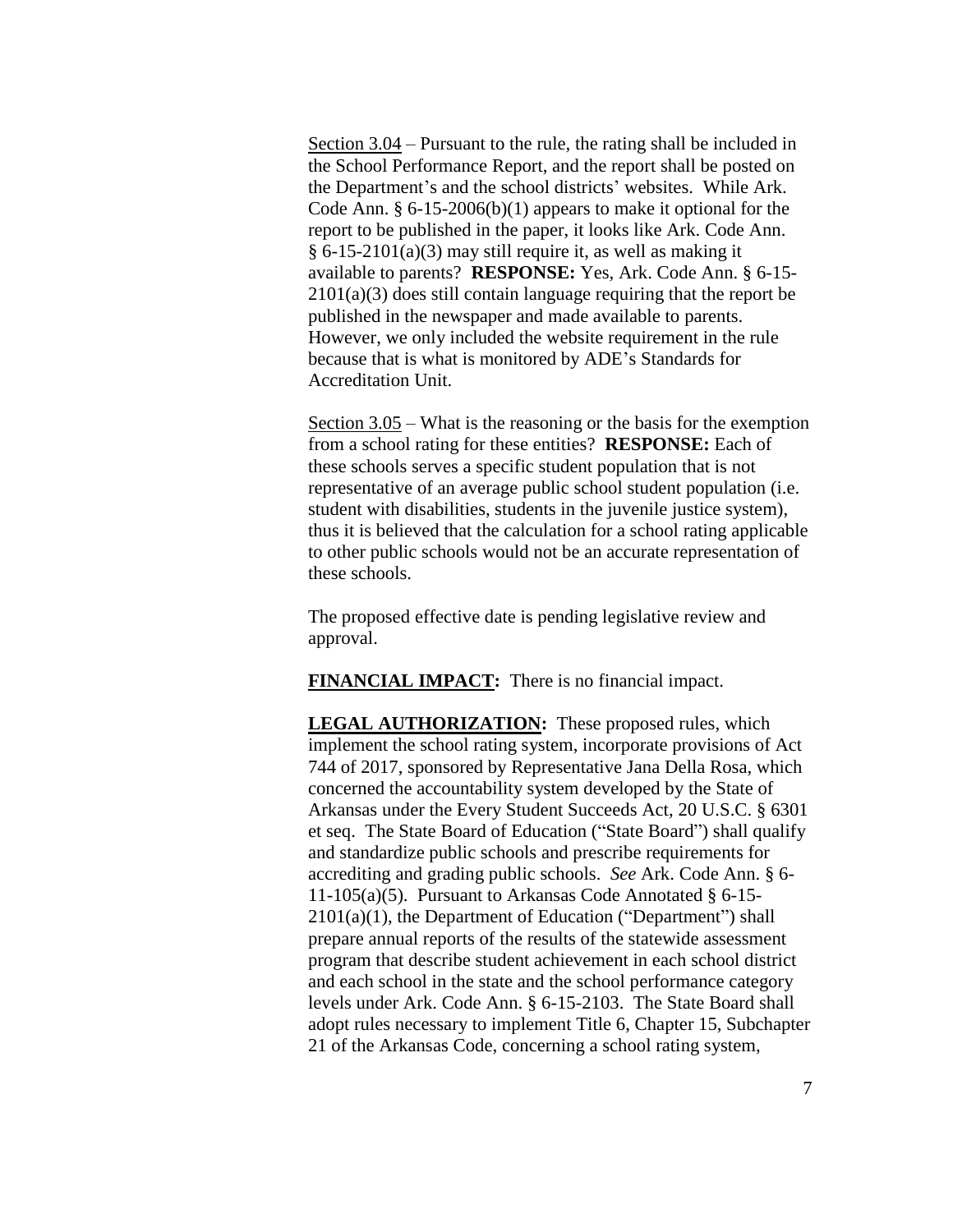Section 3.04 – Pursuant to the rule, the rating shall be included in the School Performance Report, and the report shall be posted on the Department's and the school districts' websites. While Ark. Code Ann. § 6-15-2006(b)(1) appears to make it optional for the report to be published in the paper, it looks like Ark. Code Ann. § 6-15-2101(a)(3) may still require it, as well as making it available to parents? **RESPONSE:** Yes, Ark. Code Ann. § 6-15-2101(a)(3) does still contain language requiring that the report be published in the newspaper and made available to parents. However, we only included the website requirement in the rule because that is what is monitored by ADE's Standards for Accreditation Unit.

Section 3.05 – What is the reasoning or the basis for the exemption from a school rating for these entities? **RESPONSE:** Each of these schools serves a specific student population that is not representative of an average public school student population (i.e. student with disabilities, students in the juvenile justice system), thus it is believed that the calculation for a school rating applicable to other public schools would not be an accurate representation of these schools.

The proposed effective date is pending legislative review and approval.

**FINANCIAL IMPACT:** There is no financial impact.

**LEGAL AUTHORIZATION:** These proposed rules, which implement the school rating system, incorporate provisions of Act 744 of 2017, sponsored by Representative Jana Della Rosa, which concerned the accountability system developed by the State of Arkansas under the Every Student Succeeds Act, 20 U.S.C. § 6301 et seq. The State Board of Education ("State Board") shall qualify and standardize public schools and prescribe requirements for accrediting and grading public schools. *See* Ark. Code Ann. § 6-11-105(a)(5). Pursuant to Arkansas Code Annotated § 6-15-2101(a)(1), the Department of Education ("Department") shall prepare annual reports of the results of the statewide assessment program that describe student achievement in each school district and each school in the state and the school performance category levels under Ark. Code Ann. § 6-15-2103. The State Board shall adopt rules necessary to implement Title 6, Chapter 15, Subchapter 21 of the Arkansas Code, concerning a school rating system,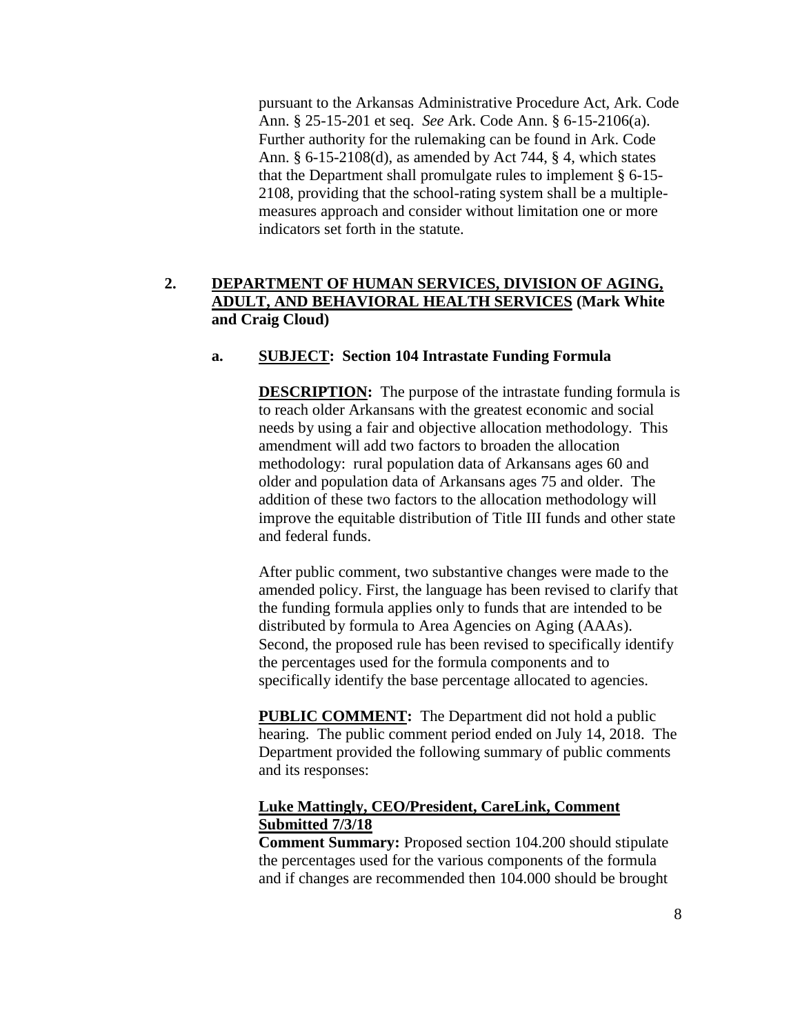pursuant to the Arkansas Administrative Procedure Act, Ark. Code Ann. § 25-15-201 et seq. *See* Ark. Code Ann. § 6-15-2106(a). Further authority for the rulemaking can be found in Ark. Code Ann. § 6-15-2108(d), as amended by Act 744, § 4, which states that the Department shall promulgate rules to implement § 6-15-2108, providing that the school-rating system shall be a multiple-measures approach and consider without limitation one or more indicators set forth in the statute.

**2. <u>DEPARTMENT OF HUMAN SERVICES, DIVISION OF AGING, ADULT, AND BEHAVIORAL HEALTH SERVICES</u> (Mark White and Craig Cloud)**

**a. <u>SUBJECT</u>: Section 104 Intrastate Funding Formula**

**<u>DESCRIPTION</u>:** The purpose of the intrastate funding formula is to reach older Arkansans with the greatest economic and social needs by using a fair and objective allocation methodology. This amendment will add two factors to broaden the allocation methodology: rural population data of Arkansans ages 60 and older and population data of Arkansans ages 75 and older. The addition of these two factors to the allocation methodology will improve the equitable distribution of Title III funds and other state and federal funds.

After public comment, two substantive changes were made to the amended policy. First, the language has been revised to clarify that the funding formula applies only to funds that are intended to be distributed by formula to Area Agencies on Aging (AAAs). Second, the proposed rule has been revised to specifically identify the percentages used for the formula components and to specifically identify the base percentage allocated to agencies.

**<u>PUBLIC COMMENT</u>:** The Department did not hold a public hearing. The public comment period ended on July 14, 2018. The Department provided the following summary of public comments and its responses:

**<u>Luke Mattingly, CEO/President, CareLink, Comment Submitted 7/3/18</u>**
**Comment Summary:** Proposed section 104.200 should stipulate the percentages used for the various components of the formula and if changes are recommended then 104.000 should be brought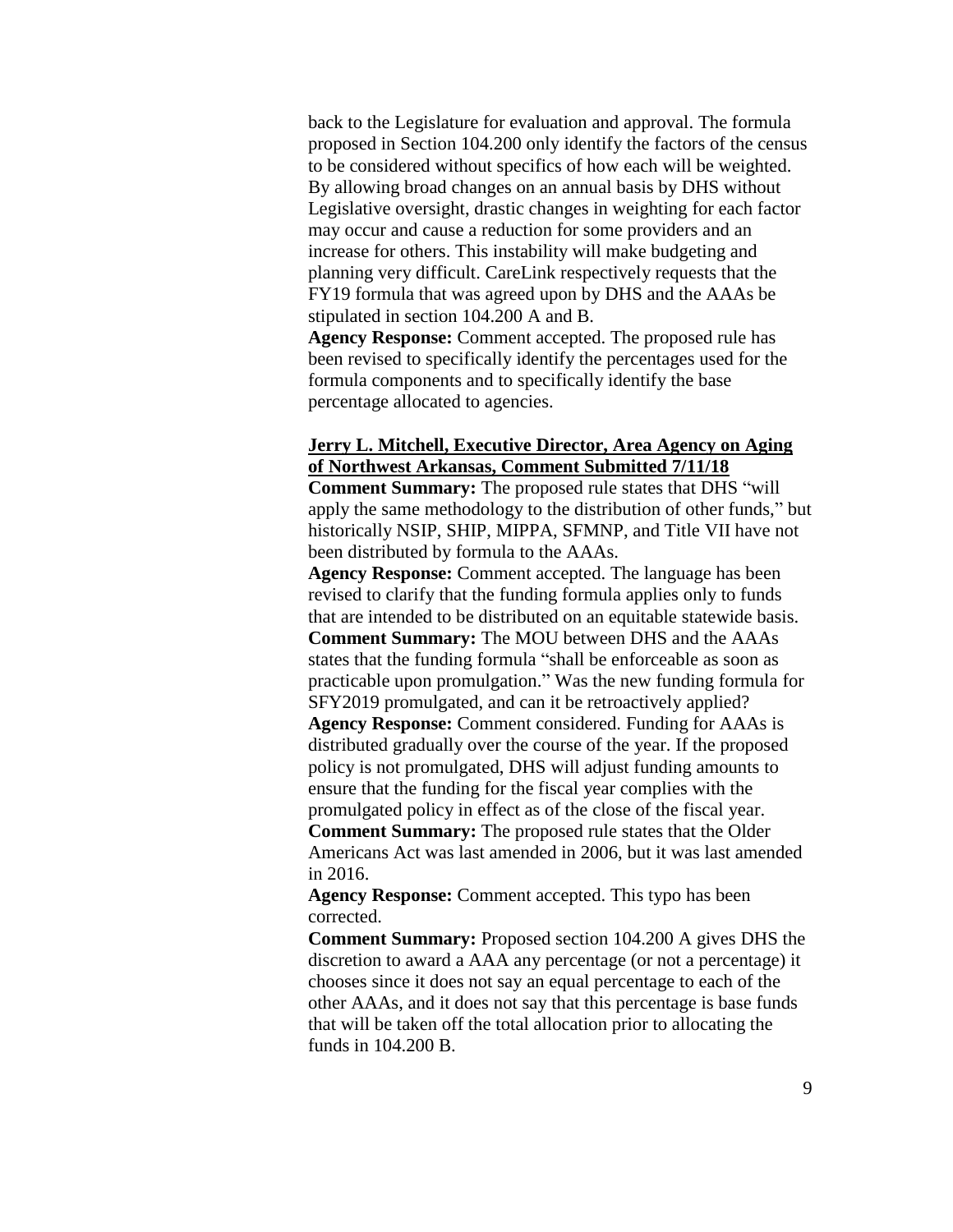back to the Legislature for evaluation and approval. The formula proposed in Section 104.200 only identify the factors of the census to be considered without specifics of how each will be weighted. By allowing broad changes on an annual basis by DHS without Legislative oversight, drastic changes in weighting for each factor may occur and cause a reduction for some providers and an increase for others. This instability will make budgeting and planning very difficult. CareLink respectively requests that the FY19 formula that was agreed upon by DHS and the AAAs be stipulated in section 104.200 A and B.

**Agency Response:** Comment accepted. The proposed rule has been revised to specifically identify the percentages used for the formula components and to specifically identify the base percentage allocated to agencies.

**Jerry L. Mitchell, Executive Director, Area Agency on Aging of Northwest Arkansas, Comment Submitted 7/11/18**

**Comment Summary:** The proposed rule states that DHS "will apply the same methodology to the distribution of other funds," but historically NSIP, SHIP, MIPPA, SFMNP, and Title VII have not been distributed by formula to the AAAs.

**Agency Response:** Comment accepted. The language has been revised to clarify that the funding formula applies only to funds that are intended to be distributed on an equitable statewide basis.

**Comment Summary:** The MOU between DHS and the AAAs states that the funding formula "shall be enforceable as soon as practicable upon promulgation." Was the new funding formula for SFY2019 promulgated, and can it be retroactively applied?

**Agency Response:** Comment considered. Funding for AAAs is distributed gradually over the course of the year. If the proposed policy is not promulgated, DHS will adjust funding amounts to ensure that the funding for the fiscal year complies with the promulgated policy in effect as of the close of the fiscal year.

**Comment Summary:** The proposed rule states that the Older Americans Act was last amended in 2006, but it was last amended in 2016.

**Agency Response:** Comment accepted. This typo has been corrected.

**Comment Summary:** Proposed section 104.200 A gives DHS the discretion to award a AAA any percentage (or not a percentage) it chooses since it does not say an equal percentage to each of the other AAAs, and it does not say that this percentage is base funds that will be taken off the total allocation prior to allocating the funds in 104.200 B.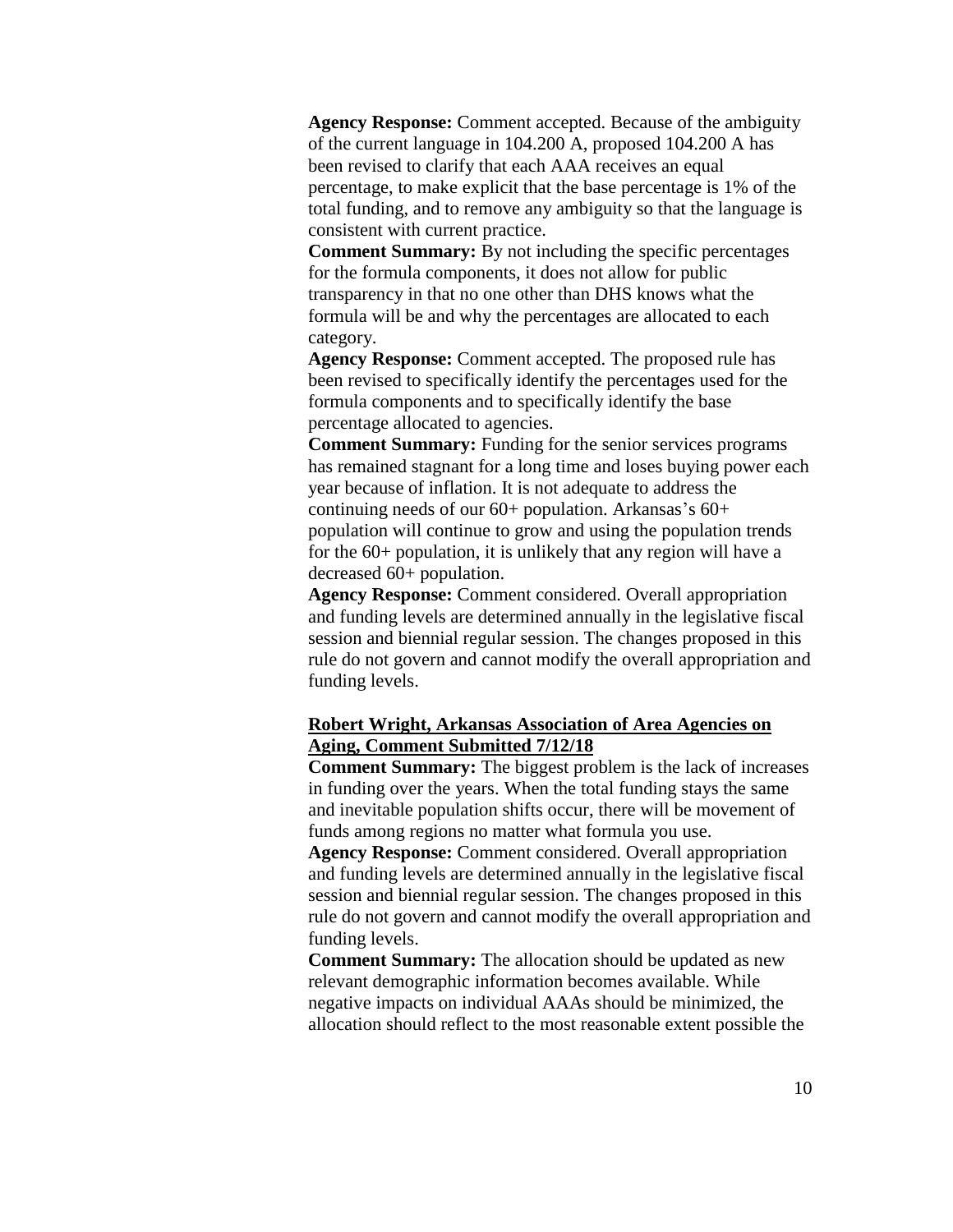**Agency Response:** Comment accepted. Because of the ambiguity of the current language in 104.200 A, proposed 104.200 A has been revised to clarify that each AAA receives an equal percentage, to make explicit that the base percentage is 1% of the total funding, and to remove any ambiguity so that the language is consistent with current practice.

**Comment Summary:** By not including the specific percentages for the formula components, it does not allow for public transparency in that no one other than DHS knows what the formula will be and why the percentages are allocated to each category.

**Agency Response:** Comment accepted. The proposed rule has been revised to specifically identify the percentages used for the formula components and to specifically identify the base percentage allocated to agencies.

**Comment Summary:** Funding for the senior services programs has remained stagnant for a long time and loses buying power each year because of inflation. It is not adequate to address the continuing needs of our 60+ population. Arkansas's 60+ population will continue to grow and using the population trends for the 60+ population, it is unlikely that any region will have a decreased 60+ population.

**Agency Response:** Comment considered. Overall appropriation and funding levels are determined annually in the legislative fiscal session and biennial regular session. The changes proposed in this rule do not govern and cannot modify the overall appropriation and funding levels.

**Robert Wright, Arkansas Association of Area Agencies on Aging, Comment Submitted 7/12/18**

**Comment Summary:** The biggest problem is the lack of increases in funding over the years. When the total funding stays the same and inevitable population shifts occur, there will be movement of funds among regions no matter what formula you use.

**Agency Response:** Comment considered. Overall appropriation and funding levels are determined annually in the legislative fiscal session and biennial regular session. The changes proposed in this rule do not govern and cannot modify the overall appropriation and funding levels.

**Comment Summary:** The allocation should be updated as new relevant demographic information becomes available. While negative impacts on individual AAAs should be minimized, the allocation should reflect to the most reasonable extent possible the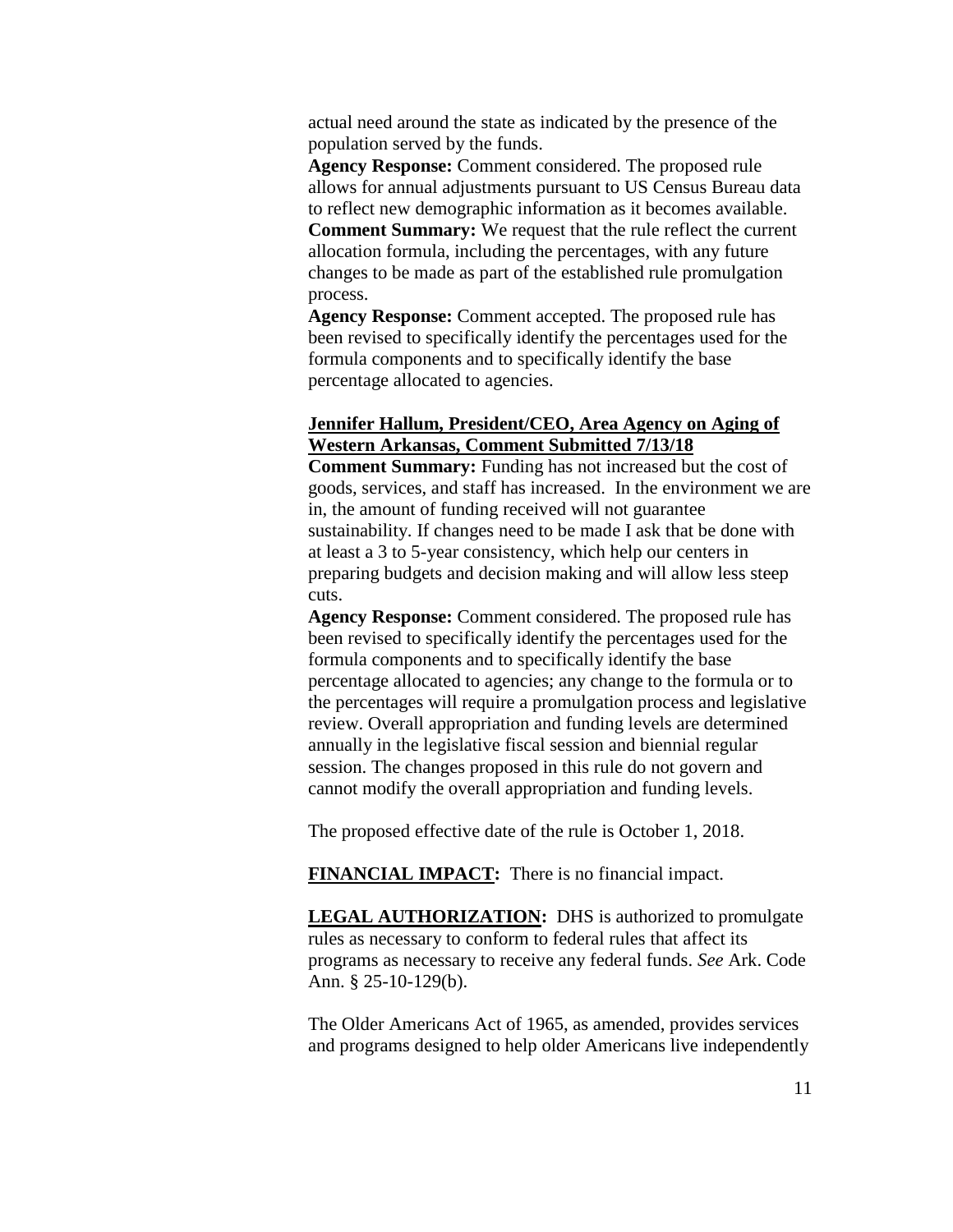actual need around the state as indicated by the presence of the population served by the funds.

**Agency Response:** Comment considered. The proposed rule allows for annual adjustments pursuant to US Census Bureau data to reflect new demographic information as it becomes available.

**Comment Summary:** We request that the rule reflect the current allocation formula, including the percentages, with any future changes to be made as part of the established rule promulgation process.

**Agency Response:** Comment accepted. The proposed rule has been revised to specifically identify the percentages used for the formula components and to specifically identify the base percentage allocated to agencies.

**Jennifer Hallum, President/CEO, Area Agency on Aging of Western Arkansas, Comment Submitted 7/13/18**

**Comment Summary:** Funding has not increased but the cost of goods, services, and staff has increased. In the environment we are in, the amount of funding received will not guarantee sustainability. If changes need to be made I ask that be done with at least a 3 to 5-year consistency, which help our centers in preparing budgets and decision making and will allow less steep cuts.

**Agency Response:** Comment considered. The proposed rule has been revised to specifically identify the percentages used for the formula components and to specifically identify the base percentage allocated to agencies; any change to the formula or to the percentages will require a promulgation process and legislative review. Overall appropriation and funding levels are determined annually in the legislative fiscal session and biennial regular session. The changes proposed in this rule do not govern and cannot modify the overall appropriation and funding levels.

The proposed effective date of the rule is October 1, 2018.

**FINANCIAL IMPACT:** There is no financial impact.

**LEGAL AUTHORIZATION:** DHS is authorized to promulgate rules as necessary to conform to federal rules that affect its programs as necessary to receive any federal funds. *See* Ark. Code Ann. § 25-10-129(b).

The Older Americans Act of 1965, as amended, provides services and programs designed to help older Americans live independently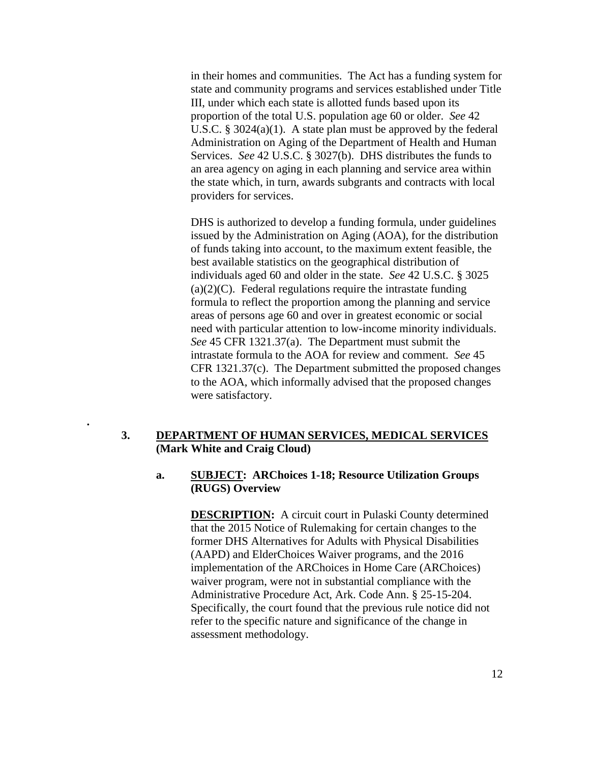in their homes and communities. The Act has a funding system for state and community programs and services established under Title III, under which each state is allotted funds based upon its proportion of the total U.S. population age 60 or older. *See* 42 U.S.C. § 3024(a)(1). A state plan must be approved by the federal Administration on Aging of the Department of Health and Human Services. *See* 42 U.S.C. § 3027(b). DHS distributes the funds to an area agency on aging in each planning and service area within the state which, in turn, awards subgrants and contracts with local providers for services.

DHS is authorized to develop a funding formula, under guidelines issued by the Administration on Aging (AOA), for the distribution of funds taking into account, to the maximum extent feasible, the best available statistics on the geographical distribution of individuals aged 60 and older in the state. *See* 42 U.S.C. § 3025 (a)(2)(C). Federal regulations require the intrastate funding formula to reflect the proportion among the planning and service areas of persons age 60 and over in greatest economic or social need with particular attention to low-income minority individuals. *See* 45 CFR 1321.37(a). The Department must submit the intrastate formula to the AOA for review and comment. *See* 45 CFR 1321.37(c). The Department submitted the proposed changes to the AOA, which informally advised that the proposed changes were satisfactory.

**3. <u>DEPARTMENT OF HUMAN SERVICES, MEDICAL SERVICES</u> (Mark White and Craig Cloud)**

**a. <u>SUBJECT</u>: ARChoices 1-18; Resource Utilization Groups (RUGS) Overview**

**<u>DESCRIPTION</u>:** A circuit court in Pulaski County determined that the 2015 Notice of Rulemaking for certain changes to the former DHS Alternatives for Adults with Physical Disabilities (AAPD) and ElderChoices Waiver programs, and the 2016 implementation of the ARChoices in Home Care (ARChoices) waiver program, were not in substantial compliance with the Administrative Procedure Act, Ark. Code Ann. § 25-15-204. Specifically, the court found that the previous rule notice did not refer to the specific nature and significance of the change in assessment methodology.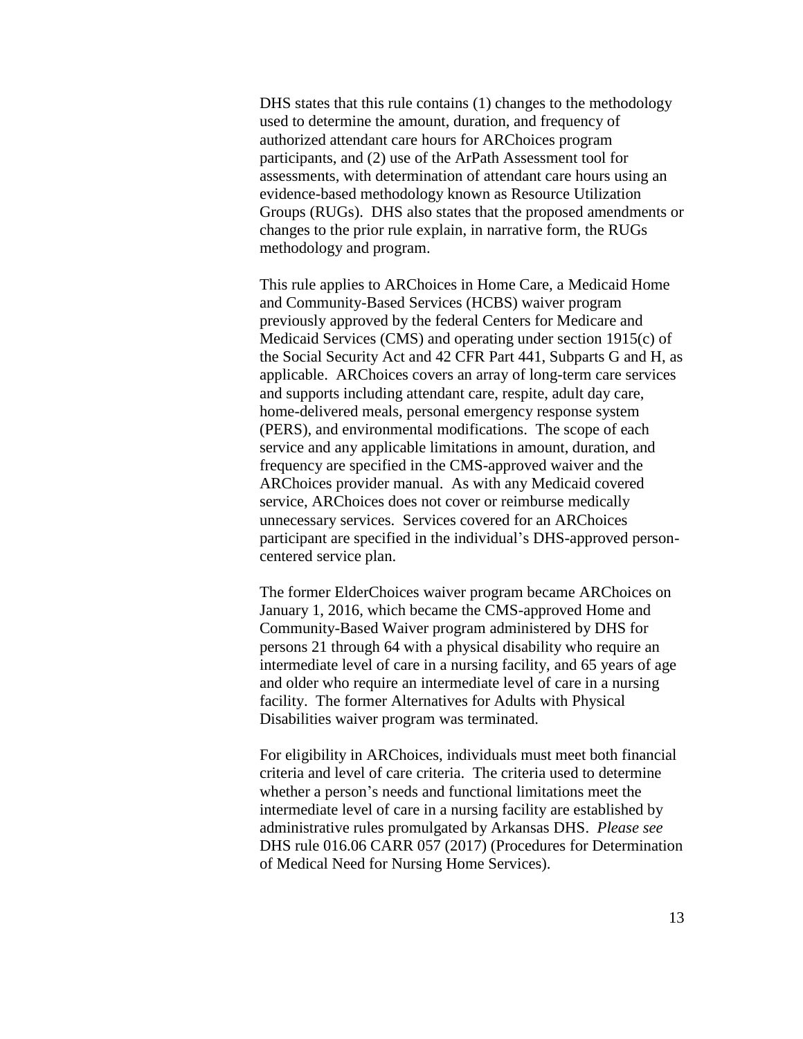DHS states that this rule contains (1) changes to the methodology used to determine the amount, duration, and frequency of authorized attendant care hours for ARChoices program participants, and (2) use of the ArPath Assessment tool for assessments, with determination of attendant care hours using an evidence-based methodology known as Resource Utilization Groups (RUGs). DHS also states that the proposed amendments or changes to the prior rule explain, in narrative form, the RUGs methodology and program.

This rule applies to ARChoices in Home Care, a Medicaid Home and Community-Based Services (HCBS) waiver program previously approved by the federal Centers for Medicare and Medicaid Services (CMS) and operating under section 1915(c) of the Social Security Act and 42 CFR Part 441, Subparts G and H, as applicable. ARChoices covers an array of long-term care services and supports including attendant care, respite, adult day care, home-delivered meals, personal emergency response system (PERS), and environmental modifications. The scope of each service and any applicable limitations in amount, duration, and frequency are specified in the CMS-approved waiver and the ARChoices provider manual. As with any Medicaid covered service, ARChoices does not cover or reimburse medically unnecessary services. Services covered for an ARChoices participant are specified in the individual's DHS-approved person-centered service plan.

The former ElderChoices waiver program became ARChoices on January 1, 2016, which became the CMS-approved Home and Community-Based Waiver program administered by DHS for persons 21 through 64 with a physical disability who require an intermediate level of care in a nursing facility, and 65 years of age and older who require an intermediate level of care in a nursing facility. The former Alternatives for Adults with Physical Disabilities waiver program was terminated.

For eligibility in ARChoices, individuals must meet both financial criteria and level of care criteria. The criteria used to determine whether a person's needs and functional limitations meet the intermediate level of care in a nursing facility are established by administrative rules promulgated by Arkansas DHS. *Please see* DHS rule 016.06 CARR 057 (2017) (Procedures for Determination of Medical Need for Nursing Home Services).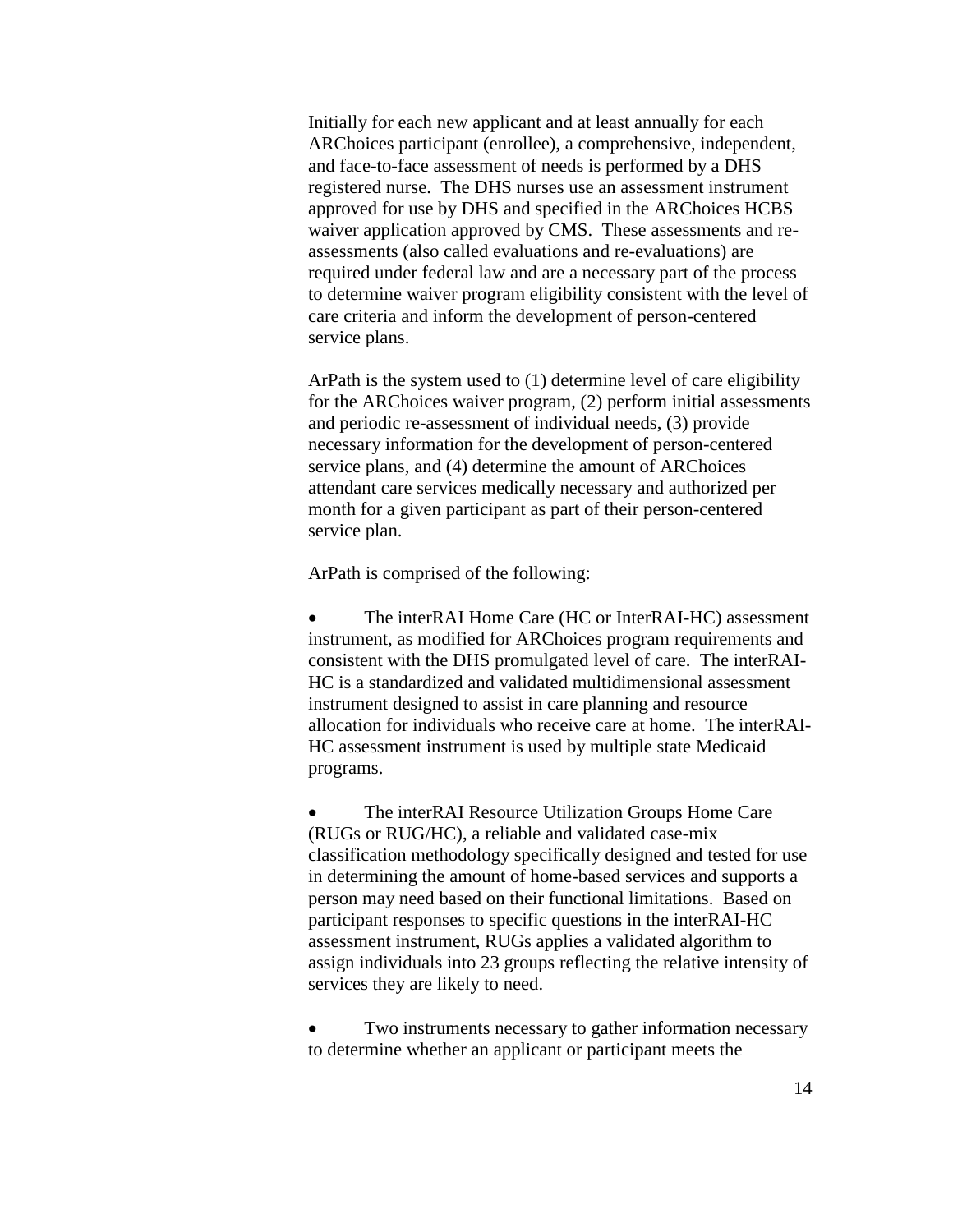Initially for each new applicant and at least annually for each ARChoices participant (enrollee), a comprehensive, independent, and face-to-face assessment of needs is performed by a DHS registered nurse. The DHS nurses use an assessment instrument approved for use by DHS and specified in the ARChoices HCBS waiver application approved by CMS. These assessments and re-assessments (also called evaluations and re-evaluations) are required under federal law and are a necessary part of the process to determine waiver program eligibility consistent with the level of care criteria and inform the development of person-centered service plans.

ArPath is the system used to (1) determine level of care eligibility for the ARChoices waiver program, (2) perform initial assessments and periodic re-assessment of individual needs, (3) provide necessary information for the development of person-centered service plans, and (4) determine the amount of ARChoices attendant care services medically necessary and authorized per month for a given participant as part of their person-centered service plan.

ArPath is comprised of the following:

- The interRAI Home Care (HC or InterRAI-HC) assessment instrument, as modified for ARChoices program requirements and consistent with the DHS promulgated level of care. The interRAI-HC is a standardized and validated multidimensional assessment instrument designed to assist in care planning and resource allocation for individuals who receive care at home. The interRAI-HC assessment instrument is used by multiple state Medicaid programs.

- The interRAI Resource Utilization Groups Home Care (RUGs or RUG/HC), a reliable and validated case-mix classification methodology specifically designed and tested for use in determining the amount of home-based services and supports a person may need based on their functional limitations. Based on participant responses to specific questions in the interRAI-HC assessment instrument, RUGs applies a validated algorithm to assign individuals into 23 groups reflecting the relative intensity of services they are likely to need.

- Two instruments necessary to gather information necessary to determine whether an applicant or participant meets the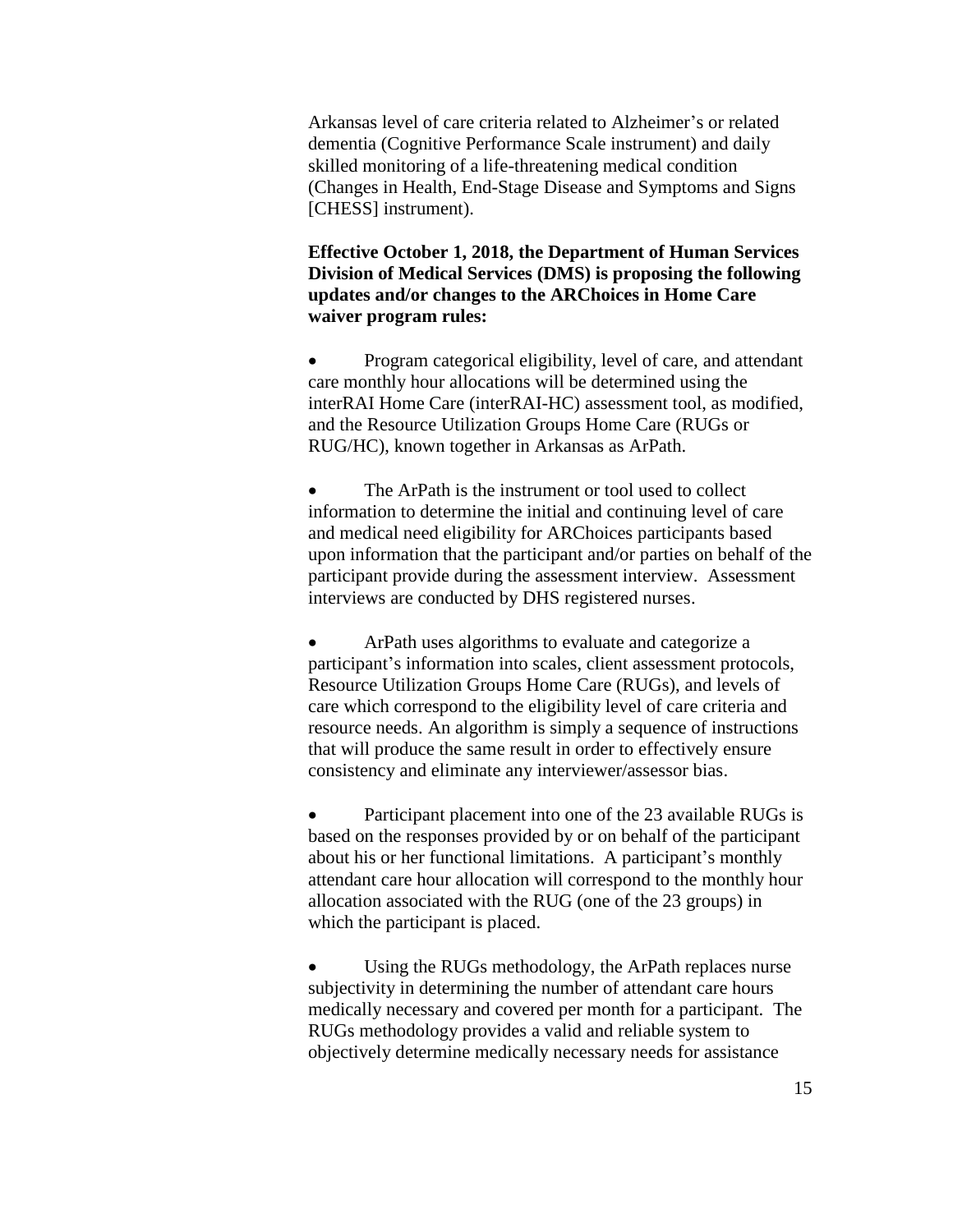Arkansas level of care criteria related to Alzheimer's or related dementia (Cognitive Performance Scale instrument) and daily skilled monitoring of a life-threatening medical condition (Changes in Health, End-Stage Disease and Symptoms and Signs [CHESS] instrument).

**Effective October 1, 2018, the Department of Human Services Division of Medical Services (DMS) is proposing the following updates and/or changes to the ARChoices in Home Care waiver program rules:**

- Program categorical eligibility, level of care, and attendant care monthly hour allocations will be determined using the interRAI Home Care (interRAI-HC) assessment tool, as modified, and the Resource Utilization Groups Home Care (RUGs or RUG/HC), known together in Arkansas as ArPath.

- The ArPath is the instrument or tool used to collect information to determine the initial and continuing level of care and medical need eligibility for ARChoices participants based upon information that the participant and/or parties on behalf of the participant provide during the assessment interview. Assessment interviews are conducted by DHS registered nurses.

- ArPath uses algorithms to evaluate and categorize a participant's information into scales, client assessment protocols, Resource Utilization Groups Home Care (RUGs), and levels of care which correspond to the eligibility level of care criteria and resource needs. An algorithm is simply a sequence of instructions that will produce the same result in order to effectively ensure consistency and eliminate any interviewer/assessor bias.

- Participant placement into one of the 23 available RUGs is based on the responses provided by or on behalf of the participant about his or her functional limitations. A participant's monthly attendant care hour allocation will correspond to the monthly hour allocation associated with the RUG (one of the 23 groups) in which the participant is placed.

- Using the RUGs methodology, the ArPath replaces nurse subjectivity in determining the number of attendant care hours medically necessary and covered per month for a participant. The RUGs methodology provides a valid and reliable system to objectively determine medically necessary needs for assistance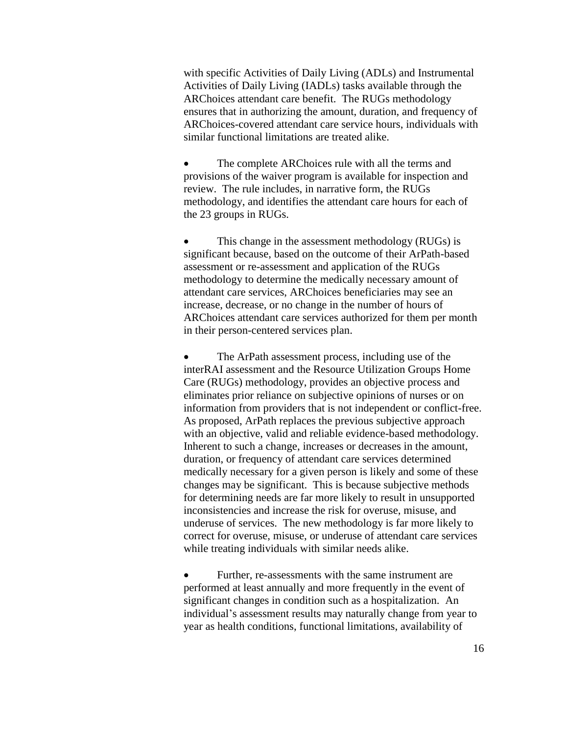with specific Activities of Daily Living (ADLs) and Instrumental Activities of Daily Living (IADLs) tasks available through the ARChoices attendant care benefit. The RUGs methodology ensures that in authorizing the amount, duration, and frequency of ARChoices-covered attendant care service hours, individuals with similar functional limitations are treated alike.

- The complete ARChoices rule with all the terms and provisions of the waiver program is available for inspection and review. The rule includes, in narrative form, the RUGs methodology, and identifies the attendant care hours for each of the 23 groups in RUGs.

- This change in the assessment methodology (RUGs) is significant because, based on the outcome of their ArPath-based assessment or re-assessment and application of the RUGs methodology to determine the medically necessary amount of attendant care services, ARChoices beneficiaries may see an increase, decrease, or no change in the number of hours of ARChoices attendant care services authorized for them per month in their person-centered services plan.

- The ArPath assessment process, including use of the interRAI assessment and the Resource Utilization Groups Home Care (RUGs) methodology, provides an objective process and eliminates prior reliance on subjective opinions of nurses or on information from providers that is not independent or conflict-free. As proposed, ArPath replaces the previous subjective approach with an objective, valid and reliable evidence-based methodology. Inherent to such a change, increases or decreases in the amount, duration, or frequency of attendant care services determined medically necessary for a given person is likely and some of these changes may be significant. This is because subjective methods for determining needs are far more likely to result in unsupported inconsistencies and increase the risk for overuse, misuse, and underuse of services. The new methodology is far more likely to correct for overuse, misuse, or underuse of attendant care services while treating individuals with similar needs alike.

- Further, re-assessments with the same instrument are performed at least annually and more frequently in the event of significant changes in condition such as a hospitalization. An individual's assessment results may naturally change from year to year as health conditions, functional limitations, availability of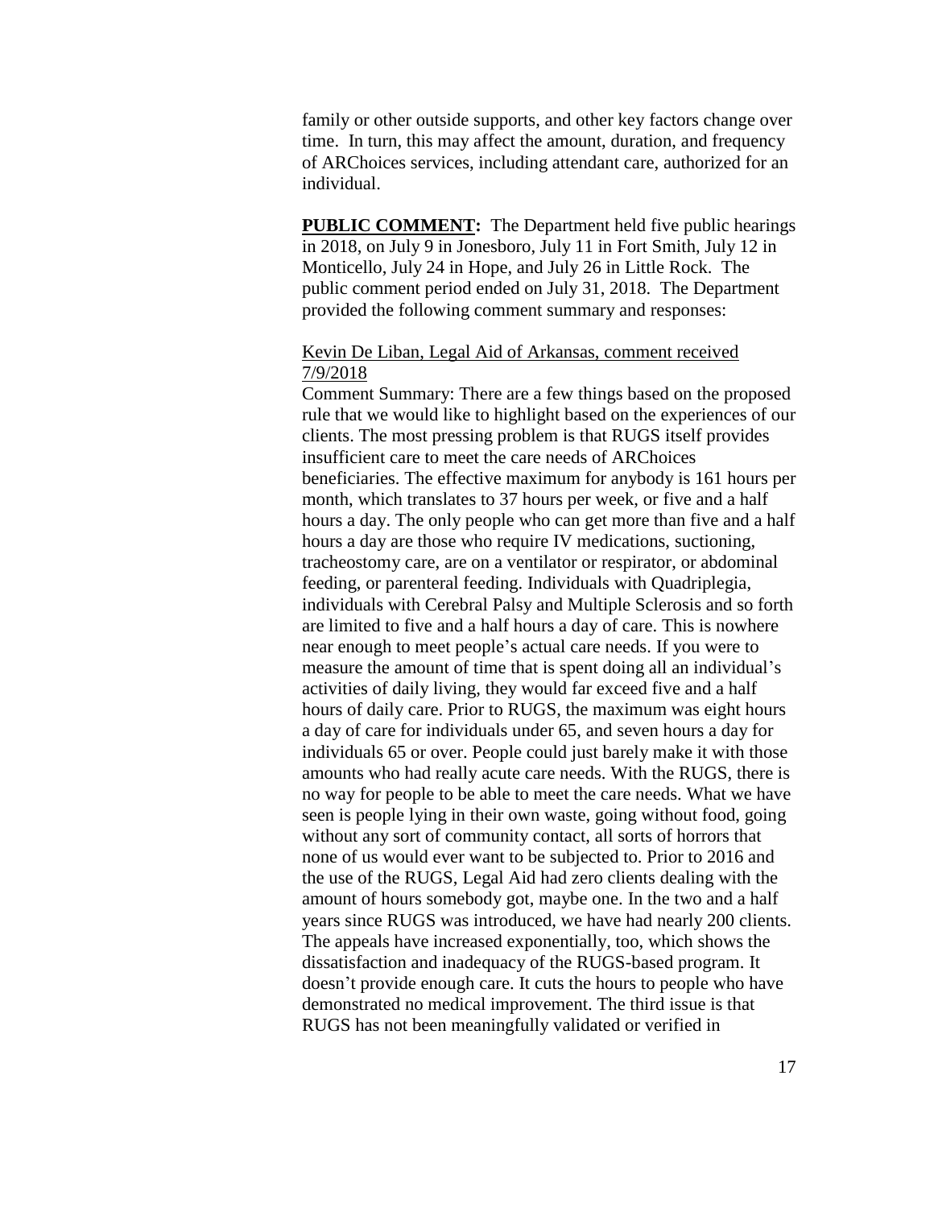family or other outside supports, and other key factors change over time. In turn, this may affect the amount, duration, and frequency of ARChoices services, including attendant care, authorized for an individual.

**PUBLIC COMMENT:** The Department held five public hearings in 2018, on July 9 in Jonesboro, July 11 in Fort Smith, July 12 in Monticello, July 24 in Hope, and July 26 in Little Rock. The public comment period ended on July 31, 2018. The Department provided the following comment summary and responses:

Kevin De Liban, Legal Aid of Arkansas, comment received 7/9/2018

Comment Summary: There are a few things based on the proposed rule that we would like to highlight based on the experiences of our clients. The most pressing problem is that RUGS itself provides insufficient care to meet the care needs of ARChoices beneficiaries. The effective maximum for anybody is 161 hours per month, which translates to 37 hours per week, or five and a half hours a day. The only people who can get more than five and a half hours a day are those who require IV medications, suctioning, tracheostomy care, are on a ventilator or respirator, or abdominal feeding, or parenteral feeding. Individuals with Quadriplegia, individuals with Cerebral Palsy and Multiple Sclerosis and so forth are limited to five and a half hours a day of care. This is nowhere near enough to meet people's actual care needs. If you were to measure the amount of time that is spent doing all an individual's activities of daily living, they would far exceed five and a half hours of daily care. Prior to RUGS, the maximum was eight hours a day of care for individuals under 65, and seven hours a day for individuals 65 or over. People could just barely make it with those amounts who had really acute care needs. With the RUGS, there is no way for people to be able to meet the care needs. What we have seen is people lying in their own waste, going without food, going without any sort of community contact, all sorts of horrors that none of us would ever want to be subjected to. Prior to 2016 and the use of the RUGS, Legal Aid had zero clients dealing with the amount of hours somebody got, maybe one. In the two and a half years since RUGS was introduced, we have had nearly 200 clients. The appeals have increased exponentially, too, which shows the dissatisfaction and inadequacy of the RUGS-based program. It doesn't provide enough care. It cuts the hours to people who have demonstrated no medical improvement. The third issue is that RUGS has not been meaningfully validated or verified in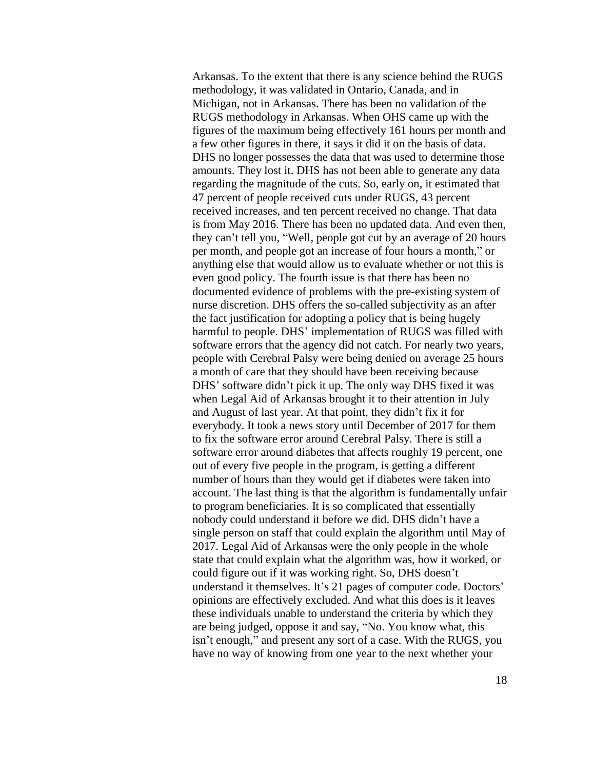Arkansas. To the extent that there is any science behind the RUGS methodology, it was validated in Ontario, Canada, and in Michigan, not in Arkansas. There has been no validation of the RUGS methodology in Arkansas. When OHS came up with the figures of the maximum being effectively 161 hours per month and a few other figures in there, it says it did it on the basis of data. DHS no longer possesses the data that was used to determine those amounts. They lost it. DHS has not been able to generate any data regarding the magnitude of the cuts. So, early on, it estimated that 47 percent of people received cuts under RUGS, 43 percent received increases, and ten percent received no change. That data is from May 2016. There has been no updated data. And even then, they can't tell you, "Well, people got cut by an average of 20 hours per month, and people got an increase of four hours a month," or anything else that would allow us to evaluate whether or not this is even good policy. The fourth issue is that there has been no documented evidence of problems with the pre-existing system of nurse discretion. DHS offers the so-called subjectivity as an after the fact justification for adopting a policy that is being hugely harmful to people. DHS' implementation of RUGS was filled with software errors that the agency did not catch. For nearly two years, people with Cerebral Palsy were being denied on average 25 hours a month of care that they should have been receiving because DHS' software didn't pick it up. The only way DHS fixed it was when Legal Aid of Arkansas brought it to their attention in July and August of last year. At that point, they didn't fix it for everybody. It took a news story until December of 2017 for them to fix the software error around Cerebral Palsy. There is still a software error around diabetes that affects roughly 19 percent, one out of every five people in the program, is getting a different number of hours than they would get if diabetes were taken into account. The last thing is that the algorithm is fundamentally unfair to program beneficiaries. It is so complicated that essentially nobody could understand it before we did. DHS didn't have a single person on staff that could explain the algorithm until May of 2017. Legal Aid of Arkansas were the only people in the whole state that could explain what the algorithm was, how it worked, or could figure out if it was working right. So, DHS doesn't understand it themselves. It's 21 pages of computer code. Doctors' opinions are effectively excluded. And what this does is it leaves these individuals unable to understand the criteria by which they are being judged, oppose it and say, "No. You know what, this isn't enough," and present any sort of a case. With the RUGS, you have no way of knowing from one year to the next whether your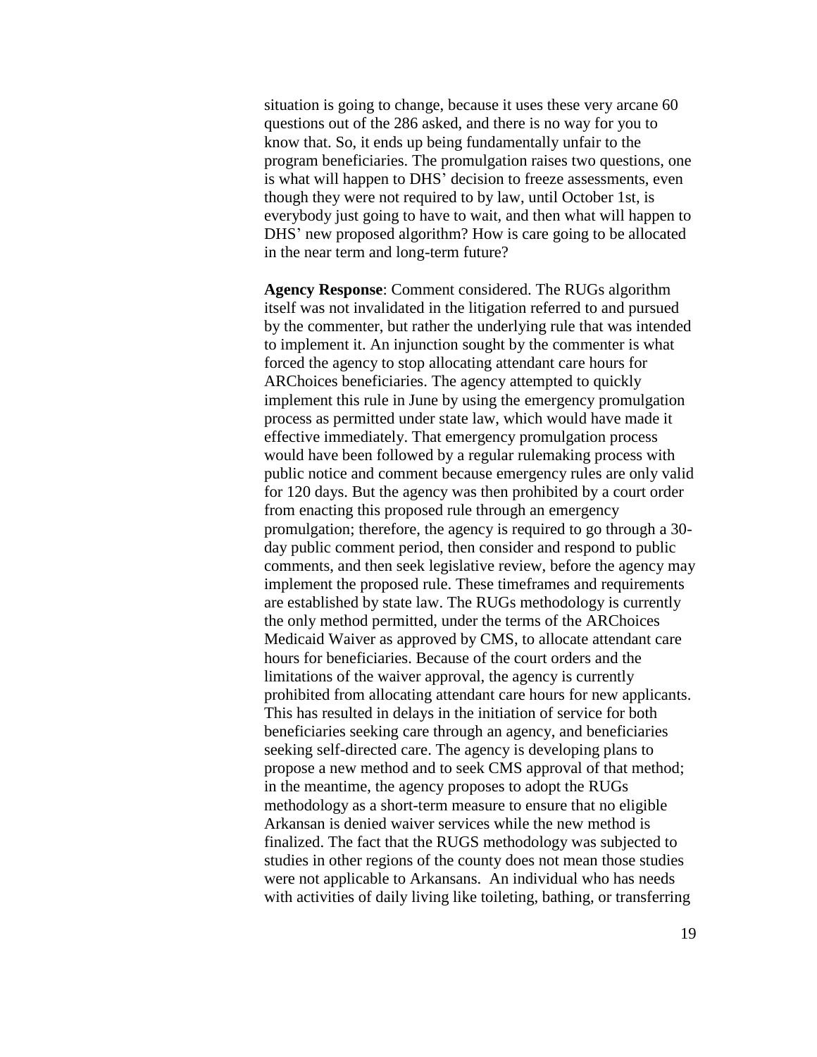situation is going to change, because it uses these very arcane 60 questions out of the 286 asked, and there is no way for you to know that. So, it ends up being fundamentally unfair to the program beneficiaries. The promulgation raises two questions, one is what will happen to DHS' decision to freeze assessments, even though they were not required to by law, until October 1st, is everybody just going to have to wait, and then what will happen to DHS' new proposed algorithm? How is care going to be allocated in the near term and long-term future?

**Agency Response**: Comment considered. The RUGs algorithm itself was not invalidated in the litigation referred to and pursued by the commenter, but rather the underlying rule that was intended to implement it. An injunction sought by the commenter is what forced the agency to stop allocating attendant care hours for ARChoices beneficiaries. The agency attempted to quickly implement this rule in June by using the emergency promulgation process as permitted under state law, which would have made it effective immediately. That emergency promulgation process would have been followed by a regular rulemaking process with public notice and comment because emergency rules are only valid for 120 days. But the agency was then prohibited by a court order from enacting this proposed rule through an emergency promulgation; therefore, the agency is required to go through a 30-day public comment period, then consider and respond to public comments, and then seek legislative review, before the agency may implement the proposed rule. These timeframes and requirements are established by state law. The RUGs methodology is currently the only method permitted, under the terms of the ARChoices Medicaid Waiver as approved by CMS, to allocate attendant care hours for beneficiaries. Because of the court orders and the limitations of the waiver approval, the agency is currently prohibited from allocating attendant care hours for new applicants. This has resulted in delays in the initiation of service for both beneficiaries seeking care through an agency, and beneficiaries seeking self-directed care. The agency is developing plans to propose a new method and to seek CMS approval of that method; in the meantime, the agency proposes to adopt the RUGs methodology as a short-term measure to ensure that no eligible Arkansan is denied waiver services while the new method is finalized. The fact that the RUGS methodology was subjected to studies in other regions of the county does not mean those studies were not applicable to Arkansans. An individual who has needs with activities of daily living like toileting, bathing, or transferring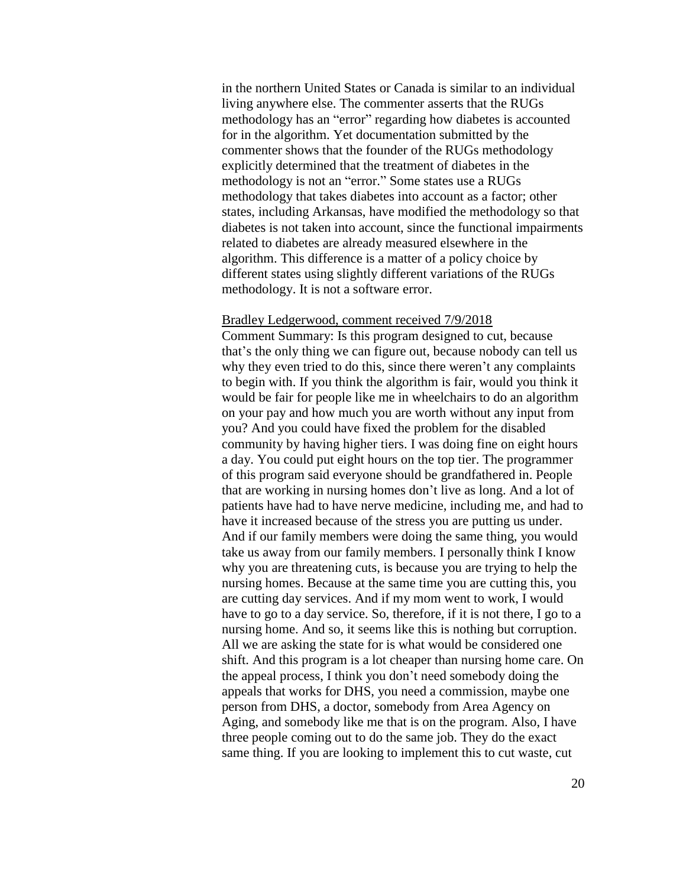in the northern United States or Canada is similar to an individual living anywhere else. The commenter asserts that the RUGs methodology has an "error" regarding how diabetes is accounted for in the algorithm. Yet documentation submitted by the commenter shows that the founder of the RUGs methodology explicitly determined that the treatment of diabetes in the methodology is not an "error." Some states use a RUGs methodology that takes diabetes into account as a factor; other states, including Arkansas, have modified the methodology so that diabetes is not taken into account, since the functional impairments related to diabetes are already measured elsewhere in the algorithm. This difference is a matter of a policy choice by different states using slightly different variations of the RUGs methodology. It is not a software error.

Bradley Ledgerwood, comment received 7/9/2018

Comment Summary: Is this program designed to cut, because that's the only thing we can figure out, because nobody can tell us why they even tried to do this, since there weren't any complaints to begin with. If you think the algorithm is fair, would you think it would be fair for people like me in wheelchairs to do an algorithm on your pay and how much you are worth without any input from you? And you could have fixed the problem for the disabled community by having higher tiers. I was doing fine on eight hours a day. You could put eight hours on the top tier. The programmer of this program said everyone should be grandfathered in. People that are working in nursing homes don't live as long. And a lot of patients have had to have nerve medicine, including me, and had to have it increased because of the stress you are putting us under. And if our family members were doing the same thing, you would take us away from our family members. I personally think I know why you are threatening cuts, is because you are trying to help the nursing homes. Because at the same time you are cutting this, you are cutting day services. And if my mom went to work, I would have to go to a day service. So, therefore, if it is not there, I go to a nursing home. And so, it seems like this is nothing but corruption. All we are asking the state for is what would be considered one shift. And this program is a lot cheaper than nursing home care. On the appeal process, I think you don't need somebody doing the appeals that works for DHS, you need a commission, maybe one person from DHS, a doctor, somebody from Area Agency on Aging, and somebody like me that is on the program. Also, I have three people coming out to do the same job. They do the exact same thing. If you are looking to implement this to cut waste, cut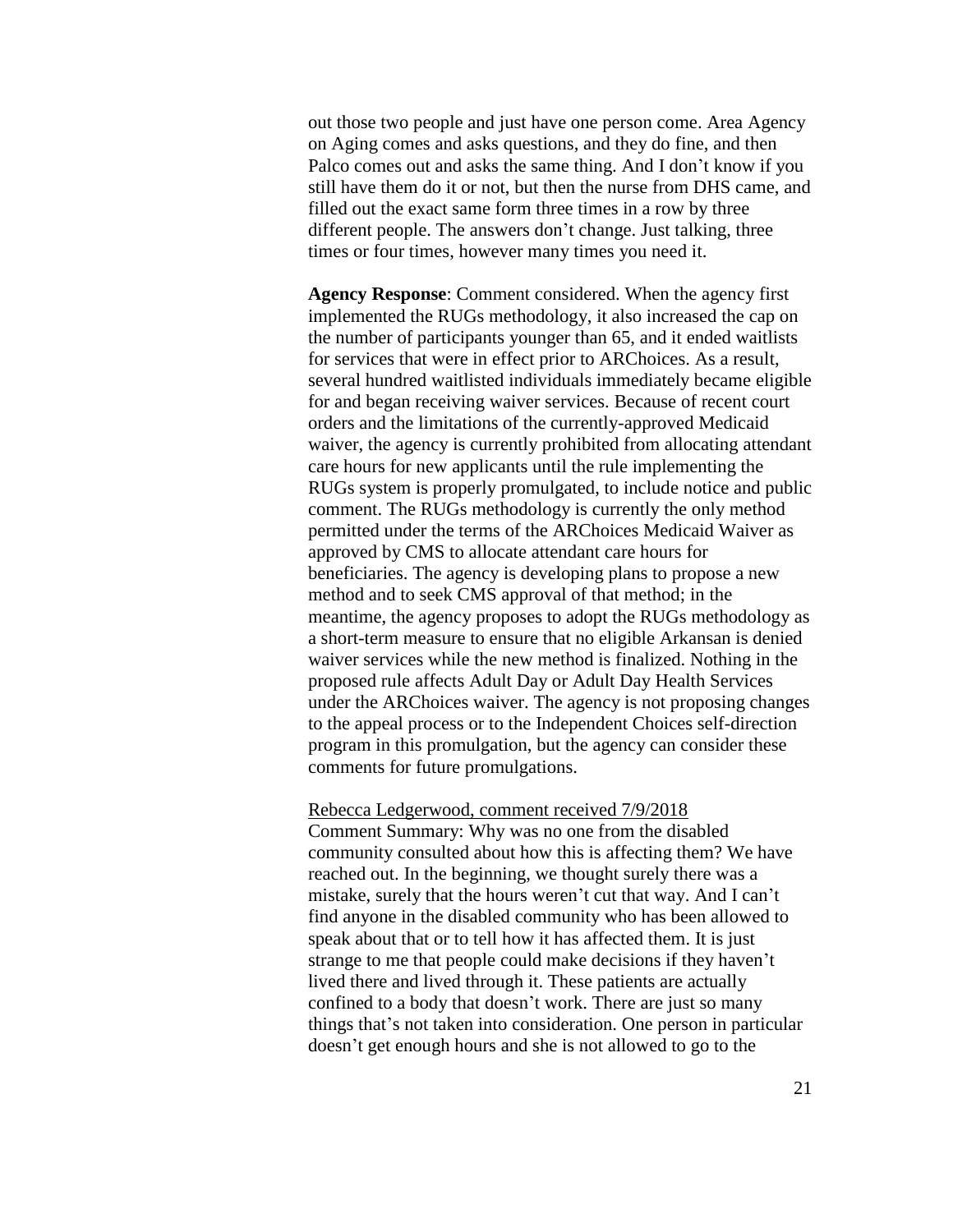out those two people and just have one person come. Area Agency on Aging comes and asks questions, and they do fine, and then Palco comes out and asks the same thing. And I don't know if you still have them do it or not, but then the nurse from DHS came, and filled out the exact same form three times in a row by three different people. The answers don't change. Just talking, three times or four times, however many times you need it.

**Agency Response**: Comment considered. When the agency first implemented the RUGs methodology, it also increased the cap on the number of participants younger than 65, and it ended waitlists for services that were in effect prior to ARChoices. As a result, several hundred waitlisted individuals immediately became eligible for and began receiving waiver services. Because of recent court orders and the limitations of the currently-approved Medicaid waiver, the agency is currently prohibited from allocating attendant care hours for new applicants until the rule implementing the RUGs system is properly promulgated, to include notice and public comment. The RUGs methodology is currently the only method permitted under the terms of the ARChoices Medicaid Waiver as approved by CMS to allocate attendant care hours for beneficiaries. The agency is developing plans to propose a new method and to seek CMS approval of that method; in the meantime, the agency proposes to adopt the RUGs methodology as a short-term measure to ensure that no eligible Arkansan is denied waiver services while the new method is finalized. Nothing in the proposed rule affects Adult Day or Adult Day Health Services under the ARChoices waiver. The agency is not proposing changes to the appeal process or to the Independent Choices self-direction program in this promulgation, but the agency can consider these comments for future promulgations.

Rebecca Ledgerwood, comment received 7/9/2018

Comment Summary: Why was no one from the disabled community consulted about how this is affecting them? We have reached out. In the beginning, we thought surely there was a mistake, surely that the hours weren't cut that way. And I can't find anyone in the disabled community who has been allowed to speak about that or to tell how it has affected them. It is just strange to me that people could make decisions if they haven't lived there and lived through it. These patients are actually confined to a body that doesn't work. There are just so many things that's not taken into consideration. One person in particular doesn't get enough hours and she is not allowed to go to the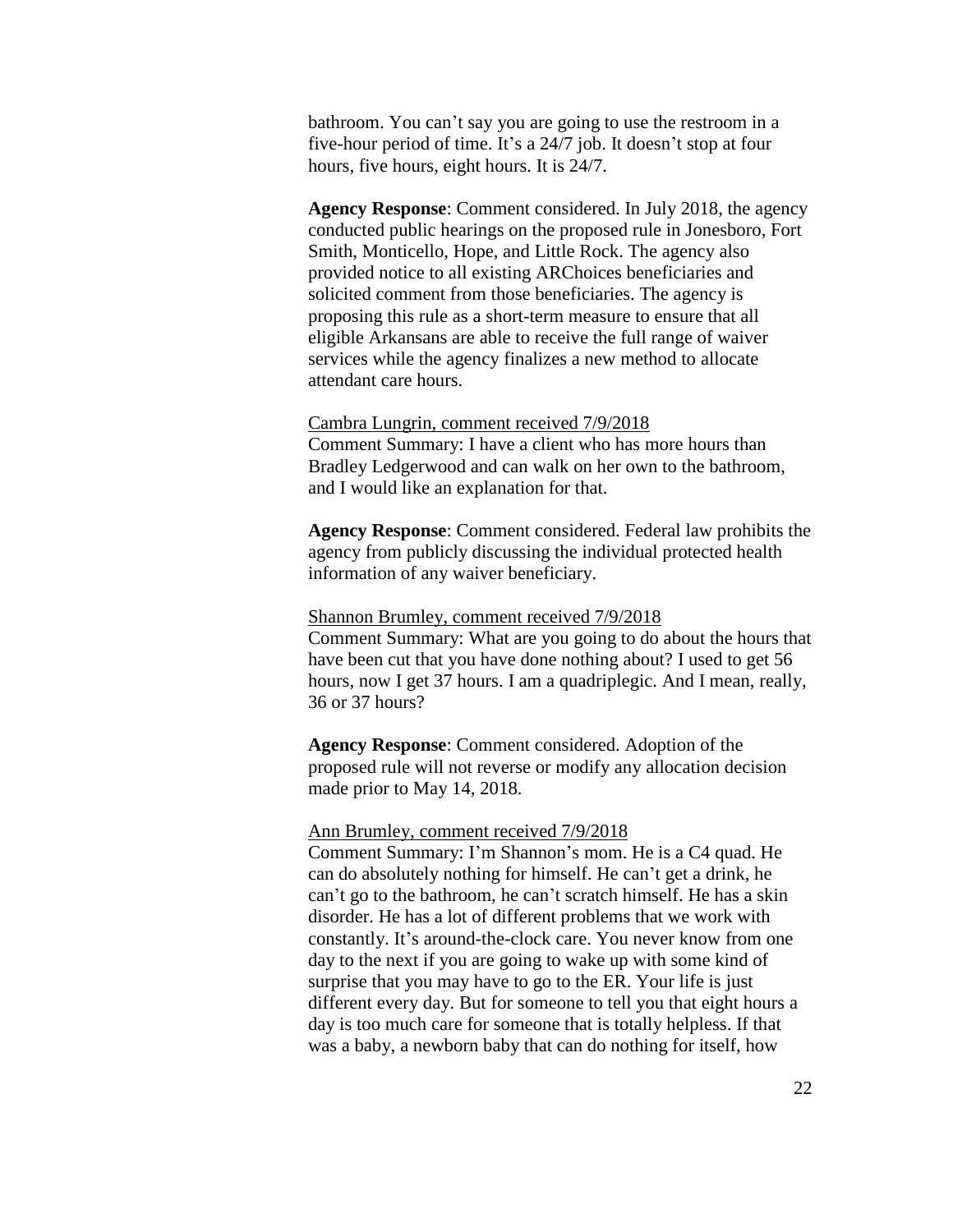bathroom. You can't say you are going to use the restroom in a five-hour period of time. It's a 24/7 job. It doesn't stop at four hours, five hours, eight hours. It is 24/7.

**Agency Response**: Comment considered. In July 2018, the agency conducted public hearings on the proposed rule in Jonesboro, Fort Smith, Monticello, Hope, and Little Rock. The agency also provided notice to all existing ARChoices beneficiaries and solicited comment from those beneficiaries. The agency is proposing this rule as a short-term measure to ensure that all eligible Arkansans are able to receive the full range of waiver services while the agency finalizes a new method to allocate attendant care hours.

<u>Cambra Lungrin, comment received 7/9/2018</u>
Comment Summary: I have a client who has more hours than Bradley Ledgerwood and can walk on her own to the bathroom, and I would like an explanation for that.

**Agency Response**: Comment considered. Federal law prohibits the agency from publicly discussing the individual protected health information of any waiver beneficiary.

<u>Shannon Brumley, comment received 7/9/2018</u>
Comment Summary: What are you going to do about the hours that have been cut that you have done nothing about? I used to get 56 hours, now I get 37 hours. I am a quadriplegic. And I mean, really, 36 or 37 hours?

**Agency Response**: Comment considered. Adoption of the proposed rule will not reverse or modify any allocation decision made prior to May 14, 2018.

<u>Ann Brumley, comment received 7/9/2018</u>
Comment Summary: I'm Shannon's mom. He is a C4 quad. He can do absolutely nothing for himself. He can't get a drink, he can't go to the bathroom, he can't scratch himself. He has a skin disorder. He has a lot of different problems that we work with constantly. It's around-the-clock care. You never know from one day to the next if you are going to wake up with some kind of surprise that you may have to go to the ER. Your life is just different every day. But for someone to tell you that eight hours a day is too much care for someone that is totally helpless. If that was a baby, a newborn baby that can do nothing for itself, how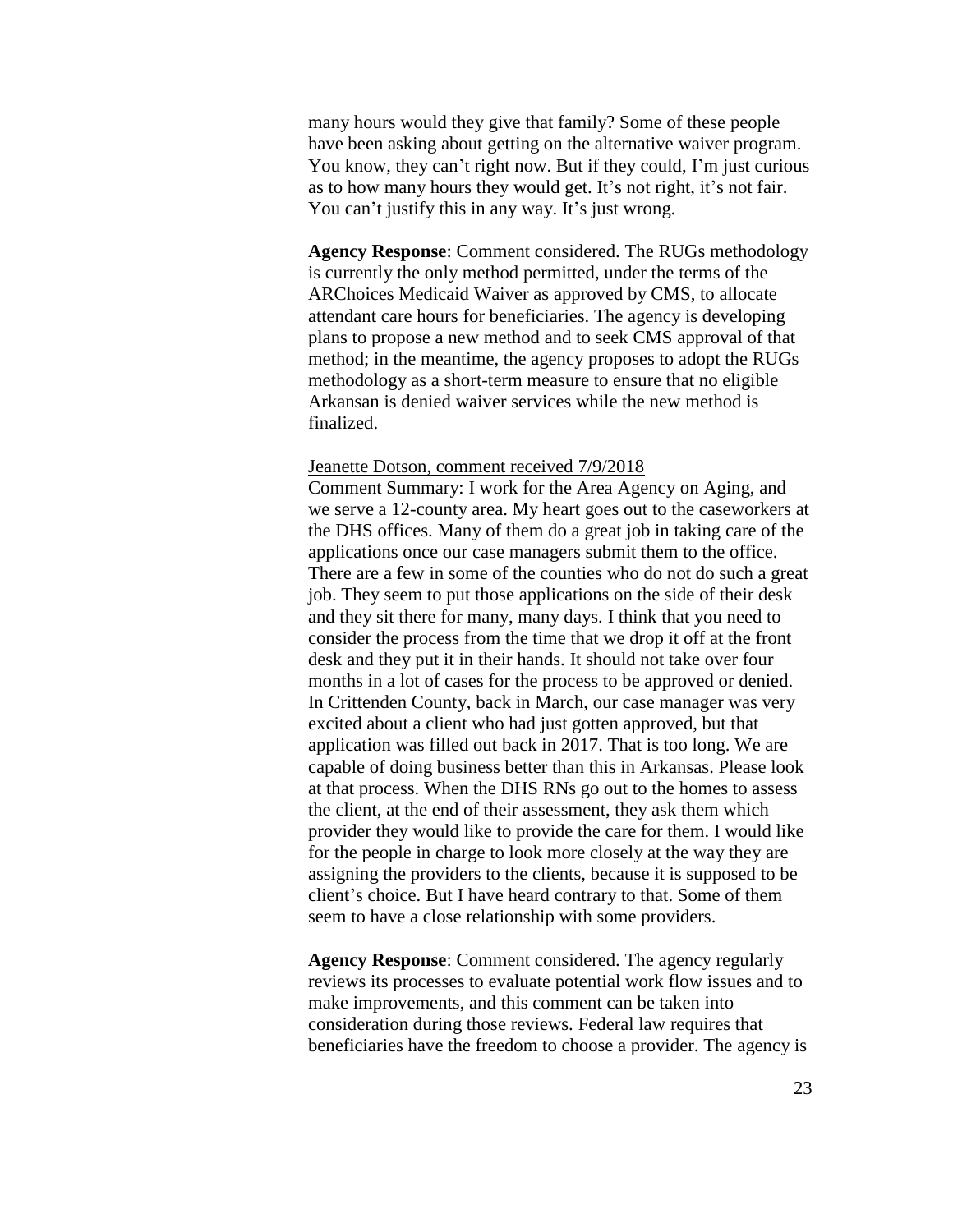many hours would they give that family? Some of these people have been asking about getting on the alternative waiver program. You know, they can't right now. But if they could, I'm just curious as to how many hours they would get. It's not right, it's not fair. You can't justify this in any way. It's just wrong.

**Agency Response**: Comment considered. The RUGs methodology is currently the only method permitted, under the terms of the ARChoices Medicaid Waiver as approved by CMS, to allocate attendant care hours for beneficiaries. The agency is developing plans to propose a new method and to seek CMS approval of that method; in the meantime, the agency proposes to adopt the RUGs methodology as a short-term measure to ensure that no eligible Arkansan is denied waiver services while the new method is finalized.

<u>Jeanette Dotson, comment received 7/9/2018</u>

Comment Summary: I work for the Area Agency on Aging, and we serve a 12-county area. My heart goes out to the caseworkers at the DHS offices. Many of them do a great job in taking care of the applications once our case managers submit them to the office. There are a few in some of the counties who do not do such a great job. They seem to put those applications on the side of their desk and they sit there for many, many days. I think that you need to consider the process from the time that we drop it off at the front desk and they put it in their hands. It should not take over four months in a lot of cases for the process to be approved or denied. In Crittenden County, back in March, our case manager was very excited about a client who had just gotten approved, but that application was filled out back in 2017. That is too long. We are capable of doing business better than this in Arkansas. Please look at that process. When the DHS RNs go out to the homes to assess the client, at the end of their assessment, they ask them which provider they would like to provide the care for them. I would like for the people in charge to look more closely at the way they are assigning the providers to the clients, because it is supposed to be client's choice. But I have heard contrary to that. Some of them seem to have a close relationship with some providers.

**Agency Response**: Comment considered. The agency regularly reviews its processes to evaluate potential work flow issues and to make improvements, and this comment can be taken into consideration during those reviews. Federal law requires that beneficiaries have the freedom to choose a provider. The agency is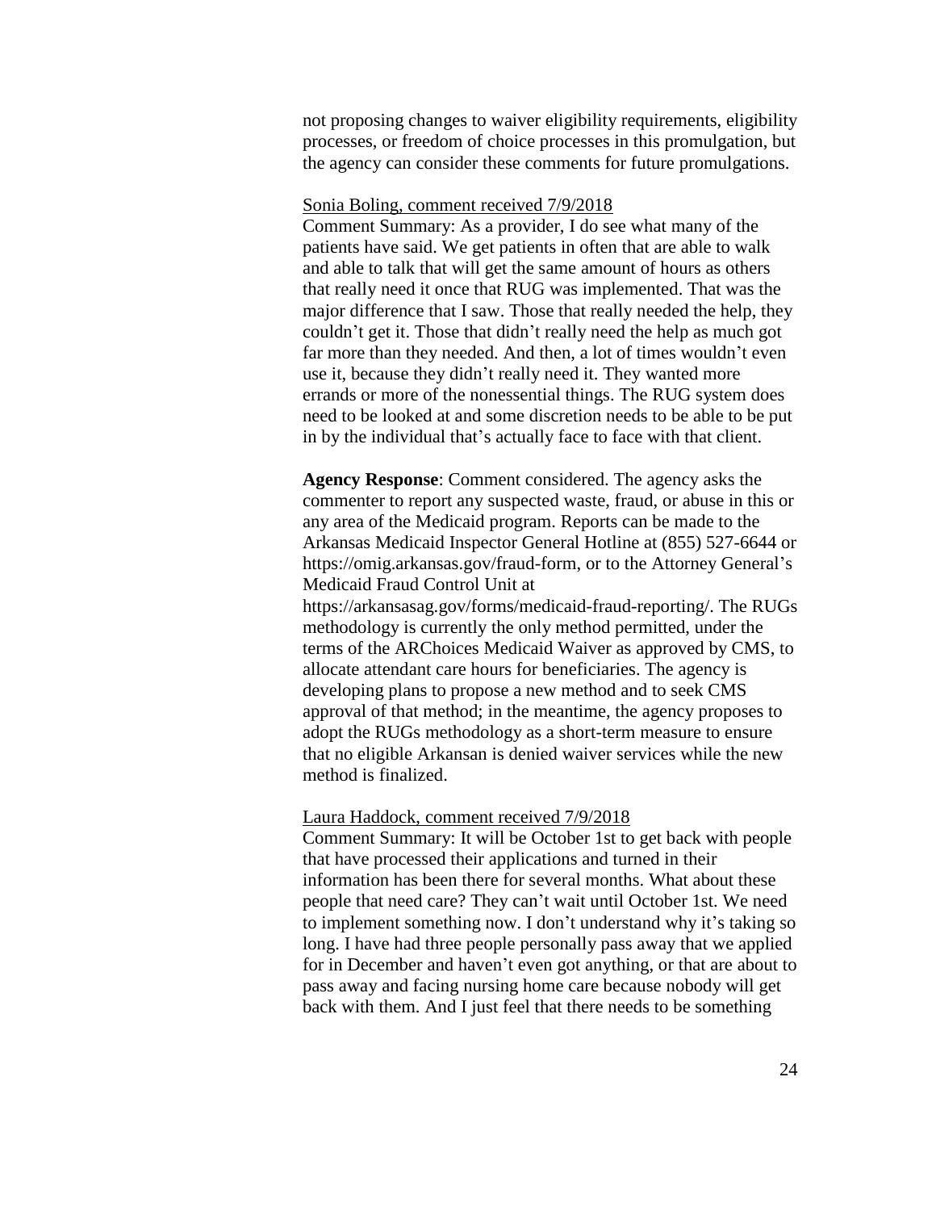not proposing changes to waiver eligibility requirements, eligibility processes, or freedom of choice processes in this promulgation, but the agency can consider these comments for future promulgations.

<u>Sonia Boling, comment received 7/9/2018</u>
Comment Summary: As a provider, I do see what many of the patients have said. We get patients in often that are able to walk and able to talk that will get the same amount of hours as others that really need it once that RUG was implemented. That was the major difference that I saw. Those that really needed the help, they couldn't get it. Those that didn't really need the help as much got far more than they needed. And then, a lot of times wouldn't even use it, because they didn't really need it. They wanted more errands or more of the nonessential things. The RUG system does need to be looked at and some discretion needs to be able to be put in by the individual that's actually face to face with that client.

**Agency Response**: Comment considered. The agency asks the commenter to report any suspected waste, fraud, or abuse in this or any area of the Medicaid program. Reports can be made to the Arkansas Medicaid Inspector General Hotline at (855) 527-6644 or https://omig.arkansas.gov/fraud-form, or to the Attorney General's Medicaid Fraud Control Unit at https://arkansasag.gov/forms/medicaid-fraud-reporting/. The RUGs methodology is currently the only method permitted, under the terms of the ARChoices Medicaid Waiver as approved by CMS, to allocate attendant care hours for beneficiaries. The agency is developing plans to propose a new method and to seek CMS approval of that method; in the meantime, the agency proposes to adopt the RUGs methodology as a short-term measure to ensure that no eligible Arkansan is denied waiver services while the new method is finalized.

<u>Laura Haddock, comment received 7/9/2018</u>
Comment Summary: It will be October 1st to get back with people that have processed their applications and turned in their information has been there for several months. What about these people that need care? They can't wait until October 1st. We need to implement something now. I don't understand why it's taking so long. I have had three people personally pass away that we applied for in December and haven't even got anything, or that are about to pass away and facing nursing home care because nobody will get back with them. And I just feel that there needs to be something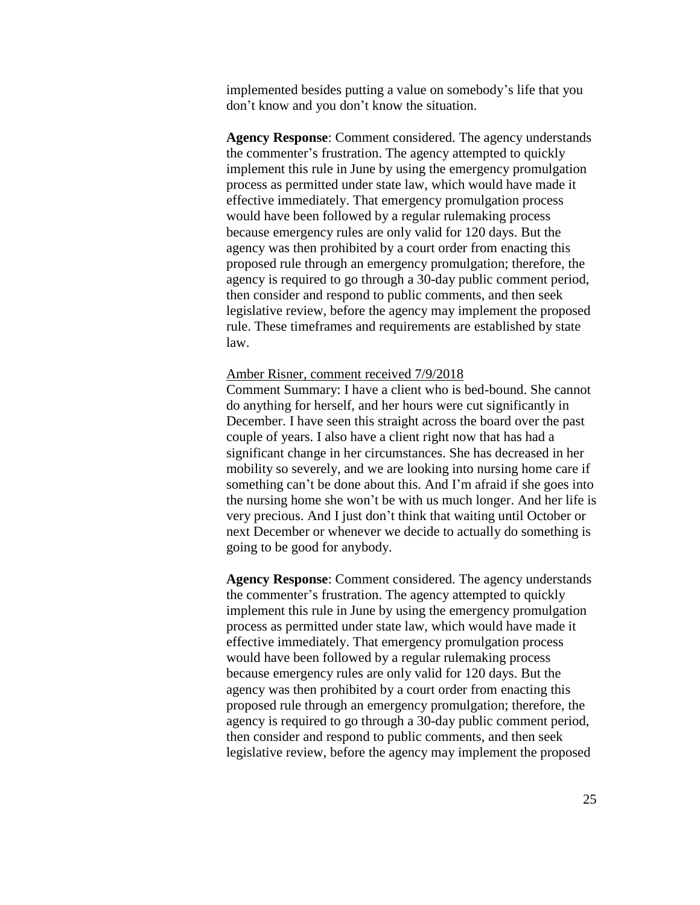implemented besides putting a value on somebody's life that you don't know and you don't know the situation.

**Agency Response**: Comment considered. The agency understands the commenter's frustration. The agency attempted to quickly implement this rule in June by using the emergency promulgation process as permitted under state law, which would have made it effective immediately. That emergency promulgation process would have been followed by a regular rulemaking process because emergency rules are only valid for 120 days. But the agency was then prohibited by a court order from enacting this proposed rule through an emergency promulgation; therefore, the agency is required to go through a 30-day public comment period, then consider and respond to public comments, and then seek legislative review, before the agency may implement the proposed rule. These timeframes and requirements are established by state law.

<u>Amber Risner, comment received 7/9/2018</u>

Comment Summary: I have a client who is bed-bound. She cannot do anything for herself, and her hours were cut significantly in December. I have seen this straight across the board over the past couple of years. I also have a client right now that has had a significant change in her circumstances. She has decreased in her mobility so severely, and we are looking into nursing home care if something can't be done about this. And I'm afraid if she goes into the nursing home she won't be with us much longer. And her life is very precious. And I just don't think that waiting until October or next December or whenever we decide to actually do something is going to be good for anybody.

**Agency Response**: Comment considered. The agency understands the commenter's frustration. The agency attempted to quickly implement this rule in June by using the emergency promulgation process as permitted under state law, which would have made it effective immediately. That emergency promulgation process would have been followed by a regular rulemaking process because emergency rules are only valid for 120 days. But the agency was then prohibited by a court order from enacting this proposed rule through an emergency promulgation; therefore, the agency is required to go through a 30-day public comment period, then consider and respond to public comments, and then seek legislative review, before the agency may implement the proposed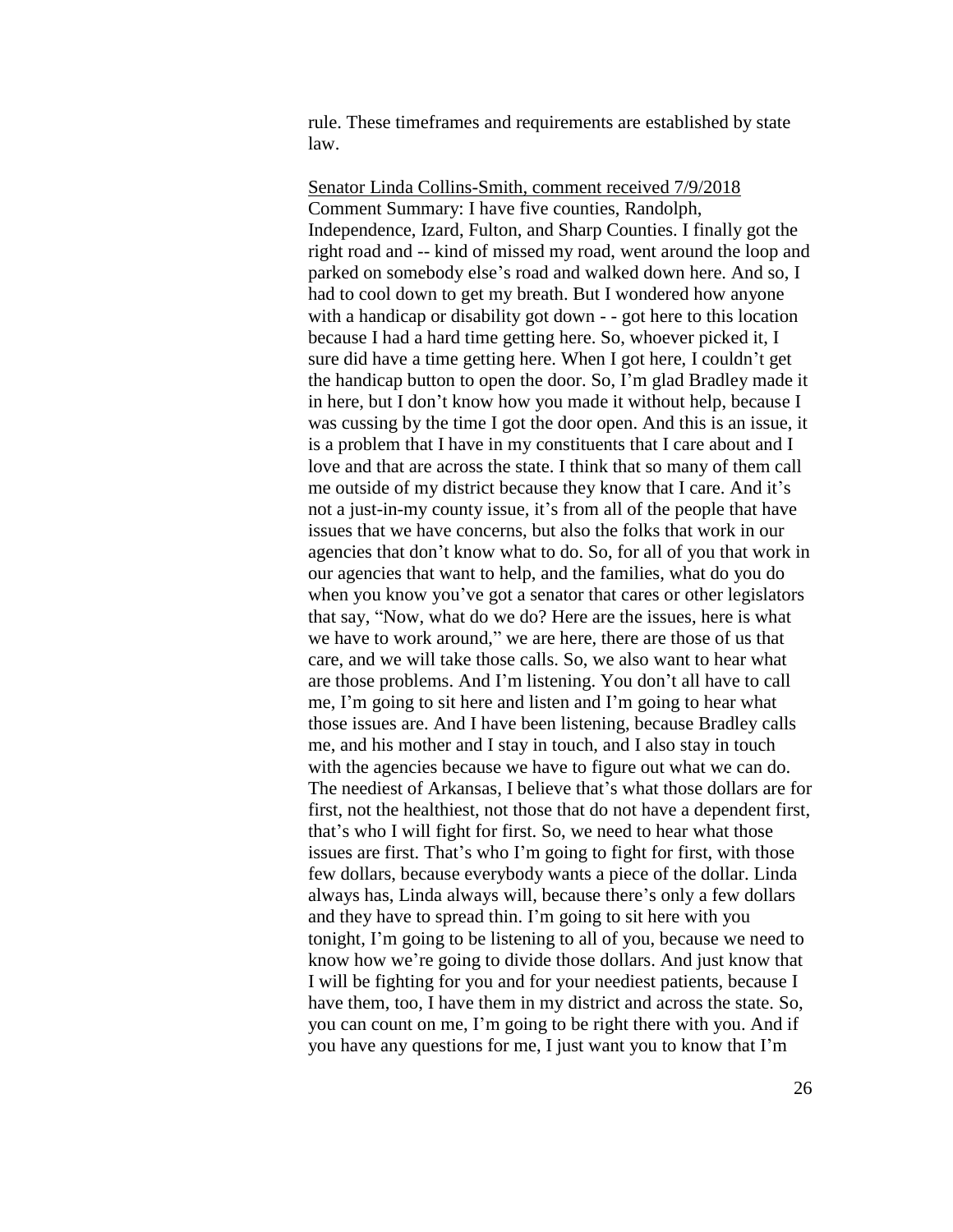rule. These timeframes and requirements are established by state law.

Senator Linda Collins-Smith, comment received 7/9/2018

Comment Summary: I have five counties, Randolph, Independence, Izard, Fulton, and Sharp Counties. I finally got the right road and -- kind of missed my road, went around the loop and parked on somebody else's road and walked down here. And so, I had to cool down to get my breath. But I wondered how anyone with a handicap or disability got down - - got here to this location because I had a hard time getting here. So, whoever picked it, I sure did have a time getting here. When I got here, I couldn't get the handicap button to open the door. So, I'm glad Bradley made it in here, but I don't know how you made it without help, because I was cussing by the time I got the door open. And this is an issue, it is a problem that I have in my constituents that I care about and I love and that are across the state. I think that so many of them call me outside of my district because they know that I care. And it's not a just-in-my county issue, it's from all of the people that have issues that we have concerns, but also the folks that work in our agencies that don't know what to do. So, for all of you that work in our agencies that want to help, and the families, what do you do when you know you've got a senator that cares or other legislators that say, "Now, what do we do? Here are the issues, here is what we have to work around," we are here, there are those of us that care, and we will take those calls. So, we also want to hear what are those problems. And I'm listening. You don't all have to call me, I'm going to sit here and listen and I'm going to hear what those issues are. And I have been listening, because Bradley calls me, and his mother and I stay in touch, and I also stay in touch with the agencies because we have to figure out what we can do. The neediest of Arkansas, I believe that's what those dollars are for first, not the healthiest, not those that do not have a dependent first, that's who I will fight for first. So, we need to hear what those issues are first. That's who I'm going to fight for first, with those few dollars, because everybody wants a piece of the dollar. Linda always has, Linda always will, because there's only a few dollars and they have to spread thin. I'm going to sit here with you tonight, I'm going to be listening to all of you, because we need to know how we're going to divide those dollars. And just know that I will be fighting for you and for your neediest patients, because I have them, too, I have them in my district and across the state. So, you can count on me, I'm going to be right there with you. And if you have any questions for me, I just want you to know that I'm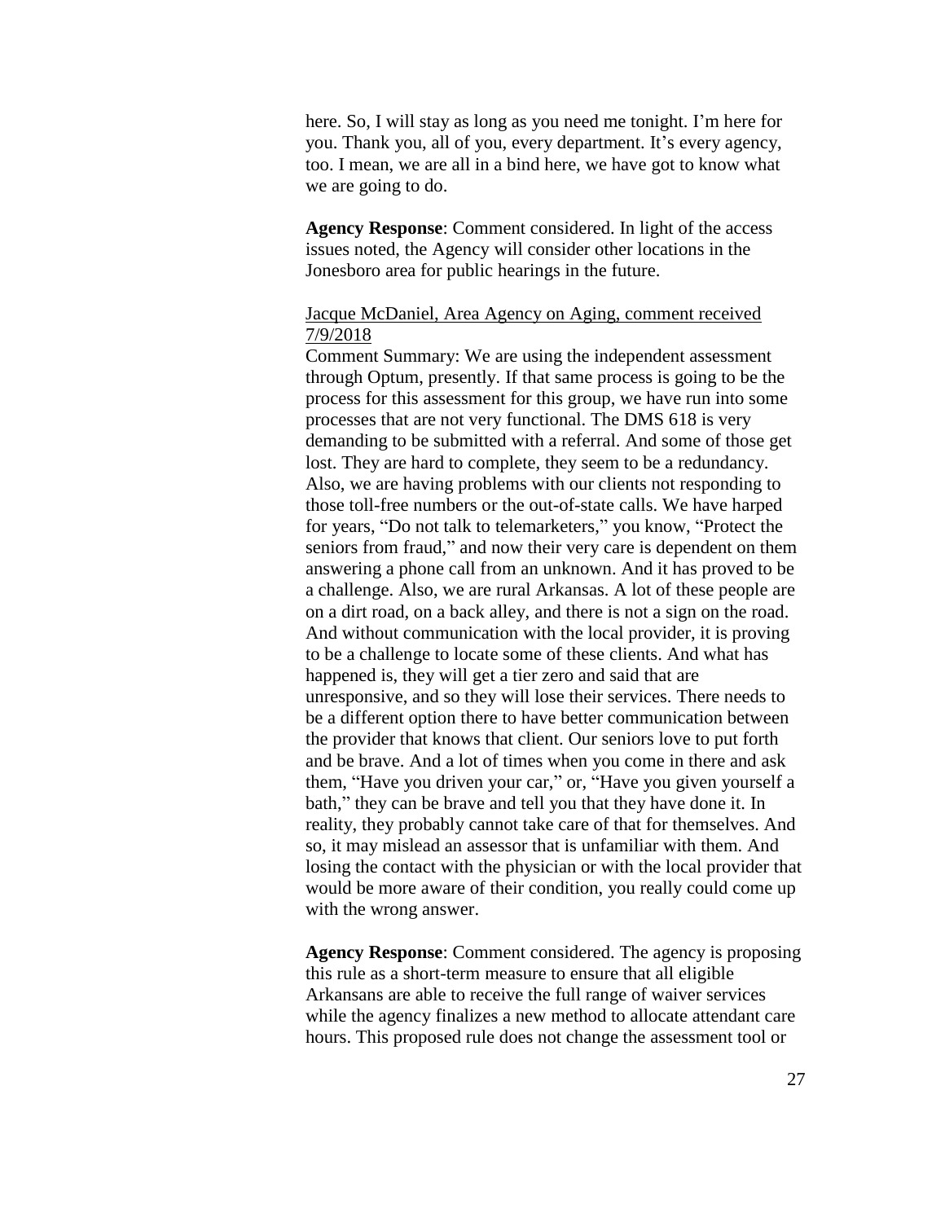here. So, I will stay as long as you need me tonight. I'm here for you. Thank you, all of you, every department. It's every agency, too. I mean, we are all in a bind here, we have got to know what we are going to do.

**Agency Response**: Comment considered. In light of the access issues noted, the Agency will consider other locations in the Jonesboro area for public hearings in the future.

Jacque McDaniel, Area Agency on Aging, comment received 7/9/2018

Comment Summary: We are using the independent assessment through Optum, presently. If that same process is going to be the process for this assessment for this group, we have run into some processes that are not very functional. The DMS 618 is very demanding to be submitted with a referral. And some of those get lost. They are hard to complete, they seem to be a redundancy. Also, we are having problems with our clients not responding to those toll-free numbers or the out-of-state calls. We have harped for years, "Do not talk to telemarketers," you know, "Protect the seniors from fraud," and now their very care is dependent on them answering a phone call from an unknown. And it has proved to be a challenge. Also, we are rural Arkansas. A lot of these people are on a dirt road, on a back alley, and there is not a sign on the road. And without communication with the local provider, it is proving to be a challenge to locate some of these clients. And what has happened is, they will get a tier zero and said that are unresponsive, and so they will lose their services. There needs to be a different option there to have better communication between the provider that knows that client. Our seniors love to put forth and be brave. And a lot of times when you come in there and ask them, "Have you driven your car," or, "Have you given yourself a bath," they can be brave and tell you that they have done it. In reality, they probably cannot take care of that for themselves. And so, it may mislead an assessor that is unfamiliar with them. And losing the contact with the physician or with the local provider that would be more aware of their condition, you really could come up with the wrong answer.

**Agency Response**: Comment considered. The agency is proposing this rule as a short-term measure to ensure that all eligible Arkansans are able to receive the full range of waiver services while the agency finalizes a new method to allocate attendant care hours. This proposed rule does not change the assessment tool or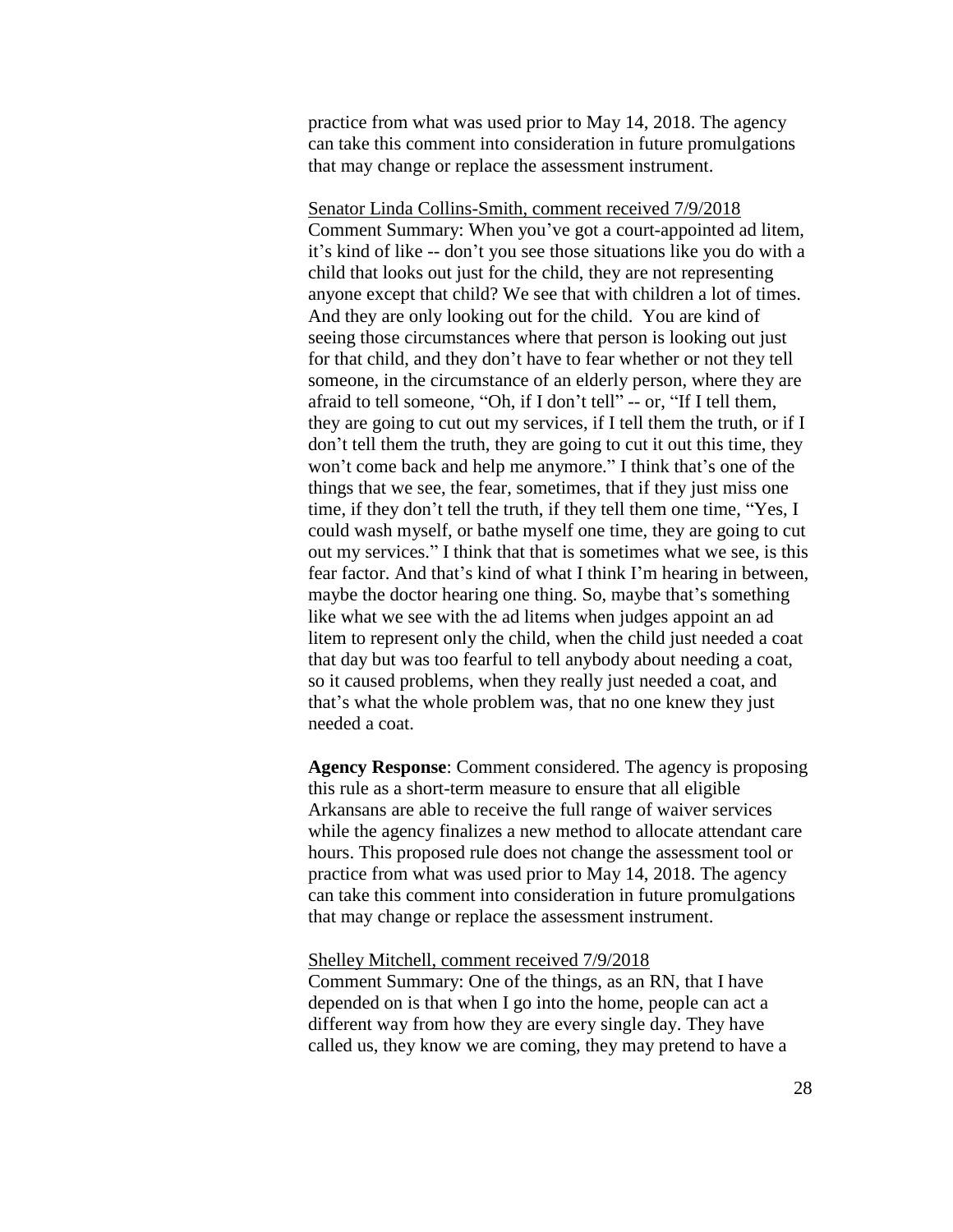practice from what was used prior to May 14, 2018. The agency can take this comment into consideration in future promulgations that may change or replace the assessment instrument.

<u>Senator Linda Collins-Smith, comment received 7/9/2018</u>
Comment Summary: When you've got a court-appointed ad litem, it's kind of like -- don't you see those situations like you do with a child that looks out just for the child, they are not representing anyone except that child? We see that with children a lot of times. And they are only looking out for the child. You are kind of seeing those circumstances where that person is looking out just for that child, and they don't have to fear whether or not they tell someone, in the circumstance of an elderly person, where they are afraid to tell someone, "Oh, if I don't tell" -- or, "If I tell them, they are going to cut out my services, if I tell them the truth, or if I don't tell them the truth, they are going to cut it out this time, they won't come back and help me anymore." I think that's one of the things that we see, the fear, sometimes, that if they just miss one time, if they don't tell the truth, if they tell them one time, "Yes, I could wash myself, or bathe myself one time, they are going to cut out my services." I think that that is sometimes what we see, is this fear factor. And that's kind of what I think I'm hearing in between, maybe the doctor hearing one thing. So, maybe that's something like what we see with the ad litems when judges appoint an ad litem to represent only the child, when the child just needed a coat that day but was too fearful to tell anybody about needing a coat, so it caused problems, when they really just needed a coat, and that's what the whole problem was, that no one knew they just needed a coat.

**Agency Response**: Comment considered. The agency is proposing this rule as a short-term measure to ensure that all eligible Arkansans are able to receive the full range of waiver services while the agency finalizes a new method to allocate attendant care hours. This proposed rule does not change the assessment tool or practice from what was used prior to May 14, 2018. The agency can take this comment into consideration in future promulgations that may change or replace the assessment instrument.

<u>Shelley Mitchell, comment received 7/9/2018</u>
Comment Summary: One of the things, as an RN, that I have depended on is that when I go into the home, people can act a different way from how they are every single day. They have called us, they know we are coming, they may pretend to have a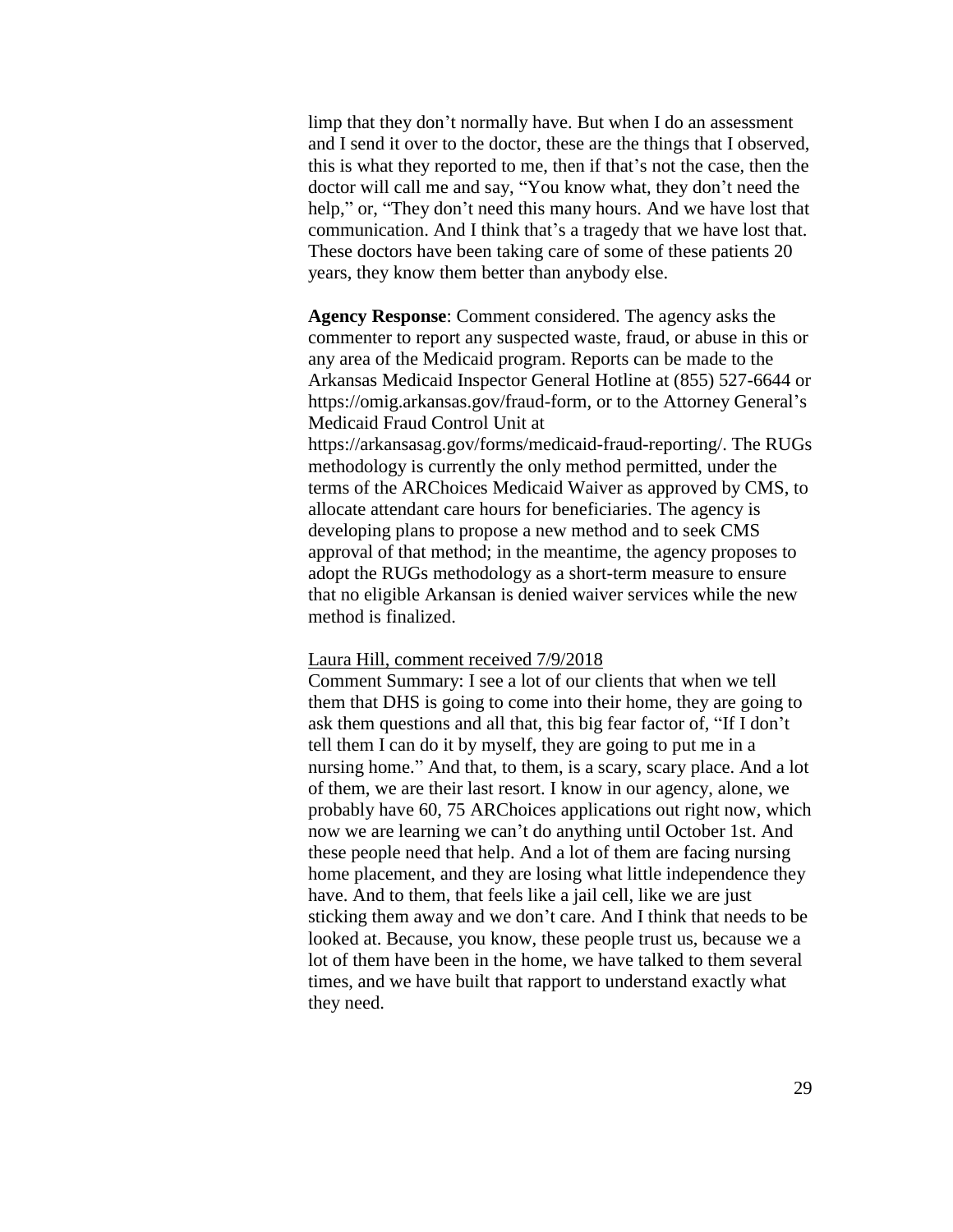limp that they don't normally have. But when I do an assessment and I send it over to the doctor, these are the things that I observed, this is what they reported to me, then if that's not the case, then the doctor will call me and say, "You know what, they don't need the help," or, "They don't need this many hours. And we have lost that communication. And I think that's a tragedy that we have lost that. These doctors have been taking care of some of these patients 20 years, they know them better than anybody else.

**Agency Response**: Comment considered. The agency asks the commenter to report any suspected waste, fraud, or abuse in this or any area of the Medicaid program. Reports can be made to the Arkansas Medicaid Inspector General Hotline at (855) 527-6644 or https://omig.arkansas.gov/fraud-form, or to the Attorney General's Medicaid Fraud Control Unit at https://arkansasag.gov/forms/medicaid-fraud-reporting/. The RUGs methodology is currently the only method permitted, under the terms of the ARChoices Medicaid Waiver as approved by CMS, to allocate attendant care hours for beneficiaries. The agency is developing plans to propose a new method and to seek CMS approval of that method; in the meantime, the agency proposes to adopt the RUGs methodology as a short-term measure to ensure that no eligible Arkansan is denied waiver services while the new method is finalized.

Laura Hill, comment received 7/9/2018

Comment Summary: I see a lot of our clients that when we tell them that DHS is going to come into their home, they are going to ask them questions and all that, this big fear factor of, "If I don't tell them I can do it by myself, they are going to put me in a nursing home." And that, to them, is a scary, scary place. And a lot of them, we are their last resort. I know in our agency, alone, we probably have 60, 75 ARChoices applications out right now, which now we are learning we can't do anything until October 1st. And these people need that help. And a lot of them are facing nursing home placement, and they are losing what little independence they have. And to them, that feels like a jail cell, like we are just sticking them away and we don't care. And I think that needs to be looked at. Because, you know, these people trust us, because we a lot of them have been in the home, we have talked to them several times, and we have built that rapport to understand exactly what they need.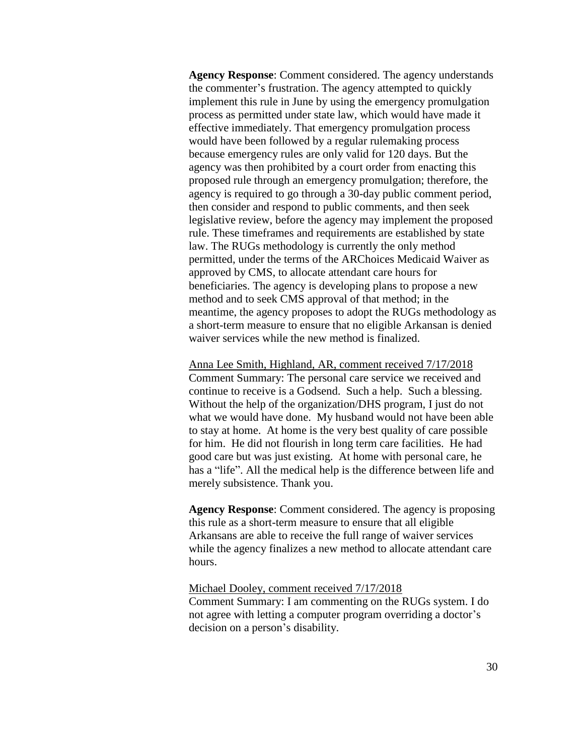**Agency Response**: Comment considered. The agency understands the commenter's frustration. The agency attempted to quickly implement this rule in June by using the emergency promulgation process as permitted under state law, which would have made it effective immediately. That emergency promulgation process would have been followed by a regular rulemaking process because emergency rules are only valid for 120 days. But the agency was then prohibited by a court order from enacting this proposed rule through an emergency promulgation; therefore, the agency is required to go through a 30-day public comment period, then consider and respond to public comments, and then seek legislative review, before the agency may implement the proposed rule. These timeframes and requirements are established by state law. The RUGs methodology is currently the only method permitted, under the terms of the ARChoices Medicaid Waiver as approved by CMS, to allocate attendant care hours for beneficiaries. The agency is developing plans to propose a new method and to seek CMS approval of that method; in the meantime, the agency proposes to adopt the RUGs methodology as a short-term measure to ensure that no eligible Arkansan is denied waiver services while the new method is finalized.

<u>Anna Lee Smith, Highland, AR, comment received 7/17/2018</u>
Comment Summary: The personal care service we received and continue to receive is a Godsend. Such a help. Such a blessing. Without the help of the organization/DHS program, I just do not what we would have done. My husband would not have been able to stay at home. At home is the very best quality of care possible for him. He did not flourish in long term care facilities. He had good care but was just existing. At home with personal care, he has a "life". All the medical help is the difference between life and merely subsistence. Thank you.

**Agency Response**: Comment considered. The agency is proposing this rule as a short-term measure to ensure that all eligible Arkansans are able to receive the full range of waiver services while the agency finalizes a new method to allocate attendant care hours.

<u>Michael Dooley, comment received 7/17/2018</u>
Comment Summary: I am commenting on the RUGs system. I do not agree with letting a computer program overriding a doctor's decision on a person's disability.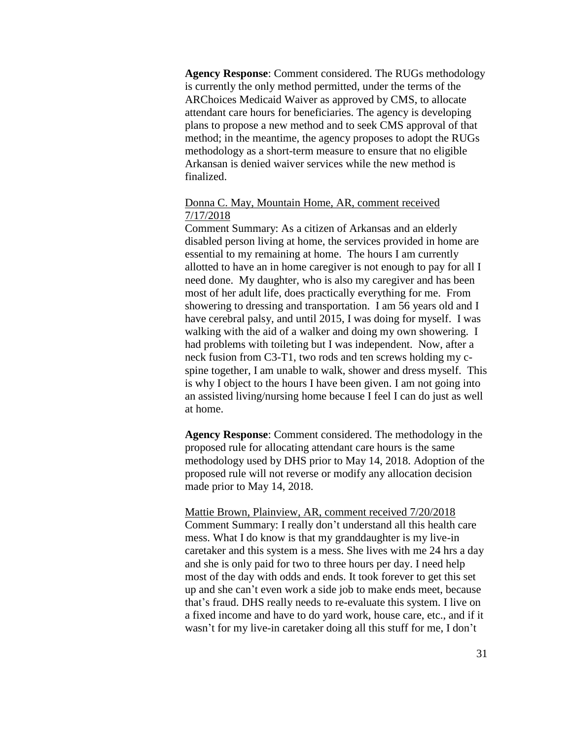**Agency Response**: Comment considered. The RUGs methodology is currently the only method permitted, under the terms of the ARChoices Medicaid Waiver as approved by CMS, to allocate attendant care hours for beneficiaries. The agency is developing plans to propose a new method and to seek CMS approval of that method; in the meantime, the agency proposes to adopt the RUGs methodology as a short-term measure to ensure that no eligible Arkansan is denied waiver services while the new method is finalized.

Donna C. May, Mountain Home, AR, comment received 7/17/2018

Comment Summary: As a citizen of Arkansas and an elderly disabled person living at home, the services provided in home are essential to my remaining at home. The hours I am currently allotted to have an in home caregiver is not enough to pay for all I need done. My daughter, who is also my caregiver and has been most of her adult life, does practically everything for me. From showering to dressing and transportation. I am 56 years old and I have cerebral palsy, and until 2015, I was doing for myself. I was walking with the aid of a walker and doing my own showering. I had problems with toileting but I was independent. Now, after a neck fusion from C3-T1, two rods and ten screws holding my c-spine together, I am unable to walk, shower and dress myself. This is why I object to the hours I have been given. I am not going into an assisted living/nursing home because I feel I can do just as well at home.

**Agency Response**: Comment considered. The methodology in the proposed rule for allocating attendant care hours is the same methodology used by DHS prior to May 14, 2018. Adoption of the proposed rule will not reverse or modify any allocation decision made prior to May 14, 2018.

Mattie Brown, Plainview, AR, comment received 7/20/2018

Comment Summary: I really don't understand all this health care mess. What I do know is that my granddaughter is my live-in caretaker and this system is a mess. She lives with me 24 hrs a day and she is only paid for two to three hours per day. I need help most of the day with odds and ends. It took forever to get this set up and she can't even work a side job to make ends meet, because that's fraud. DHS really needs to re-evaluate this system. I live on a fixed income and have to do yard work, house care, etc., and if it wasn't for my live-in caretaker doing all this stuff for me, I don't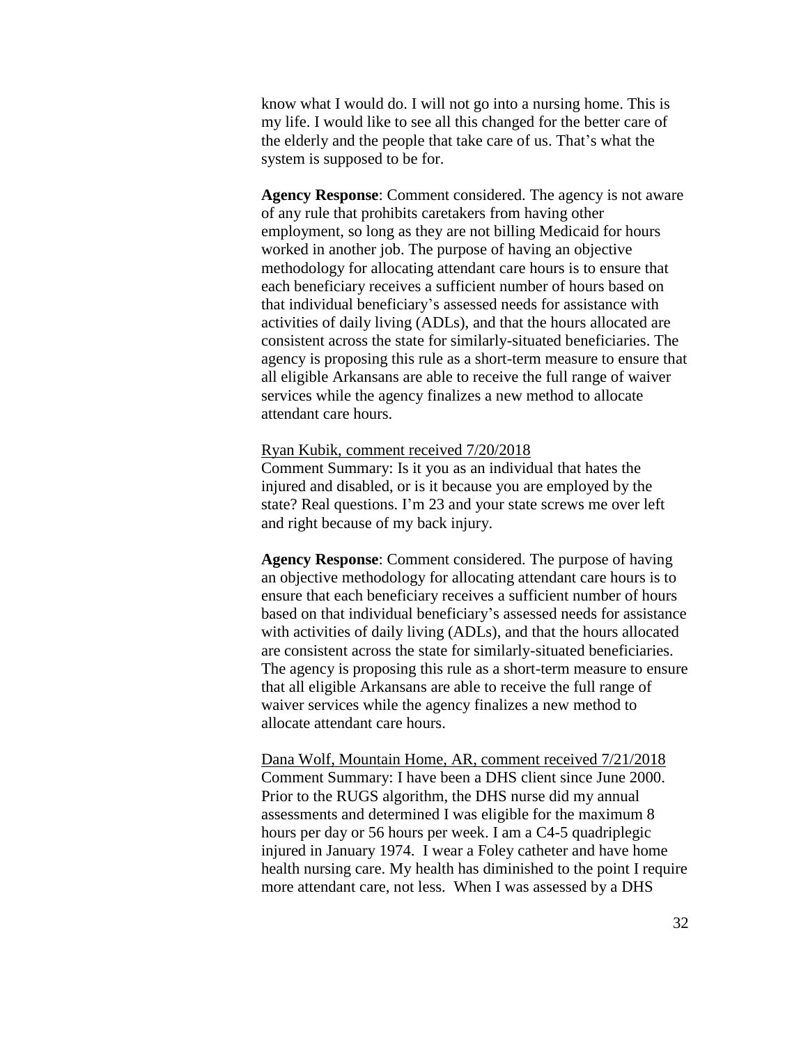know what I would do. I will not go into a nursing home. This is my life. I would like to see all this changed for the better care of the elderly and the people that take care of us. That's what the system is supposed to be for.

**Agency Response**: Comment considered. The agency is not aware of any rule that prohibits caretakers from having other employment, so long as they are not billing Medicaid for hours worked in another job. The purpose of having an objective methodology for allocating attendant care hours is to ensure that each beneficiary receives a sufficient number of hours based on that individual beneficiary's assessed needs for assistance with activities of daily living (ADLs), and that the hours allocated are consistent across the state for similarly-situated beneficiaries. The agency is proposing this rule as a short-term measure to ensure that all eligible Arkansans are able to receive the full range of waiver services while the agency finalizes a new method to allocate attendant care hours.

Ryan Kubik, comment received 7/20/2018

Comment Summary: Is it you as an individual that hates the injured and disabled, or is it because you are employed by the state? Real questions. I'm 23 and your state screws me over left and right because of my back injury.

**Agency Response**: Comment considered. The purpose of having an objective methodology for allocating attendant care hours is to ensure that each beneficiary receives a sufficient number of hours based on that individual beneficiary's assessed needs for assistance with activities of daily living (ADLs), and that the hours allocated are consistent across the state for similarly-situated beneficiaries. The agency is proposing this rule as a short-term measure to ensure that all eligible Arkansans are able to receive the full range of waiver services while the agency finalizes a new method to allocate attendant care hours.

Dana Wolf, Mountain Home, AR, comment received 7/21/2018

Comment Summary: I have been a DHS client since June 2000. Prior to the RUGS algorithm, the DHS nurse did my annual assessments and determined I was eligible for the maximum 8 hours per day or 56 hours per week. I am a C4-5 quadriplegic injured in January 1974. I wear a Foley catheter and have home health nursing care. My health has diminished to the point I require more attendant care, not less. When I was assessed by a DHS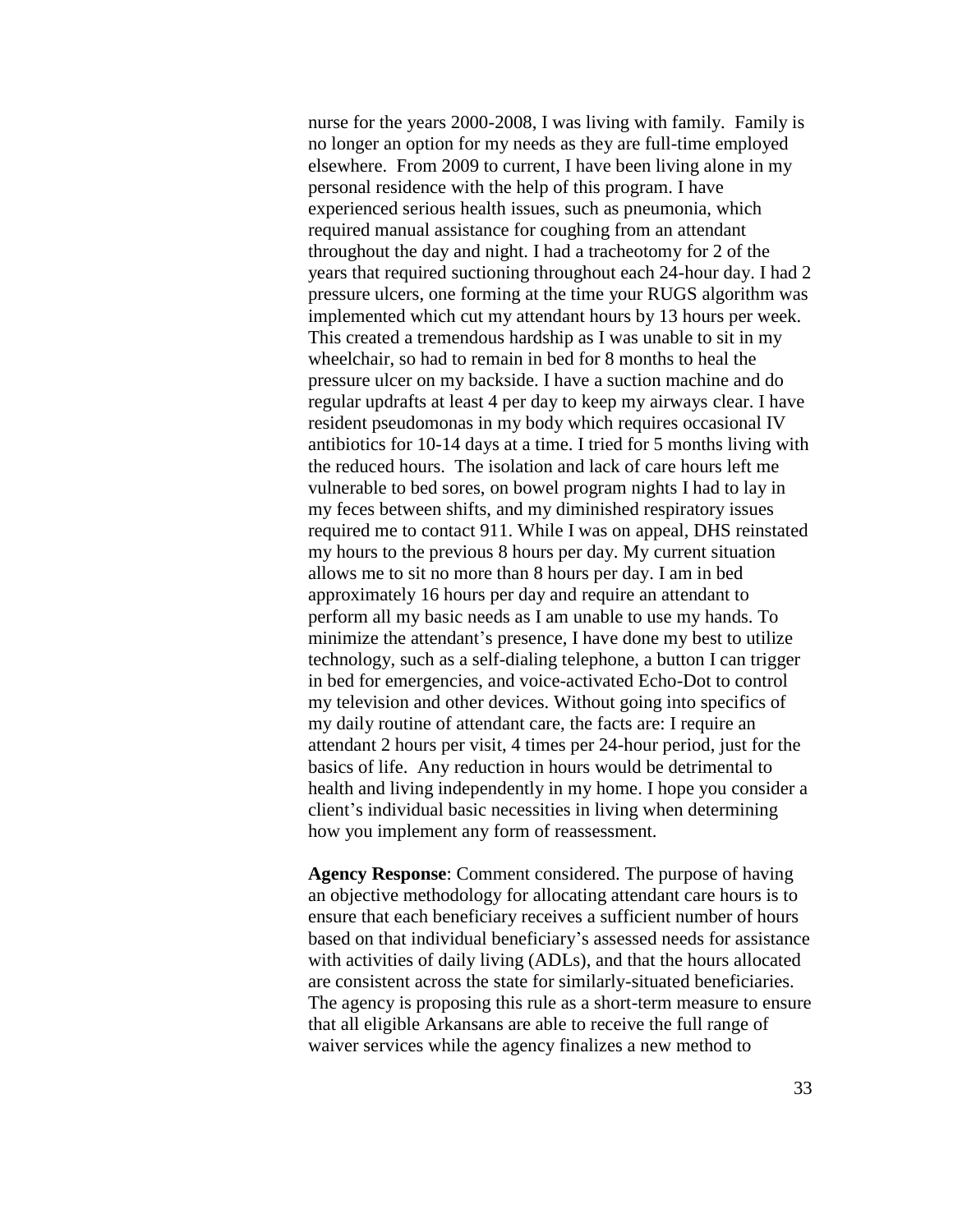nurse for the years 2000-2008, I was living with family. Family is no longer an option for my needs as they are full-time employed elsewhere. From 2009 to current, I have been living alone in my personal residence with the help of this program. I have experienced serious health issues, such as pneumonia, which required manual assistance for coughing from an attendant throughout the day and night. I had a tracheotomy for 2 of the years that required suctioning throughout each 24-hour day. I had 2 pressure ulcers, one forming at the time your RUGS algorithm was implemented which cut my attendant hours by 13 hours per week. This created a tremendous hardship as I was unable to sit in my wheelchair, so had to remain in bed for 8 months to heal the pressure ulcer on my backside. I have a suction machine and do regular updrafts at least 4 per day to keep my airways clear. I have resident pseudomonas in my body which requires occasional IV antibiotics for 10-14 days at a time. I tried for 5 months living with the reduced hours. The isolation and lack of care hours left me vulnerable to bed sores, on bowel program nights I had to lay in my feces between shifts, and my diminished respiratory issues required me to contact 911. While I was on appeal, DHS reinstated my hours to the previous 8 hours per day. My current situation allows me to sit no more than 8 hours per day. I am in bed approximately 16 hours per day and require an attendant to perform all my basic needs as I am unable to use my hands. To minimize the attendant's presence, I have done my best to utilize technology, such as a self-dialing telephone, a button I can trigger in bed for emergencies, and voice-activated Echo-Dot to control my television and other devices. Without going into specifics of my daily routine of attendant care, the facts are: I require an attendant 2 hours per visit, 4 times per 24-hour period, just for the basics of life. Any reduction in hours would be detrimental to health and living independently in my home. I hope you consider a client's individual basic necessities in living when determining how you implement any form of reassessment.

**Agency Response**: Comment considered. The purpose of having an objective methodology for allocating attendant care hours is to ensure that each beneficiary receives a sufficient number of hours based on that individual beneficiary's assessed needs for assistance with activities of daily living (ADLs), and that the hours allocated are consistent across the state for similarly-situated beneficiaries. The agency is proposing this rule as a short-term measure to ensure that all eligible Arkansans are able to receive the full range of waiver services while the agency finalizes a new method to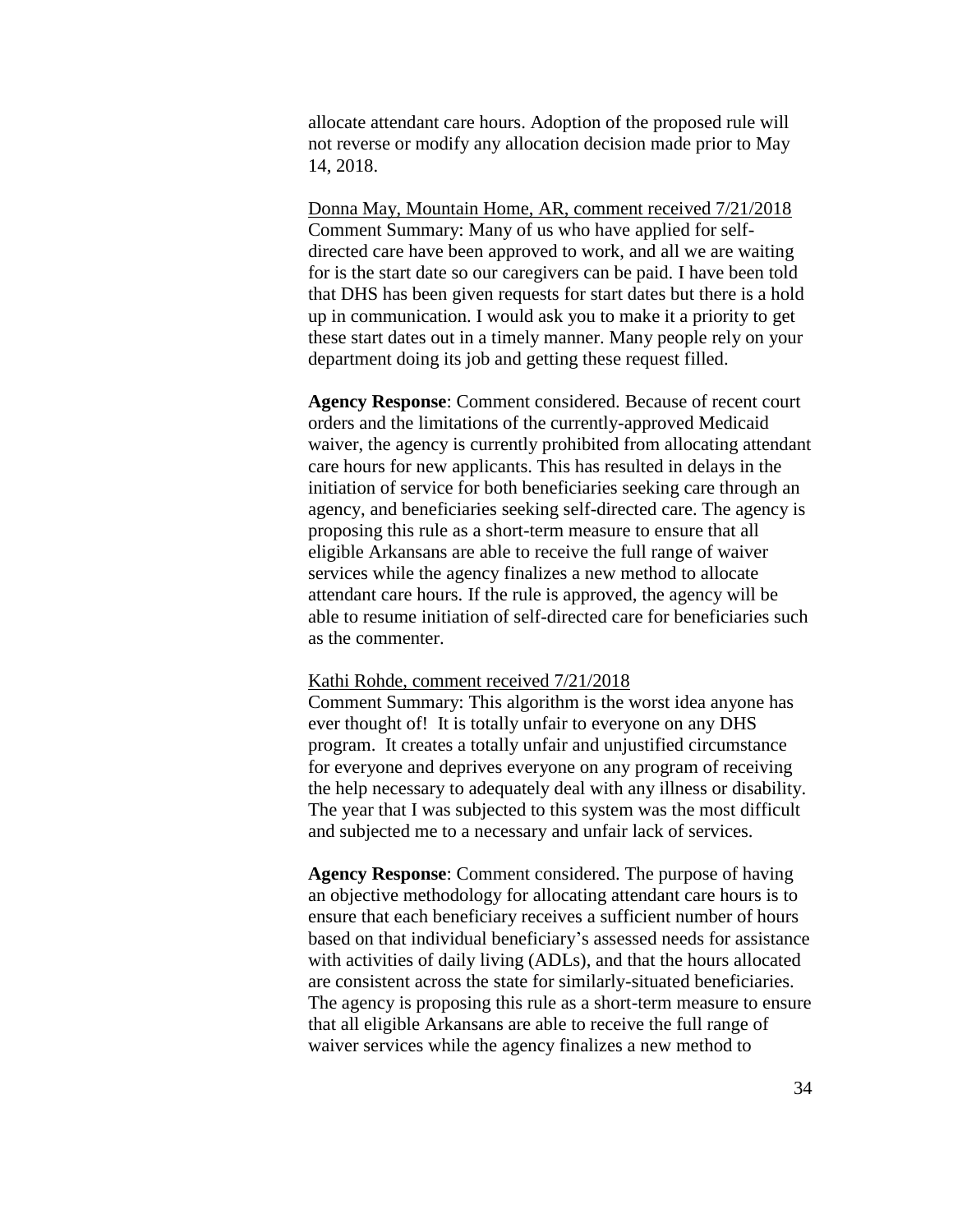allocate attendant care hours. Adoption of the proposed rule will not reverse or modify any allocation decision made prior to May 14, 2018.

<u>Donna May, Mountain Home, AR, comment received 7/21/2018</u>
Comment Summary: Many of us who have applied for self-directed care have been approved to work, and all we are waiting for is the start date so our caregivers can be paid. I have been told that DHS has been given requests for start dates but there is a hold up in communication. I would ask you to make it a priority to get these start dates out in a timely manner. Many people rely on your department doing its job and getting these request filled.

**Agency Response**: Comment considered. Because of recent court orders and the limitations of the currently-approved Medicaid waiver, the agency is currently prohibited from allocating attendant care hours for new applicants. This has resulted in delays in the initiation of service for both beneficiaries seeking care through an agency, and beneficiaries seeking self-directed care. The agency is proposing this rule as a short-term measure to ensure that all eligible Arkansans are able to receive the full range of waiver services while the agency finalizes a new method to allocate attendant care hours. If the rule is approved, the agency will be able to resume initiation of self-directed care for beneficiaries such as the commenter.

<u>Kathi Rohde, comment received 7/21/2018</u>
Comment Summary: This algorithm is the worst idea anyone has ever thought of! It is totally unfair to everyone on any DHS program. It creates a totally unfair and unjustified circumstance for everyone and deprives everyone on any program of receiving the help necessary to adequately deal with any illness or disability. The year that I was subjected to this system was the most difficult and subjected me to a necessary and unfair lack of services.

**Agency Response**: Comment considered. The purpose of having an objective methodology for allocating attendant care hours is to ensure that each beneficiary receives a sufficient number of hours based on that individual beneficiary's assessed needs for assistance with activities of daily living (ADLs), and that the hours allocated are consistent across the state for similarly-situated beneficiaries. The agency is proposing this rule as a short-term measure to ensure that all eligible Arkansans are able to receive the full range of waiver services while the agency finalizes a new method to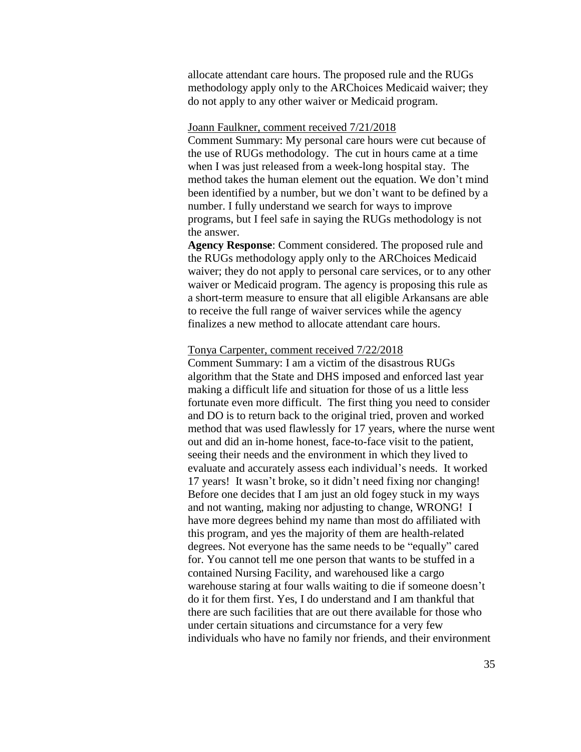allocate attendant care hours. The proposed rule and the RUGs methodology apply only to the ARChoices Medicaid waiver; they do not apply to any other waiver or Medicaid program.

Joann Faulkner, comment received 7/21/2018

Comment Summary: My personal care hours were cut because of the use of RUGs methodology. The cut in hours came at a time when I was just released from a week-long hospital stay. The method takes the human element out the equation. We don't mind been identified by a number, but we don't want to be defined by a number. I fully understand we search for ways to improve programs, but I feel safe in saying the RUGs methodology is not the answer.

**Agency Response**: Comment considered. The proposed rule and the RUGs methodology apply only to the ARChoices Medicaid waiver; they do not apply to personal care services, or to any other waiver or Medicaid program. The agency is proposing this rule as a short-term measure to ensure that all eligible Arkansans are able to receive the full range of waiver services while the agency finalizes a new method to allocate attendant care hours.

Tonya Carpenter, comment received 7/22/2018

Comment Summary: I am a victim of the disastrous RUGs algorithm that the State and DHS imposed and enforced last year making a difficult life and situation for those of us a little less fortunate even more difficult. The first thing you need to consider and DO is to return back to the original tried, proven and worked method that was used flawlessly for 17 years, where the nurse went out and did an in-home honest, face-to-face visit to the patient, seeing their needs and the environment in which they lived to evaluate and accurately assess each individual's needs. It worked 17 years! It wasn't broke, so it didn't need fixing nor changing! Before one decides that I am just an old fogey stuck in my ways and not wanting, making nor adjusting to change, WRONG! I have more degrees behind my name than most do affiliated with this program, and yes the majority of them are health-related degrees. Not everyone has the same needs to be "equally" cared for. You cannot tell me one person that wants to be stuffed in a contained Nursing Facility, and warehoused like a cargo warehouse staring at four walls waiting to die if someone doesn't do it for them first. Yes, I do understand and I am thankful that there are such facilities that are out there available for those who under certain situations and circumstance for a very few individuals who have no family nor friends, and their environment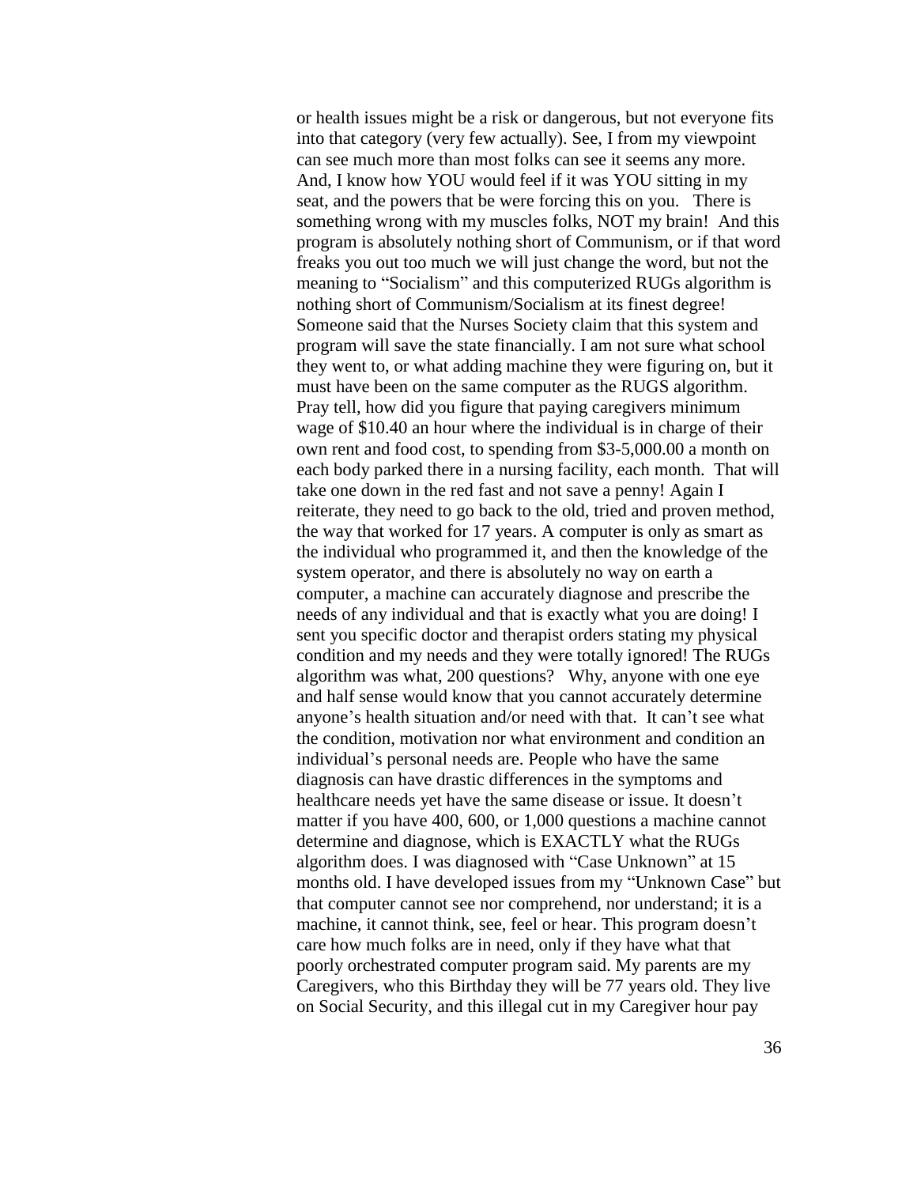or health issues might be a risk or dangerous, but not everyone fits into that category (very few actually). See, I from my viewpoint can see much more than most folks can see it seems any more. And, I know how YOU would feel if it was YOU sitting in my seat, and the powers that be were forcing this on you. There is something wrong with my muscles folks, NOT my brain! And this program is absolutely nothing short of Communism, or if that word freaks you out too much we will just change the word, but not the meaning to "Socialism" and this computerized RUGs algorithm is nothing short of Communism/Socialism at its finest degree! Someone said that the Nurses Society claim that this system and program will save the state financially. I am not sure what school they went to, or what adding machine they were figuring on, but it must have been on the same computer as the RUGS algorithm. Pray tell, how did you figure that paying caregivers minimum wage of $10.40 an hour where the individual is in charge of their own rent and food cost, to spending from $3-5,000.00 a month on each body parked there in a nursing facility, each month. That will take one down in the red fast and not save a penny! Again I reiterate, they need to go back to the old, tried and proven method, the way that worked for 17 years. A computer is only as smart as the individual who programmed it, and then the knowledge of the system operator, and there is absolutely no way on earth a computer, a machine can accurately diagnose and prescribe the needs of any individual and that is exactly what you are doing! I sent you specific doctor and therapist orders stating my physical condition and my needs and they were totally ignored! The RUGs algorithm was what, 200 questions? Why, anyone with one eye and half sense would know that you cannot accurately determine anyone's health situation and/or need with that. It can't see what the condition, motivation nor what environment and condition an individual's personal needs are. People who have the same diagnosis can have drastic differences in the symptoms and healthcare needs yet have the same disease or issue. It doesn't matter if you have 400, 600, or 1,000 questions a machine cannot determine and diagnose, which is EXACTLY what the RUGs algorithm does. I was diagnosed with "Case Unknown" at 15 months old. I have developed issues from my "Unknown Case" but that computer cannot see nor comprehend, nor understand; it is a machine, it cannot think, see, feel or hear. This program doesn't care how much folks are in need, only if they have what that poorly orchestrated computer program said. My parents are my Caregivers, who this Birthday they will be 77 years old. They live on Social Security, and this illegal cut in my Caregiver hour pay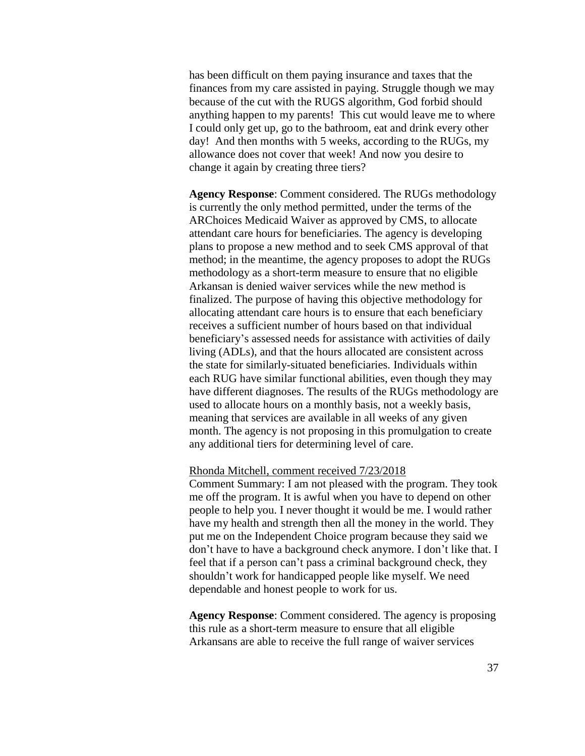has been difficult on them paying insurance and taxes that the finances from my care assisted in paying. Struggle though we may because of the cut with the RUGS algorithm, God forbid should anything happen to my parents! This cut would leave me to where I could only get up, go to the bathroom, eat and drink every other day! And then months with 5 weeks, according to the RUGs, my allowance does not cover that week! And now you desire to change it again by creating three tiers?

**Agency Response**: Comment considered. The RUGs methodology is currently the only method permitted, under the terms of the ARChoices Medicaid Waiver as approved by CMS, to allocate attendant care hours for beneficiaries. The agency is developing plans to propose a new method and to seek CMS approval of that method; in the meantime, the agency proposes to adopt the RUGs methodology as a short-term measure to ensure that no eligible Arkansan is denied waiver services while the new method is finalized. The purpose of having this objective methodology for allocating attendant care hours is to ensure that each beneficiary receives a sufficient number of hours based on that individual beneficiary's assessed needs for assistance with activities of daily living (ADLs), and that the hours allocated are consistent across the state for similarly-situated beneficiaries. Individuals within each RUG have similar functional abilities, even though they may have different diagnoses. The results of the RUGs methodology are used to allocate hours on a monthly basis, not a weekly basis, meaning that services are available in all weeks of any given month. The agency is not proposing in this promulgation to create any additional tiers for determining level of care.

Rhonda Mitchell, comment received 7/23/2018

Comment Summary: I am not pleased with the program. They took me off the program. It is awful when you have to depend on other people to help you. I never thought it would be me. I would rather have my health and strength then all the money in the world. They put me on the Independent Choice program because they said we don't have to have a background check anymore. I don't like that. I feel that if a person can't pass a criminal background check, they shouldn't work for handicapped people like myself. We need dependable and honest people to work for us.

**Agency Response**: Comment considered. The agency is proposing this rule as a short-term measure to ensure that all eligible Arkansans are able to receive the full range of waiver services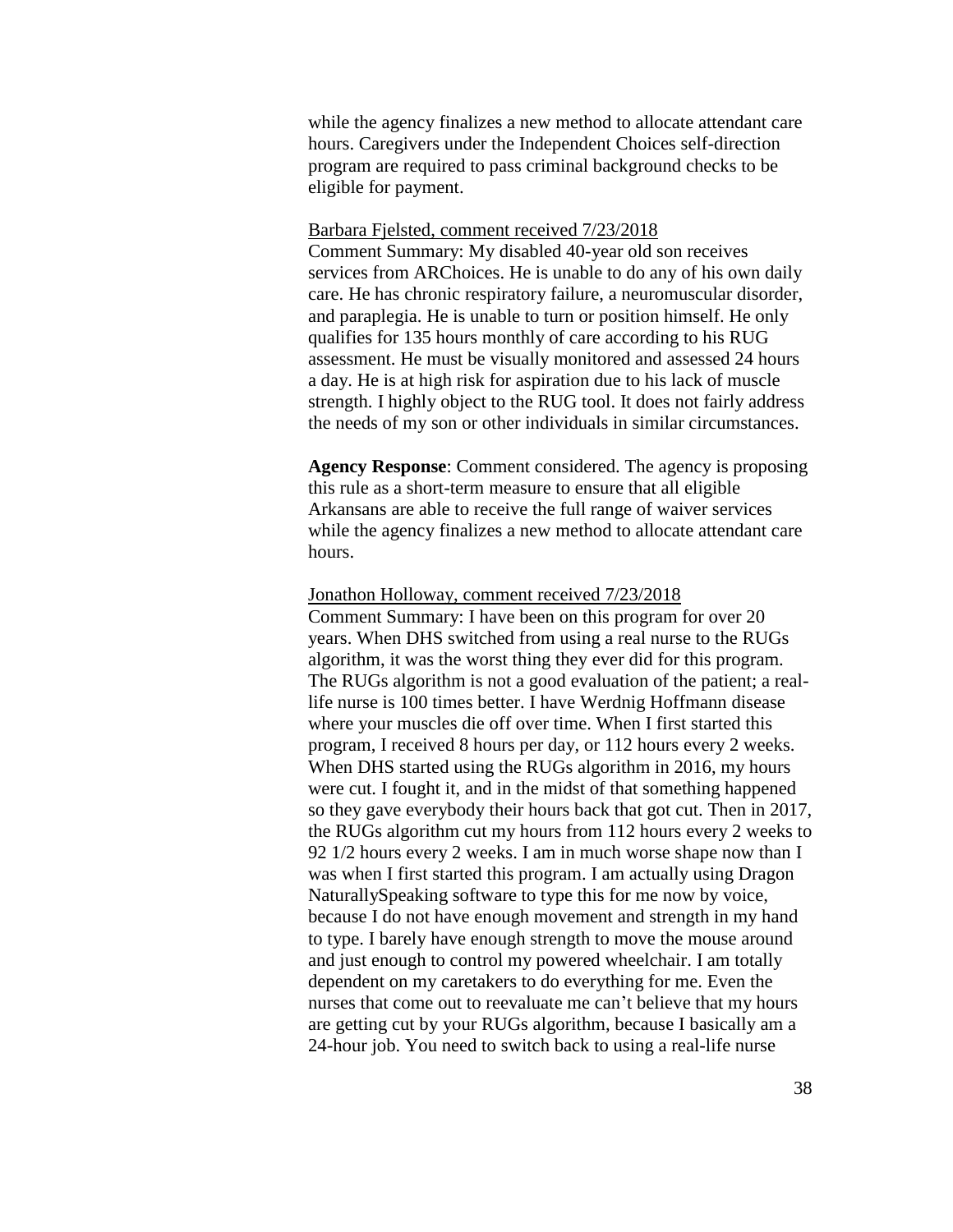while the agency finalizes a new method to allocate attendant care hours. Caregivers under the Independent Choices self-direction program are required to pass criminal background checks to be eligible for payment.

<u>Barbara Fjelsted, comment received 7/23/2018</u>
Comment Summary: My disabled 40-year old son receives services from ARChoices. He is unable to do any of his own daily care. He has chronic respiratory failure, a neuromuscular disorder, and paraplegia. He is unable to turn or position himself. He only qualifies for 135 hours monthly of care according to his RUG assessment. He must be visually monitored and assessed 24 hours a day. He is at high risk for aspiration due to his lack of muscle strength. I highly object to the RUG tool. It does not fairly address the needs of my son or other individuals in similar circumstances.

**Agency Response**: Comment considered. The agency is proposing this rule as a short-term measure to ensure that all eligible Arkansans are able to receive the full range of waiver services while the agency finalizes a new method to allocate attendant care hours.

<u>Jonathon Holloway, comment received 7/23/2018</u>
Comment Summary: I have been on this program for over 20 years. When DHS switched from using a real nurse to the RUGs algorithm, it was the worst thing they ever did for this program. The RUGs algorithm is not a good evaluation of the patient; a real-life nurse is 100 times better. I have Werdnig Hoffmann disease where your muscles die off over time. When I first started this program, I received 8 hours per day, or 112 hours every 2 weeks. When DHS started using the RUGs algorithm in 2016, my hours were cut. I fought it, and in the midst of that something happened so they gave everybody their hours back that got cut. Then in 2017, the RUGs algorithm cut my hours from 112 hours every 2 weeks to 92 1/2 hours every 2 weeks. I am in much worse shape now than I was when I first started this program. I am actually using Dragon NaturallySpeaking software to type this for me now by voice, because I do not have enough movement and strength in my hand to type. I barely have enough strength to move the mouse around and just enough to control my powered wheelchair. I am totally dependent on my caretakers to do everything for me. Even the nurses that come out to reevaluate me can't believe that my hours are getting cut by your RUGs algorithm, because I basically am a 24-hour job. You need to switch back to using a real-life nurse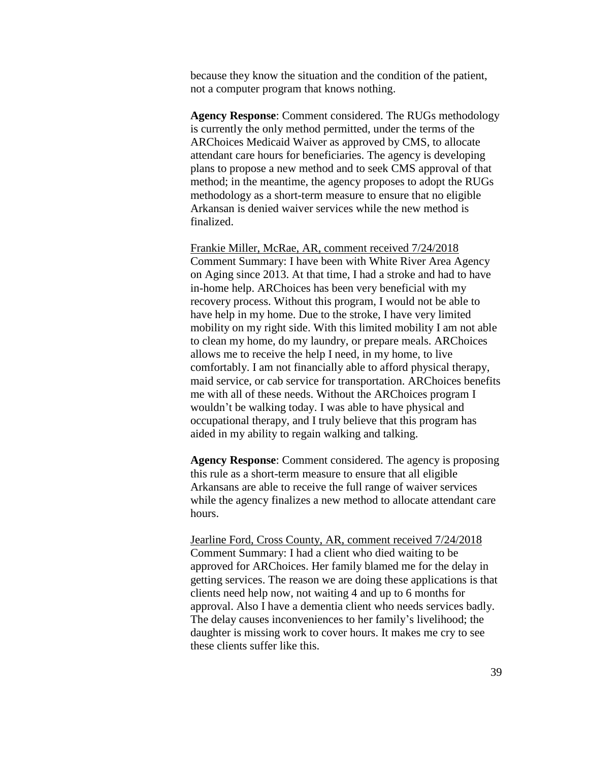because they know the situation and the condition of the patient, not a computer program that knows nothing.

**Agency Response**: Comment considered. The RUGs methodology is currently the only method permitted, under the terms of the ARChoices Medicaid Waiver as approved by CMS, to allocate attendant care hours for beneficiaries. The agency is developing plans to propose a new method and to seek CMS approval of that method; in the meantime, the agency proposes to adopt the RUGs methodology as a short-term measure to ensure that no eligible Arkansan is denied waiver services while the new method is finalized.

Frankie Miller, McRae, AR, comment received 7/24/2018
Comment Summary: I have been with White River Area Agency on Aging since 2013. At that time, I had a stroke and had to have in-home help. ARChoices has been very beneficial with my recovery process. Without this program, I would not be able to have help in my home. Due to the stroke, I have very limited mobility on my right side. With this limited mobility I am not able to clean my home, do my laundry, or prepare meals. ARChoices allows me to receive the help I need, in my home, to live comfortably. I am not financially able to afford physical therapy, maid service, or cab service for transportation. ARChoices benefits me with all of these needs. Without the ARChoices program I wouldn't be walking today. I was able to have physical and occupational therapy, and I truly believe that this program has aided in my ability to regain walking and talking.

**Agency Response**: Comment considered. The agency is proposing this rule as a short-term measure to ensure that all eligible Arkansans are able to receive the full range of waiver services while the agency finalizes a new method to allocate attendant care hours.

Jearline Ford, Cross County, AR, comment received 7/24/2018
Comment Summary: I had a client who died waiting to be approved for ARChoices. Her family blamed me for the delay in getting services. The reason we are doing these applications is that clients need help now, not waiting 4 and up to 6 months for approval. Also I have a dementia client who needs services badly. The delay causes inconveniences to her family's livelihood; the daughter is missing work to cover hours. It makes me cry to see these clients suffer like this.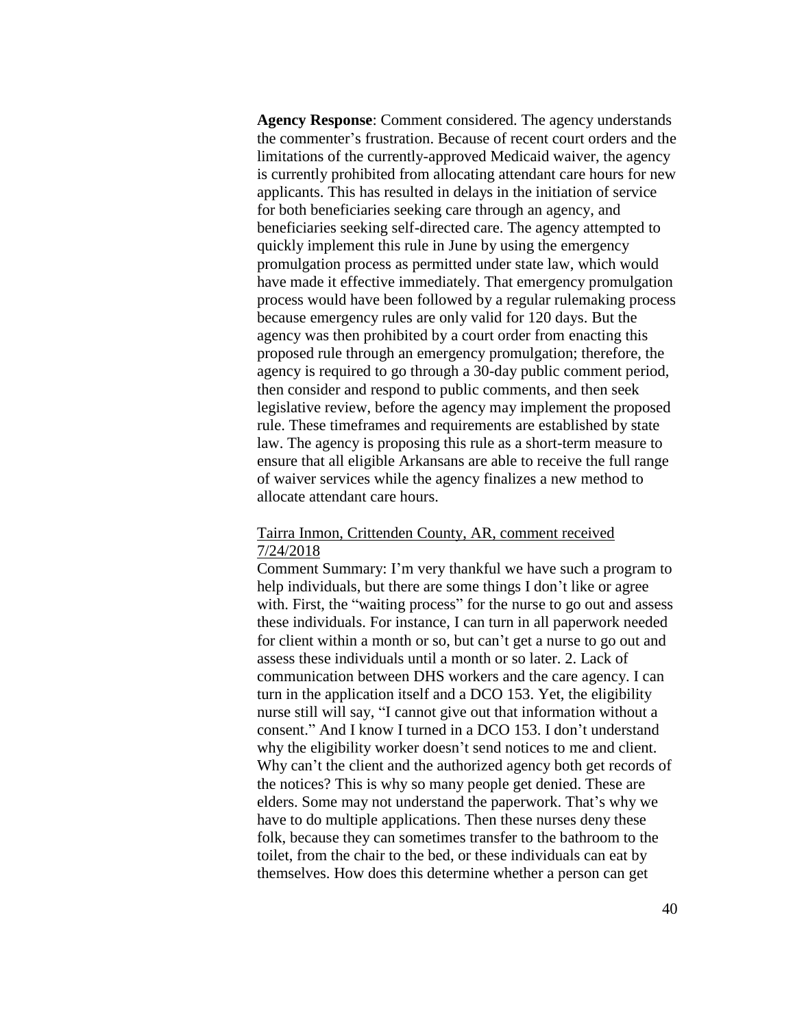**Agency Response**: Comment considered. The agency understands the commenter's frustration. Because of recent court orders and the limitations of the currently-approved Medicaid waiver, the agency is currently prohibited from allocating attendant care hours for new applicants. This has resulted in delays in the initiation of service for both beneficiaries seeking care through an agency, and beneficiaries seeking self-directed care. The agency attempted to quickly implement this rule in June by using the emergency promulgation process as permitted under state law, which would have made it effective immediately. That emergency promulgation process would have been followed by a regular rulemaking process because emergency rules are only valid for 120 days. But the agency was then prohibited by a court order from enacting this proposed rule through an emergency promulgation; therefore, the agency is required to go through a 30-day public comment period, then consider and respond to public comments, and then seek legislative review, before the agency may implement the proposed rule. These timeframes and requirements are established by state law. The agency is proposing this rule as a short-term measure to ensure that all eligible Arkansans are able to receive the full range of waiver services while the agency finalizes a new method to allocate attendant care hours.

<u>Tairra Inmon, Crittenden County, AR, comment received 7/24/2018</u>

Comment Summary: I'm very thankful we have such a program to help individuals, but there are some things I don't like or agree with. First, the "waiting process" for the nurse to go out and assess these individuals. For instance, I can turn in all paperwork needed for client within a month or so, but can't get a nurse to go out and assess these individuals until a month or so later. 2. Lack of communication between DHS workers and the care agency. I can turn in the application itself and a DCO 153. Yet, the eligibility nurse still will say, "I cannot give out that information without a consent." And I know I turned in a DCO 153. I don't understand why the eligibility worker doesn't send notices to me and client. Why can't the client and the authorized agency both get records of the notices? This is why so many people get denied. These are elders. Some may not understand the paperwork. That's why we have to do multiple applications. Then these nurses deny these folk, because they can sometimes transfer to the bathroom to the toilet, from the chair to the bed, or these individuals can eat by themselves. How does this determine whether a person can get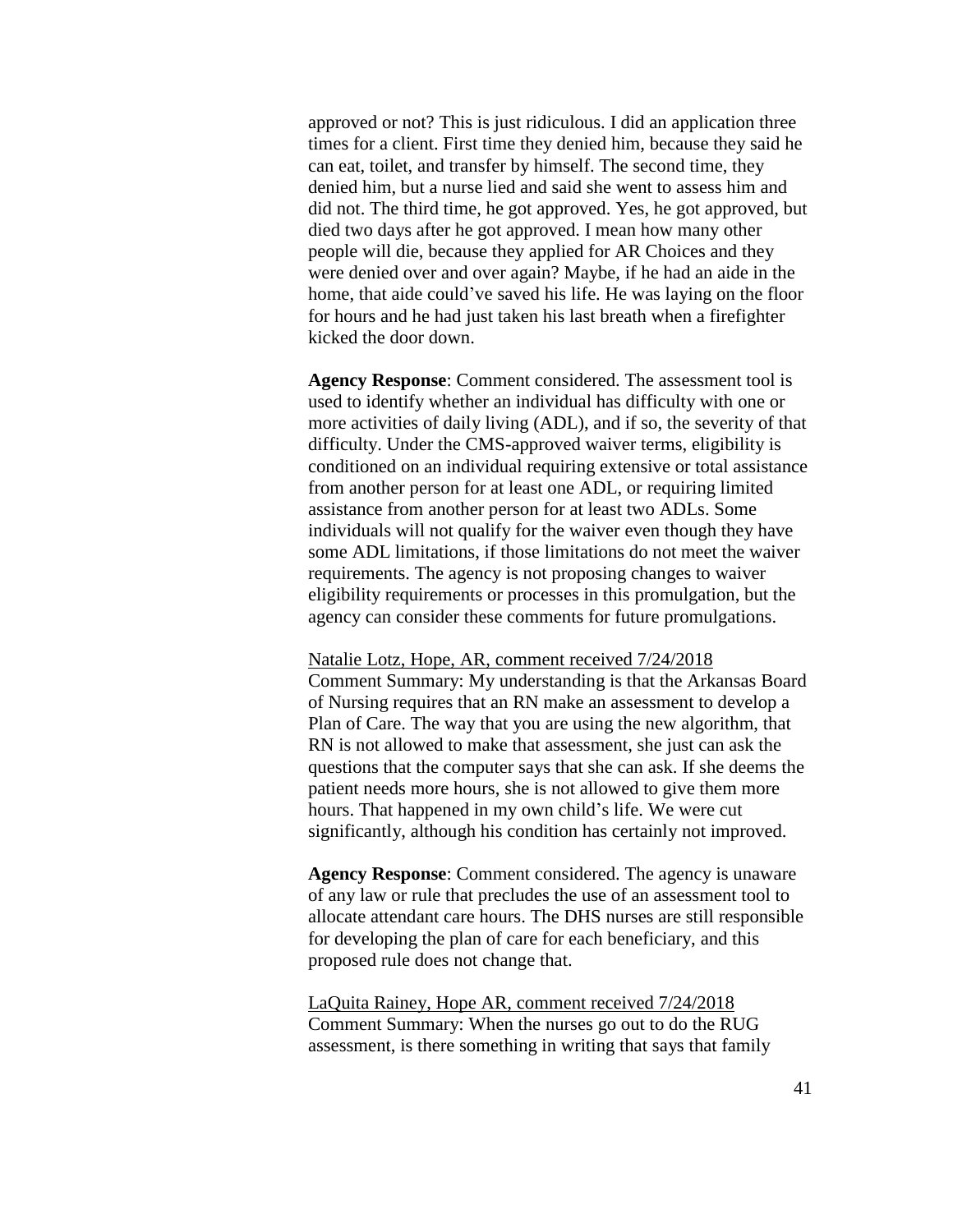approved or not? This is just ridiculous. I did an application three times for a client. First time they denied him, because they said he can eat, toilet, and transfer by himself. The second time, they denied him, but a nurse lied and said she went to assess him and did not. The third time, he got approved. Yes, he got approved, but died two days after he got approved. I mean how many other people will die, because they applied for AR Choices and they were denied over and over again? Maybe, if he had an aide in the home, that aide could've saved his life. He was laying on the floor for hours and he had just taken his last breath when a firefighter kicked the door down.

**Agency Response**: Comment considered. The assessment tool is used to identify whether an individual has difficulty with one or more activities of daily living (ADL), and if so, the severity of that difficulty. Under the CMS-approved waiver terms, eligibility is conditioned on an individual requiring extensive or total assistance from another person for at least one ADL, or requiring limited assistance from another person for at least two ADLs. Some individuals will not qualify for the waiver even though they have some ADL limitations, if those limitations do not meet the waiver requirements. The agency is not proposing changes to waiver eligibility requirements or processes in this promulgation, but the agency can consider these comments for future promulgations.

<u>Natalie Lotz, Hope, AR, comment received 7/24/2018</u>
Comment Summary: My understanding is that the Arkansas Board of Nursing requires that an RN make an assessment to develop a Plan of Care. The way that you are using the new algorithm, that RN is not allowed to make that assessment, she just can ask the questions that the computer says that she can ask. If she deems the patient needs more hours, she is not allowed to give them more hours. That happened in my own child's life. We were cut significantly, although his condition has certainly not improved.

**Agency Response**: Comment considered. The agency is unaware of any law or rule that precludes the use of an assessment tool to allocate attendant care hours. The DHS nurses are still responsible for developing the plan of care for each beneficiary, and this proposed rule does not change that.

<u>LaQuita Rainey, Hope AR, comment received 7/24/2018</u>
Comment Summary: When the nurses go out to do the RUG assessment, is there something in writing that says that family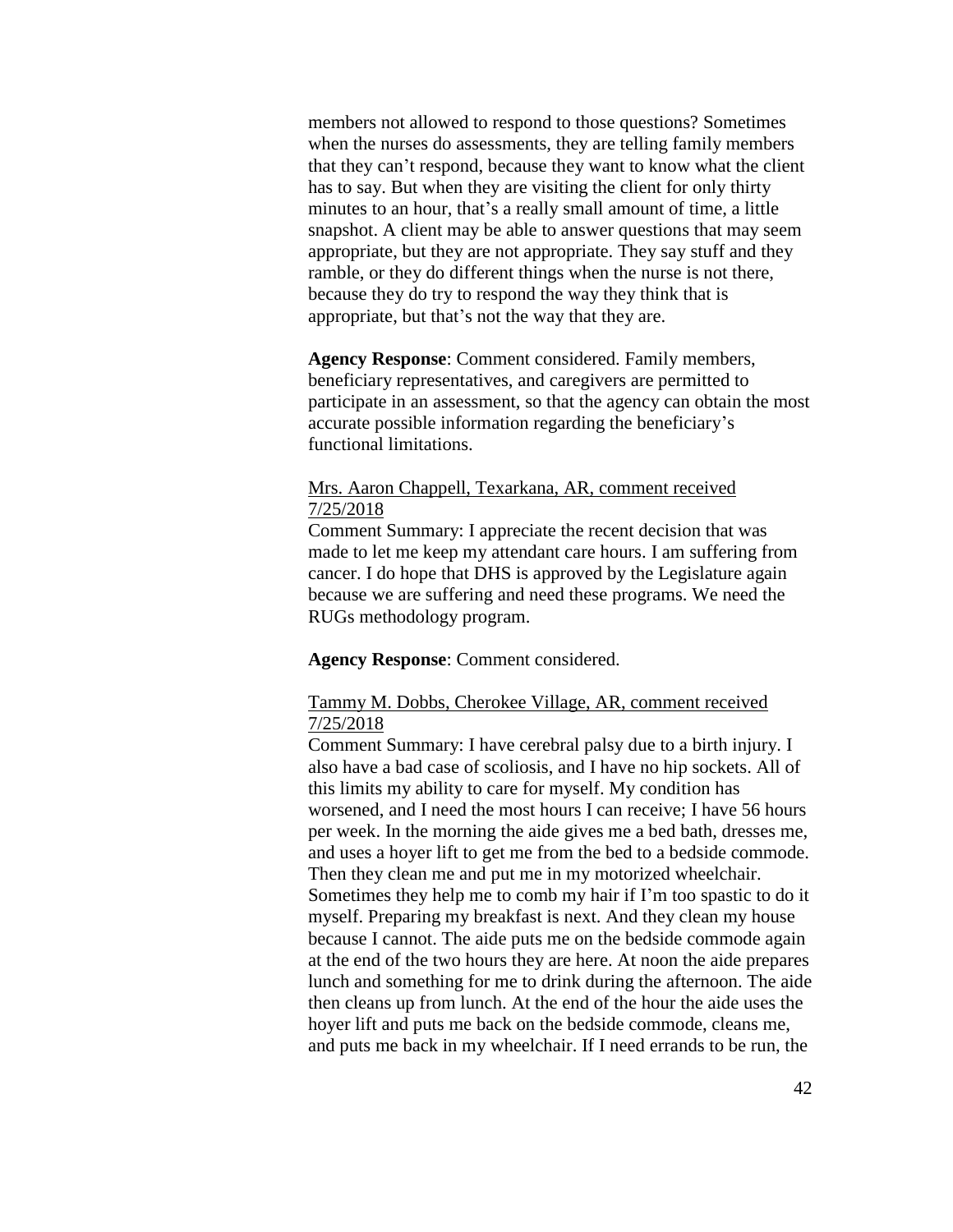members not allowed to respond to those questions? Sometimes when the nurses do assessments, they are telling family members that they can't respond, because they want to know what the client has to say. But when they are visiting the client for only thirty minutes to an hour, that's a really small amount of time, a little snapshot. A client may be able to answer questions that may seem appropriate, but they are not appropriate. They say stuff and they ramble, or they do different things when the nurse is not there, because they do try to respond the way they think that is appropriate, but that's not the way that they are.

**Agency Response**: Comment considered. Family members, beneficiary representatives, and caregivers are permitted to participate in an assessment, so that the agency can obtain the most accurate possible information regarding the beneficiary's functional limitations.

<u>Mrs. Aaron Chappell, Texarkana, AR, comment received 7/25/2018</u>

Comment Summary: I appreciate the recent decision that was made to let me keep my attendant care hours. I am suffering from cancer. I do hope that DHS is approved by the Legislature again because we are suffering and need these programs. We need the RUGs methodology program.

**Agency Response**: Comment considered.

<u>Tammy M. Dobbs, Cherokee Village, AR, comment received 7/25/2018</u>

Comment Summary: I have cerebral palsy due to a birth injury. I also have a bad case of scoliosis, and I have no hip sockets. All of this limits my ability to care for myself. My condition has worsened, and I need the most hours I can receive; I have 56 hours per week. In the morning the aide gives me a bed bath, dresses me, and uses a hoyer lift to get me from the bed to a bedside commode. Then they clean me and put me in my motorized wheelchair. Sometimes they help me to comb my hair if I'm too spastic to do it myself. Preparing my breakfast is next. And they clean my house because I cannot. The aide puts me on the bedside commode again at the end of the two hours they are here. At noon the aide prepares lunch and something for me to drink during the afternoon. The aide then cleans up from lunch. At the end of the hour the aide uses the hoyer lift and puts me back on the bedside commode, cleans me, and puts me back in my wheelchair. If I need errands to be run, the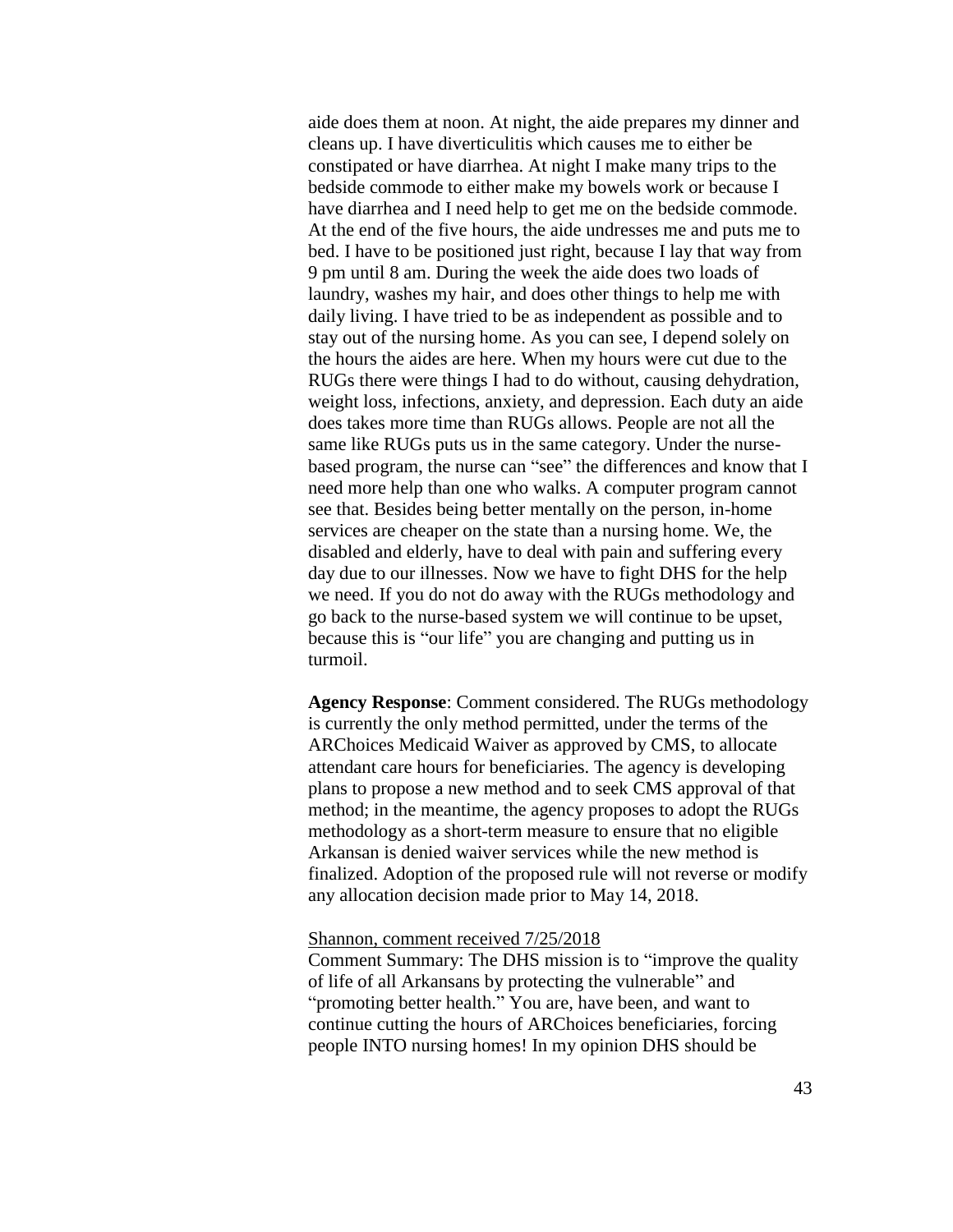aide does them at noon. At night, the aide prepares my dinner and cleans up. I have diverticulitis which causes me to either be constipated or have diarrhea. At night I make many trips to the bedside commode to either make my bowels work or because I have diarrhea and I need help to get me on the bedside commode. At the end of the five hours, the aide undresses me and puts me to bed. I have to be positioned just right, because I lay that way from 9 pm until 8 am. During the week the aide does two loads of laundry, washes my hair, and does other things to help me with daily living. I have tried to be as independent as possible and to stay out of the nursing home. As you can see, I depend solely on the hours the aides are here. When my hours were cut due to the RUGs there were things I had to do without, causing dehydration, weight loss, infections, anxiety, and depression. Each duty an aide does takes more time than RUGs allows. People are not all the same like RUGs puts us in the same category. Under the nurse-based program, the nurse can "see" the differences and know that I need more help than one who walks. A computer program cannot see that. Besides being better mentally on the person, in-home services are cheaper on the state than a nursing home. We, the disabled and elderly, have to deal with pain and suffering every day due to our illnesses. Now we have to fight DHS for the help we need. If you do not do away with the RUGs methodology and go back to the nurse-based system we will continue to be upset, because this is "our life" you are changing and putting us in turmoil.

**Agency Response**: Comment considered. The RUGs methodology is currently the only method permitted, under the terms of the ARChoices Medicaid Waiver as approved by CMS, to allocate attendant care hours for beneficiaries. The agency is developing plans to propose a new method and to seek CMS approval of that method; in the meantime, the agency proposes to adopt the RUGs methodology as a short-term measure to ensure that no eligible Arkansan is denied waiver services while the new method is finalized. Adoption of the proposed rule will not reverse or modify any allocation decision made prior to May 14, 2018.

<u>Shannon, comment received 7/25/2018</u>

Comment Summary: The DHS mission is to "improve the quality of life of all Arkansans by protecting the vulnerable" and "promoting better health." You are, have been, and want to continue cutting the hours of ARChoices beneficiaries, forcing people INTO nursing homes! In my opinion DHS should be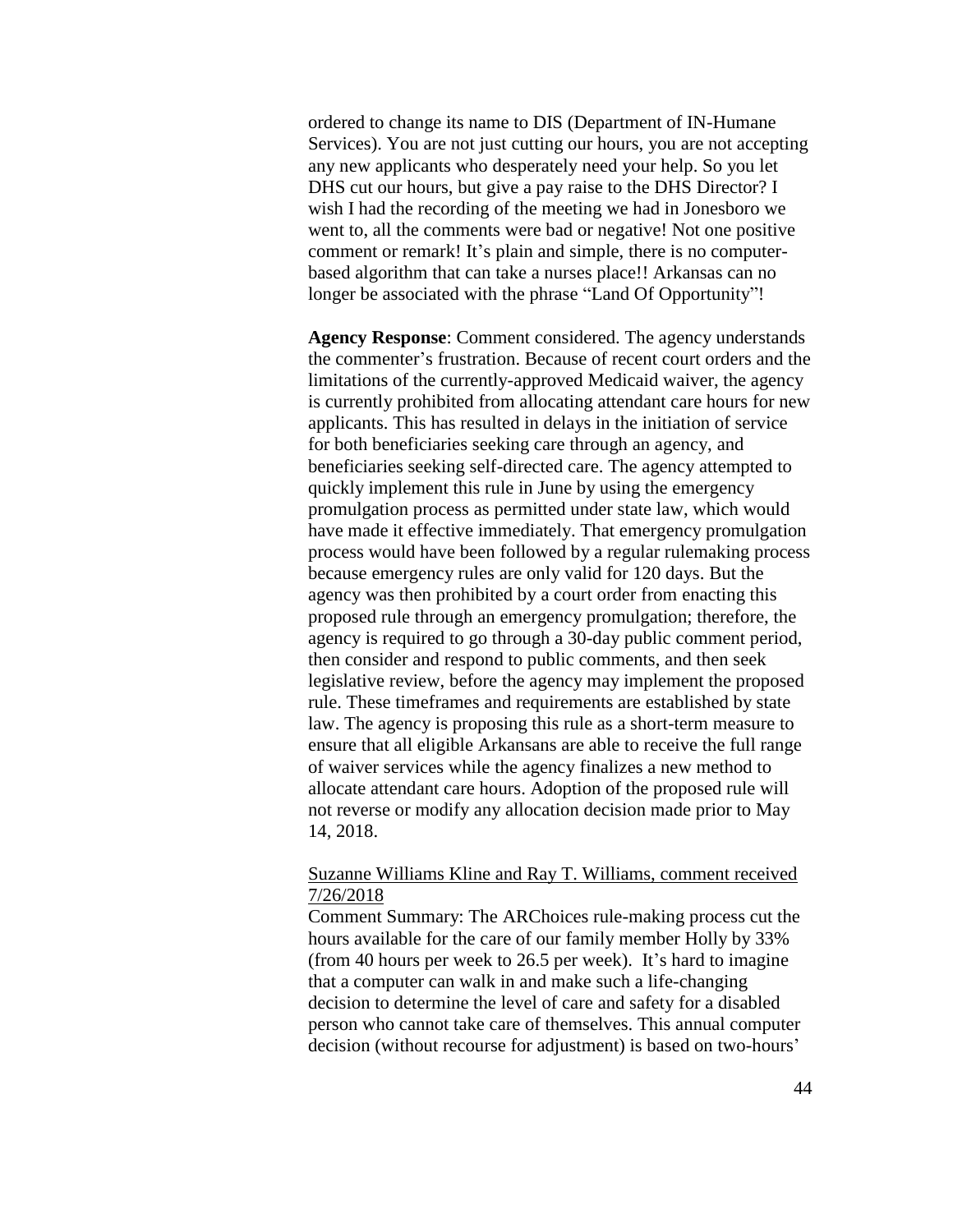ordered to change its name to DIS (Department of IN-Humane Services). You are not just cutting our hours, you are not accepting any new applicants who desperately need your help. So you let DHS cut our hours, but give a pay raise to the DHS Director? I wish I had the recording of the meeting we had in Jonesboro we went to, all the comments were bad or negative! Not one positive comment or remark! It's plain and simple, there is no computer-based algorithm that can take a nurses place!! Arkansas can no longer be associated with the phrase "Land Of Opportunity"!

**Agency Response**: Comment considered. The agency understands the commenter's frustration. Because of recent court orders and the limitations of the currently-approved Medicaid waiver, the agency is currently prohibited from allocating attendant care hours for new applicants. This has resulted in delays in the initiation of service for both beneficiaries seeking care through an agency, and beneficiaries seeking self-directed care. The agency attempted to quickly implement this rule in June by using the emergency promulgation process as permitted under state law, which would have made it effective immediately. That emergency promulgation process would have been followed by a regular rulemaking process because emergency rules are only valid for 120 days. But the agency was then prohibited by a court order from enacting this proposed rule through an emergency promulgation; therefore, the agency is required to go through a 30-day public comment period, then consider and respond to public comments, and then seek legislative review, before the agency may implement the proposed rule. These timeframes and requirements are established by state law. The agency is proposing this rule as a short-term measure to ensure that all eligible Arkansans are able to receive the full range of waiver services while the agency finalizes a new method to allocate attendant care hours. Adoption of the proposed rule will not reverse or modify any allocation decision made prior to May 14, 2018.

<u>Suzanne Williams Kline and Ray T. Williams, comment received 7/26/2018</u>

Comment Summary: The ARChoices rule-making process cut the hours available for the care of our family member Holly by 33% (from 40 hours per week to 26.5 per week). It's hard to imagine that a computer can walk in and make such a life-changing decision to determine the level of care and safety for a disabled person who cannot take care of themselves. This annual computer decision (without recourse for adjustment) is based on two-hours'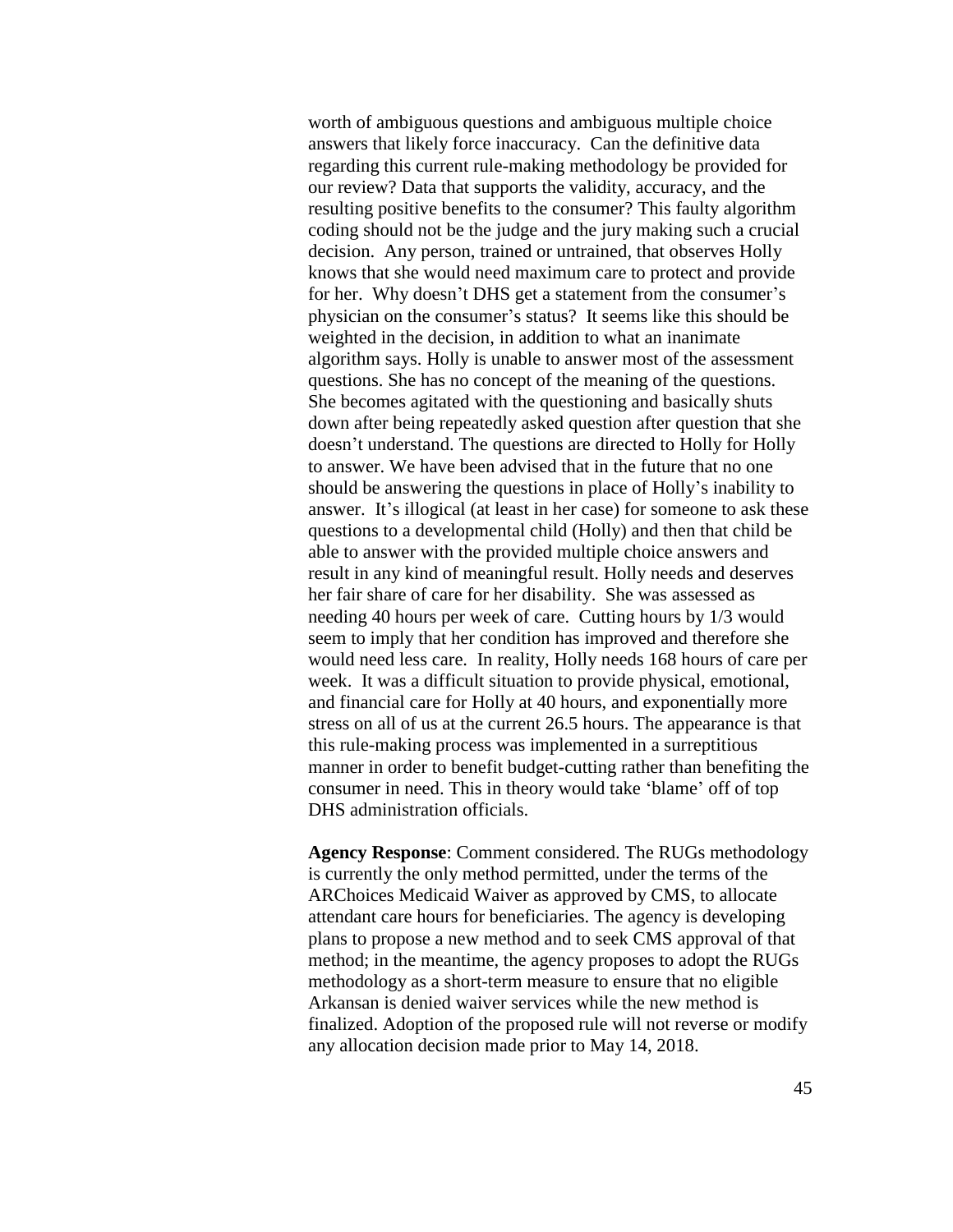worth of ambiguous questions and ambiguous multiple choice answers that likely force inaccuracy. Can the definitive data regarding this current rule-making methodology be provided for our review? Data that supports the validity, accuracy, and the resulting positive benefits to the consumer? This faulty algorithm coding should not be the judge and the jury making such a crucial decision. Any person, trained or untrained, that observes Holly knows that she would need maximum care to protect and provide for her. Why doesn't DHS get a statement from the consumer's physician on the consumer's status? It seems like this should be weighted in the decision, in addition to what an inanimate algorithm says. Holly is unable to answer most of the assessment questions. She has no concept of the meaning of the questions. She becomes agitated with the questioning and basically shuts down after being repeatedly asked question after question that she doesn't understand. The questions are directed to Holly for Holly to answer. We have been advised that in the future that no one should be answering the questions in place of Holly's inability to answer. It's illogical (at least in her case) for someone to ask these questions to a developmental child (Holly) and then that child be able to answer with the provided multiple choice answers and result in any kind of meaningful result. Holly needs and deserves her fair share of care for her disability. She was assessed as needing 40 hours per week of care. Cutting hours by 1/3 would seem to imply that her condition has improved and therefore she would need less care. In reality, Holly needs 168 hours of care per week. It was a difficult situation to provide physical, emotional, and financial care for Holly at 40 hours, and exponentially more stress on all of us at the current 26.5 hours. The appearance is that this rule-making process was implemented in a surreptitious manner in order to benefit budget-cutting rather than benefiting the consumer in need. This in theory would take 'blame' off of top DHS administration officials.

**Agency Response**: Comment considered. The RUGs methodology is currently the only method permitted, under the terms of the ARChoices Medicaid Waiver as approved by CMS, to allocate attendant care hours for beneficiaries. The agency is developing plans to propose a new method and to seek CMS approval of that method; in the meantime, the agency proposes to adopt the RUGs methodology as a short-term measure to ensure that no eligible Arkansan is denied waiver services while the new method is finalized. Adoption of the proposed rule will not reverse or modify any allocation decision made prior to May 14, 2018.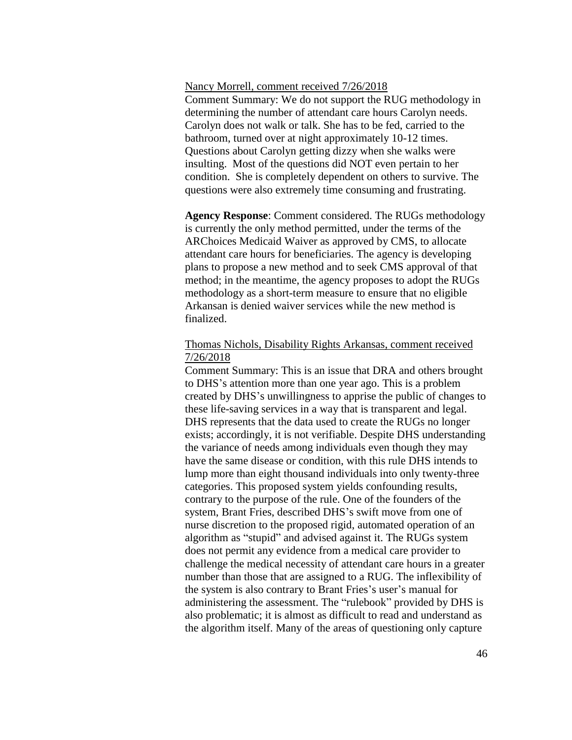Nancy Morrell, comment received 7/26/2018

Comment Summary: We do not support the RUG methodology in determining the number of attendant care hours Carolyn needs. Carolyn does not walk or talk. She has to be fed, carried to the bathroom, turned over at night approximately 10-12 times. Questions about Carolyn getting dizzy when she walks were insulting. Most of the questions did NOT even pertain to her condition. She is completely dependent on others to survive. The questions were also extremely time consuming and frustrating.

**Agency Response**: Comment considered. The RUGs methodology is currently the only method permitted, under the terms of the ARChoices Medicaid Waiver as approved by CMS, to allocate attendant care hours for beneficiaries. The agency is developing plans to propose a new method and to seek CMS approval of that method; in the meantime, the agency proposes to adopt the RUGs methodology as a short-term measure to ensure that no eligible Arkansan is denied waiver services while the new method is finalized.

Thomas Nichols, Disability Rights Arkansas, comment received 7/26/2018

Comment Summary: This is an issue that DRA and others brought to DHS's attention more than one year ago. This is a problem created by DHS's unwillingness to apprise the public of changes to these life-saving services in a way that is transparent and legal. DHS represents that the data used to create the RUGs no longer exists; accordingly, it is not verifiable. Despite DHS understanding the variance of needs among individuals even though they may have the same disease or condition, with this rule DHS intends to lump more than eight thousand individuals into only twenty-three categories. This proposed system yields confounding results, contrary to the purpose of the rule. One of the founders of the system, Brant Fries, described DHS's swift move from one of nurse discretion to the proposed rigid, automated operation of an algorithm as "stupid" and advised against it. The RUGs system does not permit any evidence from a medical care provider to challenge the medical necessity of attendant care hours in a greater number than those that are assigned to a RUG. The inflexibility of the system is also contrary to Brant Fries's user's manual for administering the assessment. The "rulebook" provided by DHS is also problematic; it is almost as difficult to read and understand as the algorithm itself. Many of the areas of questioning only capture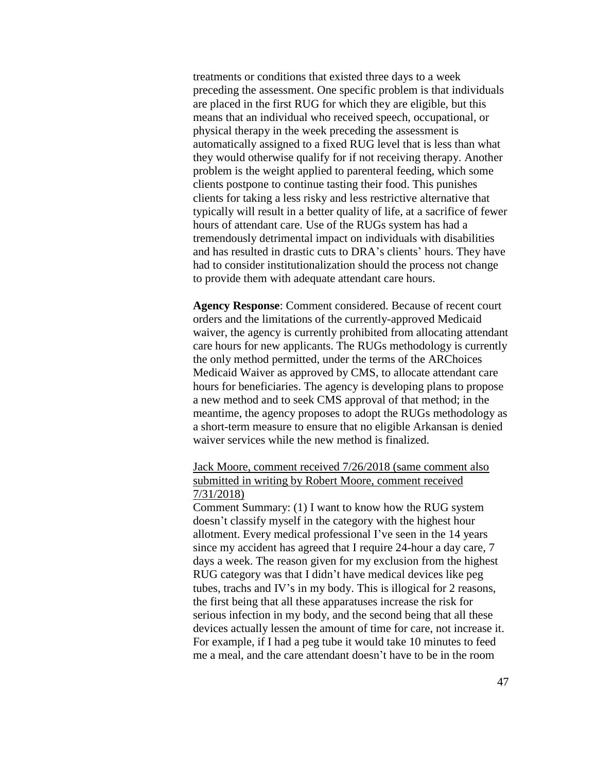treatments or conditions that existed three days to a week preceding the assessment. One specific problem is that individuals are placed in the first RUG for which they are eligible, but this means that an individual who received speech, occupational, or physical therapy in the week preceding the assessment is automatically assigned to a fixed RUG level that is less than what they would otherwise qualify for if not receiving therapy. Another problem is the weight applied to parenteral feeding, which some clients postpone to continue tasting their food. This punishes clients for taking a less risky and less restrictive alternative that typically will result in a better quality of life, at a sacrifice of fewer hours of attendant care. Use of the RUGs system has had a tremendously detrimental impact on individuals with disabilities and has resulted in drastic cuts to DRA's clients' hours. They have had to consider institutionalization should the process not change to provide them with adequate attendant care hours.

**Agency Response**: Comment considered. Because of recent court orders and the limitations of the currently-approved Medicaid waiver, the agency is currently prohibited from allocating attendant care hours for new applicants. The RUGs methodology is currently the only method permitted, under the terms of the ARChoices Medicaid Waiver as approved by CMS, to allocate attendant care hours for beneficiaries. The agency is developing plans to propose a new method and to seek CMS approval of that method; in the meantime, the agency proposes to adopt the RUGs methodology as a short-term measure to ensure that no eligible Arkansan is denied waiver services while the new method is finalized.

<u>Jack Moore, comment received 7/26/2018 (same comment also submitted in writing by Robert Moore, comment received 7/31/2018)</u>

Comment Summary: (1) I want to know how the RUG system doesn't classify myself in the category with the highest hour allotment. Every medical professional I've seen in the 14 years since my accident has agreed that I require 24-hour a day care, 7 days a week. The reason given for my exclusion from the highest RUG category was that I didn't have medical devices like peg tubes, trachs and IV's in my body. This is illogical for 2 reasons, the first being that all these apparatuses increase the risk for serious infection in my body, and the second being that all these devices actually lessen the amount of time for care, not increase it. For example, if I had a peg tube it would take 10 minutes to feed me a meal, and the care attendant doesn't have to be in the room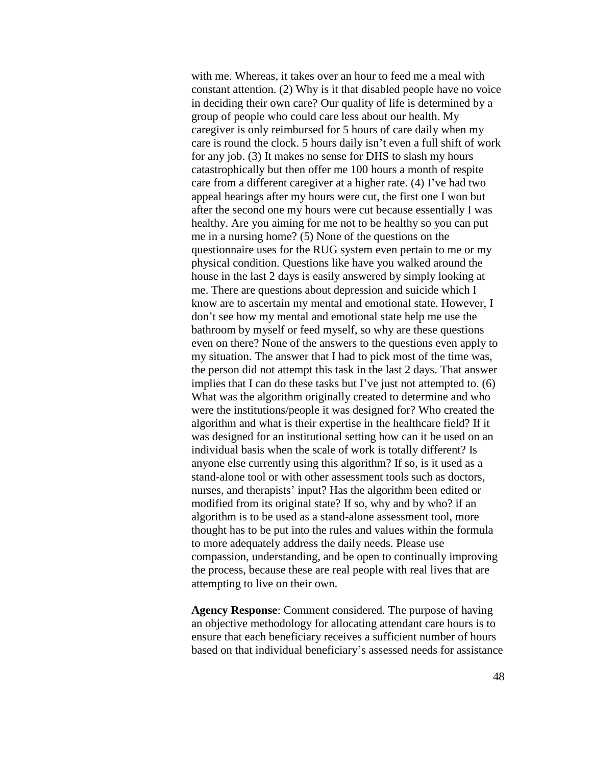with me. Whereas, it takes over an hour to feed me a meal with constant attention. (2) Why is it that disabled people have no voice in deciding their own care? Our quality of life is determined by a group of people who could care less about our health. My caregiver is only reimbursed for 5 hours of care daily when my care is round the clock. 5 hours daily isn't even a full shift of work for any job. (3) It makes no sense for DHS to slash my hours catastrophically but then offer me 100 hours a month of respite care from a different caregiver at a higher rate. (4) I've had two appeal hearings after my hours were cut, the first one I won but after the second one my hours were cut because essentially I was healthy. Are you aiming for me not to be healthy so you can put me in a nursing home? (5) None of the questions on the questionnaire uses for the RUG system even pertain to me or my physical condition. Questions like have you walked around the house in the last 2 days is easily answered by simply looking at me. There are questions about depression and suicide which I know are to ascertain my mental and emotional state. However, I don't see how my mental and emotional state help me use the bathroom by myself or feed myself, so why are these questions even on there? None of the answers to the questions even apply to my situation. The answer that I had to pick most of the time was, the person did not attempt this task in the last 2 days. That answer implies that I can do these tasks but I've just not attempted to. (6) What was the algorithm originally created to determine and who were the institutions/people it was designed for? Who created the algorithm and what is their expertise in the healthcare field? If it was designed for an institutional setting how can it be used on an individual basis when the scale of work is totally different? Is anyone else currently using this algorithm? If so, is it used as a stand-alone tool or with other assessment tools such as doctors, nurses, and therapists' input? Has the algorithm been edited or modified from its original state? If so, why and by who? if an algorithm is to be used as a stand-alone assessment tool, more thought has to be put into the rules and values within the formula to more adequately address the daily needs. Please use compassion, understanding, and be open to continually improving the process, because these are real people with real lives that are attempting to live on their own.

**Agency Response**: Comment considered. The purpose of having an objective methodology for allocating attendant care hours is to ensure that each beneficiary receives a sufficient number of hours based on that individual beneficiary's assessed needs for assistance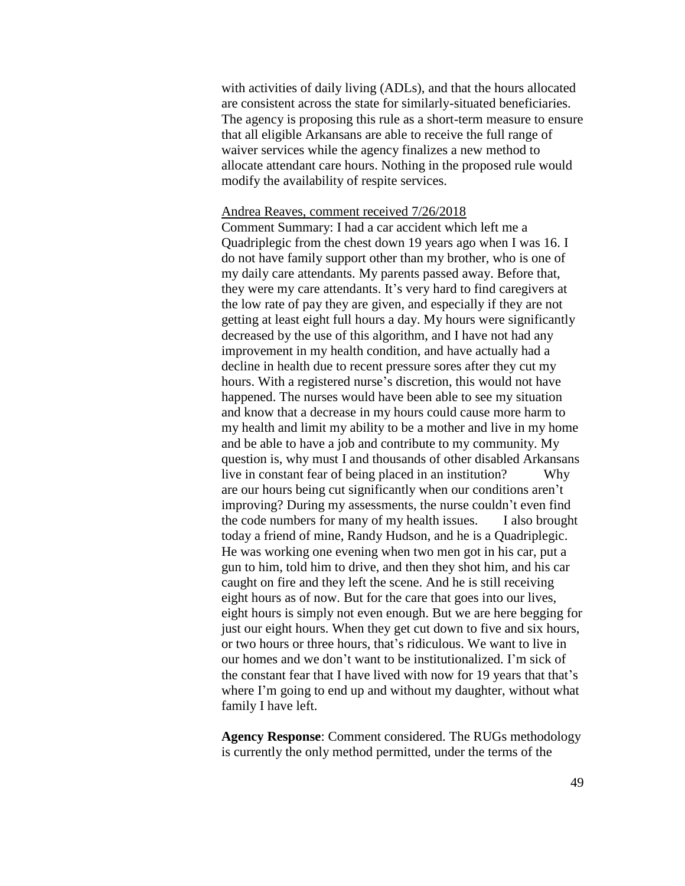with activities of daily living (ADLs), and that the hours allocated are consistent across the state for similarly-situated beneficiaries. The agency is proposing this rule as a short-term measure to ensure that all eligible Arkansans are able to receive the full range of waiver services while the agency finalizes a new method to allocate attendant care hours. Nothing in the proposed rule would modify the availability of respite services.

Andrea Reaves, comment received 7/26/2018

Comment Summary: I had a car accident which left me a Quadriplegic from the chest down 19 years ago when I was 16. I do not have family support other than my brother, who is one of my daily care attendants. My parents passed away. Before that, they were my care attendants. It's very hard to find caregivers at the low rate of pay they are given, and especially if they are not getting at least eight full hours a day. My hours were significantly decreased by the use of this algorithm, and I have not had any improvement in my health condition, and have actually had a decline in health due to recent pressure sores after they cut my hours. With a registered nurse's discretion, this would not have happened. The nurses would have been able to see my situation and know that a decrease in my hours could cause more harm to my health and limit my ability to be a mother and live in my home and be able to have a job and contribute to my community. My question is, why must I and thousands of other disabled Arkansans live in constant fear of being placed in an institution? Why are our hours being cut significantly when our conditions aren't improving? During my assessments, the nurse couldn't even find the code numbers for many of my health issues. I also brought today a friend of mine, Randy Hudson, and he is a Quadriplegic. He was working one evening when two men got in his car, put a gun to him, told him to drive, and then they shot him, and his car caught on fire and they left the scene. And he is still receiving eight hours as of now. But for the care that goes into our lives, eight hours is simply not even enough. But we are here begging for just our eight hours. When they get cut down to five and six hours, or two hours or three hours, that's ridiculous. We want to live in our homes and we don't want to be institutionalized. I'm sick of the constant fear that I have lived with now for 19 years that that's where I'm going to end up and without my daughter, without what family I have left.

**Agency Response**: Comment considered. The RUGs methodology is currently the only method permitted, under the terms of the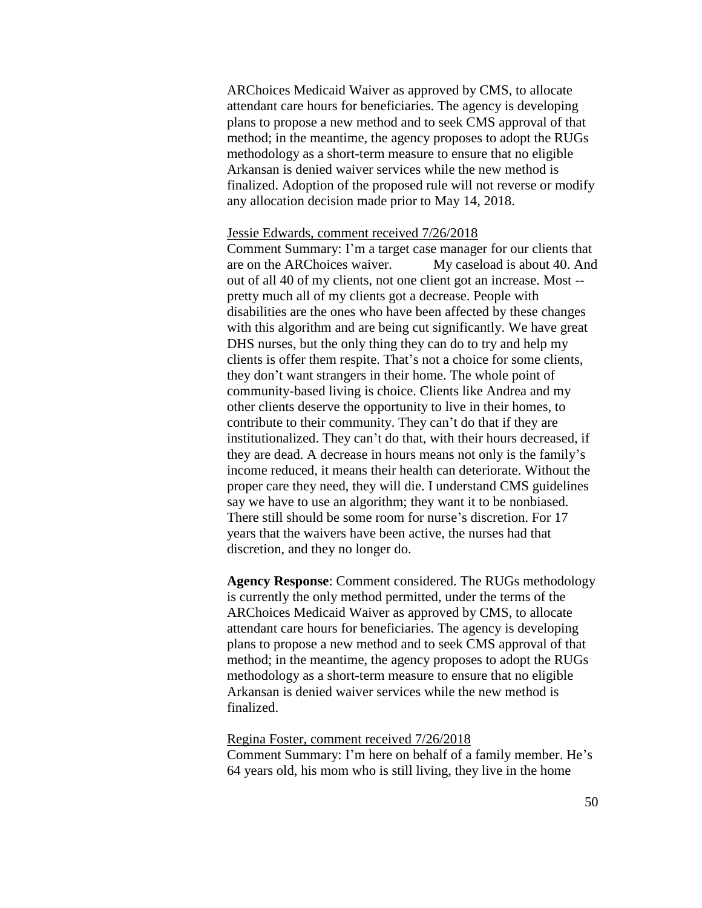ARChoices Medicaid Waiver as approved by CMS, to allocate attendant care hours for beneficiaries. The agency is developing plans to propose a new method and to seek CMS approval of that method; in the meantime, the agency proposes to adopt the RUGs methodology as a short-term measure to ensure that no eligible Arkansan is denied waiver services while the new method is finalized. Adoption of the proposed rule will not reverse or modify any allocation decision made prior to May 14, 2018.

<u>Jessie Edwards, comment received 7/26/2018</u>

Comment Summary: I'm a target case manager for our clients that are on the ARChoices waiver. My caseload is about 40. And out of all 40 of my clients, not one client got an increase. Most -- pretty much all of my clients got a decrease. People with disabilities are the ones who have been affected by these changes with this algorithm and are being cut significantly. We have great DHS nurses, but the only thing they can do to try and help my clients is offer them respite. That's not a choice for some clients, they don't want strangers in their home. The whole point of community-based living is choice. Clients like Andrea and my other clients deserve the opportunity to live in their homes, to contribute to their community. They can't do that if they are institutionalized. They can't do that, with their hours decreased, if they are dead. A decrease in hours means not only is the family's income reduced, it means their health can deteriorate. Without the proper care they need, they will die. I understand CMS guidelines say we have to use an algorithm; they want it to be nonbiased. There still should be some room for nurse's discretion. For 17 years that the waivers have been active, the nurses had that discretion, and they no longer do.

**Agency Response**: Comment considered. The RUGs methodology is currently the only method permitted, under the terms of the ARChoices Medicaid Waiver as approved by CMS, to allocate attendant care hours for beneficiaries. The agency is developing plans to propose a new method and to seek CMS approval of that method; in the meantime, the agency proposes to adopt the RUGs methodology as a short-term measure to ensure that no eligible Arkansan is denied waiver services while the new method is finalized.

<u>Regina Foster, comment received 7/26/2018</u>

Comment Summary: I'm here on behalf of a family member. He's 64 years old, his mom who is still living, they live in the home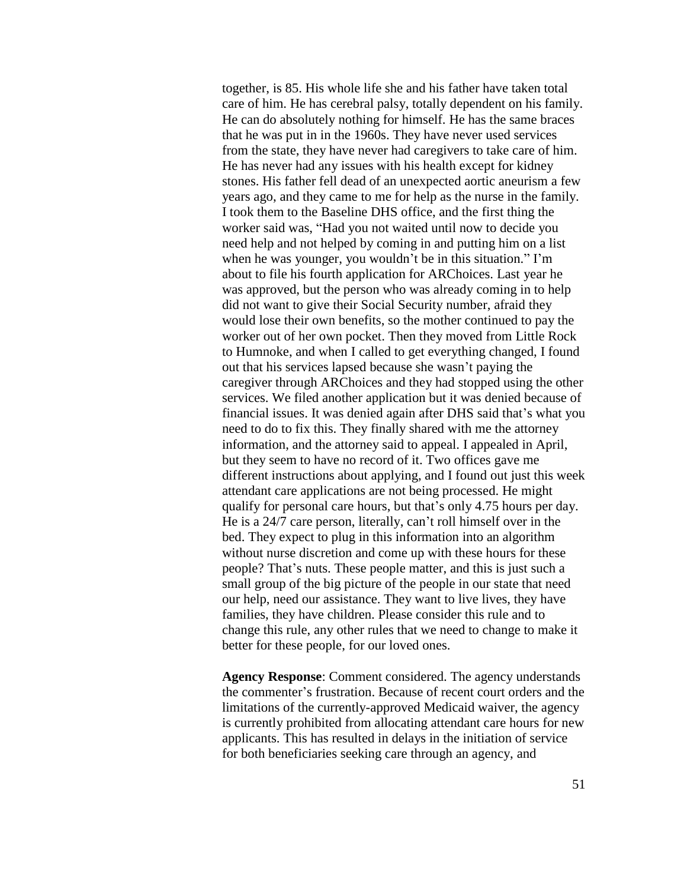together, is 85. His whole life she and his father have taken total care of him. He has cerebral palsy, totally dependent on his family. He can do absolutely nothing for himself. He has the same braces that he was put in in the 1960s. They have never used services from the state, they have never had caregivers to take care of him. He has never had any issues with his health except for kidney stones. His father fell dead of an unexpected aortic aneurism a few years ago, and they came to me for help as the nurse in the family. I took them to the Baseline DHS office, and the first thing the worker said was, "Had you not waited until now to decide you need help and not helped by coming in and putting him on a list when he was younger, you wouldn't be in this situation." I'm about to file his fourth application for ARChoices. Last year he was approved, but the person who was already coming in to help did not want to give their Social Security number, afraid they would lose their own benefits, so the mother continued to pay the worker out of her own pocket. Then they moved from Little Rock to Humnoke, and when I called to get everything changed, I found out that his services lapsed because she wasn't paying the caregiver through ARChoices and they had stopped using the other services. We filed another application but it was denied because of financial issues. It was denied again after DHS said that's what you need to do to fix this. They finally shared with me the attorney information, and the attorney said to appeal. I appealed in April, but they seem to have no record of it. Two offices gave me different instructions about applying, and I found out just this week attendant care applications are not being processed. He might qualify for personal care hours, but that's only 4.75 hours per day. He is a 24/7 care person, literally, can't roll himself over in the bed. They expect to plug in this information into an algorithm without nurse discretion and come up with these hours for these people? That's nuts. These people matter, and this is just such a small group of the big picture of the people in our state that need our help, need our assistance. They want to live lives, they have families, they have children. Please consider this rule and to change this rule, any other rules that we need to change to make it better for these people, for our loved ones.

**Agency Response**: Comment considered. The agency understands the commenter's frustration. Because of recent court orders and the limitations of the currently-approved Medicaid waiver, the agency is currently prohibited from allocating attendant care hours for new applicants. This has resulted in delays in the initiation of service for both beneficiaries seeking care through an agency, and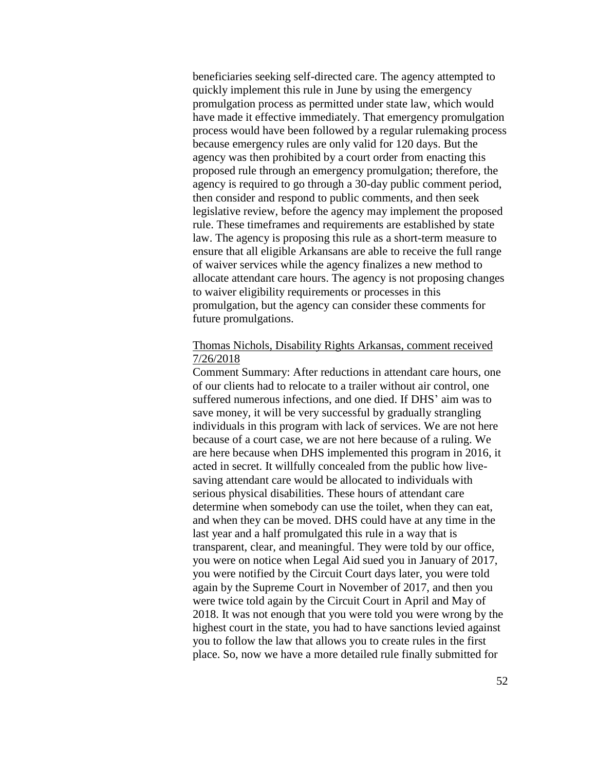beneficiaries seeking self-directed care. The agency attempted to quickly implement this rule in June by using the emergency promulgation process as permitted under state law, which would have made it effective immediately. That emergency promulgation process would have been followed by a regular rulemaking process because emergency rules are only valid for 120 days. But the agency was then prohibited by a court order from enacting this proposed rule through an emergency promulgation; therefore, the agency is required to go through a 30-day public comment period, then consider and respond to public comments, and then seek legislative review, before the agency may implement the proposed rule. These timeframes and requirements are established by state law. The agency is proposing this rule as a short-term measure to ensure that all eligible Arkansans are able to receive the full range of waiver services while the agency finalizes a new method to allocate attendant care hours. The agency is not proposing changes to waiver eligibility requirements or processes in this promulgation, but the agency can consider these comments for future promulgations.

<u>Thomas Nichols, Disability Rights Arkansas, comment received 7/26/2018</u>

Comment Summary: After reductions in attendant care hours, one of our clients had to relocate to a trailer without air control, one suffered numerous infections, and one died. If DHS' aim was to save money, it will be very successful by gradually strangling individuals in this program with lack of services. We are not here because of a court case, we are not here because of a ruling. We are here because when DHS implemented this program in 2016, it acted in secret. It willfully concealed from the public how live-saving attendant care would be allocated to individuals with serious physical disabilities. These hours of attendant care determine when somebody can use the toilet, when they can eat, and when they can be moved. DHS could have at any time in the last year and a half promulgated this rule in a way that is transparent, clear, and meaningful. They were told by our office, you were on notice when Legal Aid sued you in January of 2017, you were notified by the Circuit Court days later, you were told again by the Supreme Court in November of 2017, and then you were twice told again by the Circuit Court in April and May of 2018. It was not enough that you were told you were wrong by the highest court in the state, you had to have sanctions levied against you to follow the law that allows you to create rules in the first place. So, now we have a more detailed rule finally submitted for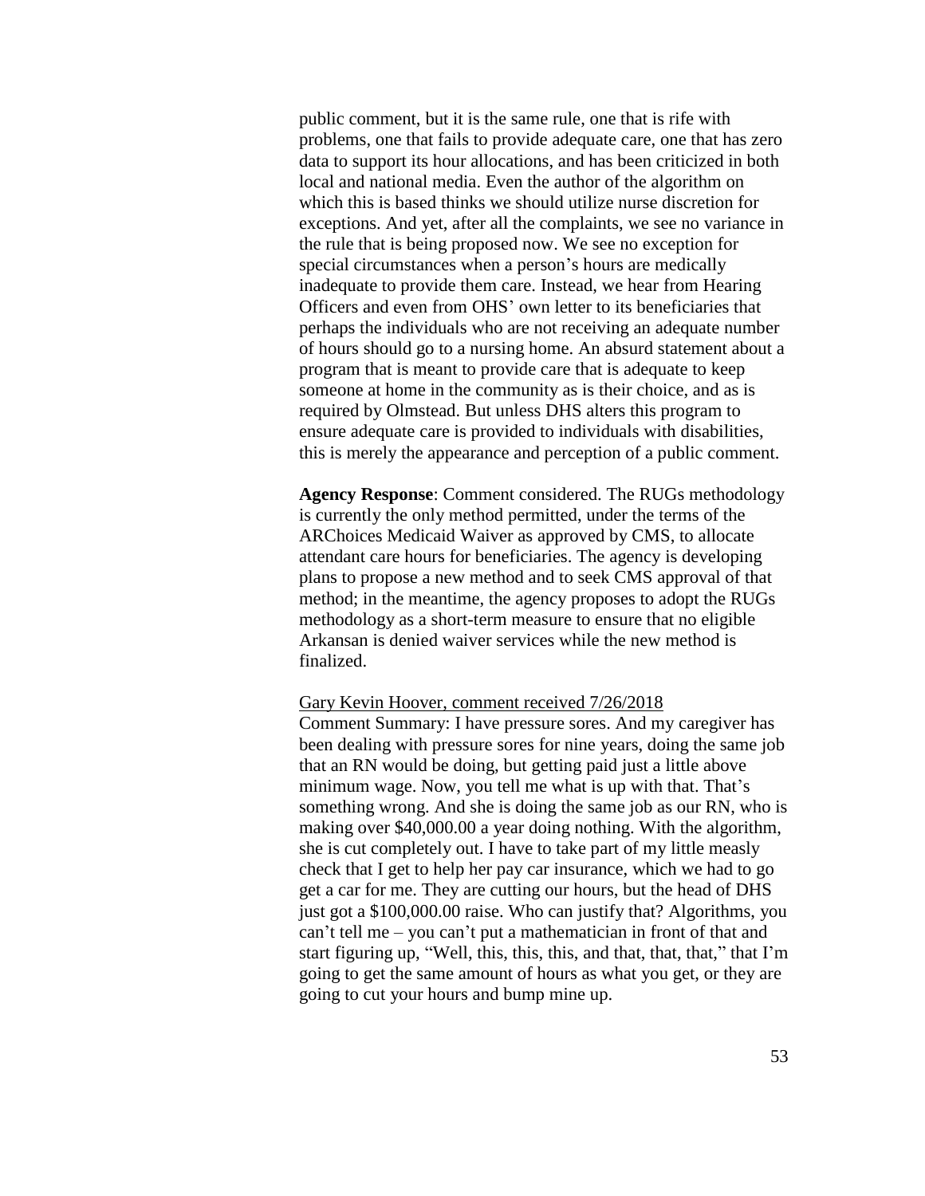public comment, but it is the same rule, one that is rife with problems, one that fails to provide adequate care, one that has zero data to support its hour allocations, and has been criticized in both local and national media. Even the author of the algorithm on which this is based thinks we should utilize nurse discretion for exceptions. And yet, after all the complaints, we see no variance in the rule that is being proposed now. We see no exception for special circumstances when a person's hours are medically inadequate to provide them care. Instead, we hear from Hearing Officers and even from OHS' own letter to its beneficiaries that perhaps the individuals who are not receiving an adequate number of hours should go to a nursing home. An absurd statement about a program that is meant to provide care that is adequate to keep someone at home in the community as is their choice, and as is required by Olmstead. But unless DHS alters this program to ensure adequate care is provided to individuals with disabilities, this is merely the appearance and perception of a public comment.

**Agency Response**: Comment considered. The RUGs methodology is currently the only method permitted, under the terms of the ARChoices Medicaid Waiver as approved by CMS, to allocate attendant care hours for beneficiaries. The agency is developing plans to propose a new method and to seek CMS approval of that method; in the meantime, the agency proposes to adopt the RUGs methodology as a short-term measure to ensure that no eligible Arkansan is denied waiver services while the new method is finalized.

Gary Kevin Hoover, comment received 7/26/2018

Comment Summary: I have pressure sores. And my caregiver has been dealing with pressure sores for nine years, doing the same job that an RN would be doing, but getting paid just a little above minimum wage. Now, you tell me what is up with that. That's something wrong. And she is doing the same job as our RN, who is making over $40,000.00 a year doing nothing. With the algorithm, she is cut completely out. I have to take part of my little measly check that I get to help her pay car insurance, which we had to go get a car for me. They are cutting our hours, but the head of DHS just got a $100,000.00 raise. Who can justify that? Algorithms, you can't tell me – you can't put a mathematician in front of that and start figuring up, "Well, this, this, this, and that, that, that," that I'm going to get the same amount of hours as what you get, or they are going to cut your hours and bump mine up.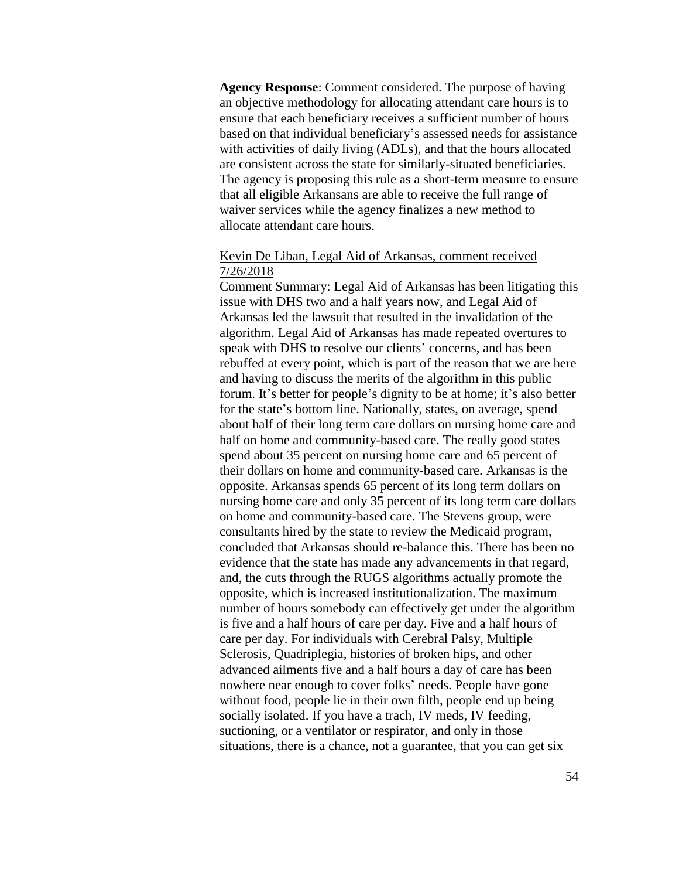**Agency Response**: Comment considered. The purpose of having an objective methodology for allocating attendant care hours is to ensure that each beneficiary receives a sufficient number of hours based on that individual beneficiary's assessed needs for assistance with activities of daily living (ADLs), and that the hours allocated are consistent across the state for similarly-situated beneficiaries. The agency is proposing this rule as a short-term measure to ensure that all eligible Arkansans are able to receive the full range of waiver services while the agency finalizes a new method to allocate attendant care hours.

<u>Kevin De Liban, Legal Aid of Arkansas, comment received 7/26/2018</u>

Comment Summary: Legal Aid of Arkansas has been litigating this issue with DHS two and a half years now, and Legal Aid of Arkansas led the lawsuit that resulted in the invalidation of the algorithm. Legal Aid of Arkansas has made repeated overtures to speak with DHS to resolve our clients' concerns, and has been rebuffed at every point, which is part of the reason that we are here and having to discuss the merits of the algorithm in this public forum. It's better for people's dignity to be at home; it's also better for the state's bottom line. Nationally, states, on average, spend about half of their long term care dollars on nursing home care and half on home and community-based care. The really good states spend about 35 percent on nursing home care and 65 percent of their dollars on home and community-based care. Arkansas is the opposite. Arkansas spends 65 percent of its long term dollars on nursing home care and only 35 percent of its long term care dollars on home and community-based care. The Stevens group, were consultants hired by the state to review the Medicaid program, concluded that Arkansas should re-balance this. There has been no evidence that the state has made any advancements in that regard, and, the cuts through the RUGS algorithms actually promote the opposite, which is increased institutionalization. The maximum number of hours somebody can effectively get under the algorithm is five and a half hours of care per day. Five and a half hours of care per day. For individuals with Cerebral Palsy, Multiple Sclerosis, Quadriplegia, histories of broken hips, and other advanced ailments five and a half hours a day of care has been nowhere near enough to cover folks' needs. People have gone without food, people lie in their own filth, people end up being socially isolated. If you have a trach, IV meds, IV feeding, suctioning, or a ventilator or respirator, and only in those situations, there is a chance, not a guarantee, that you can get six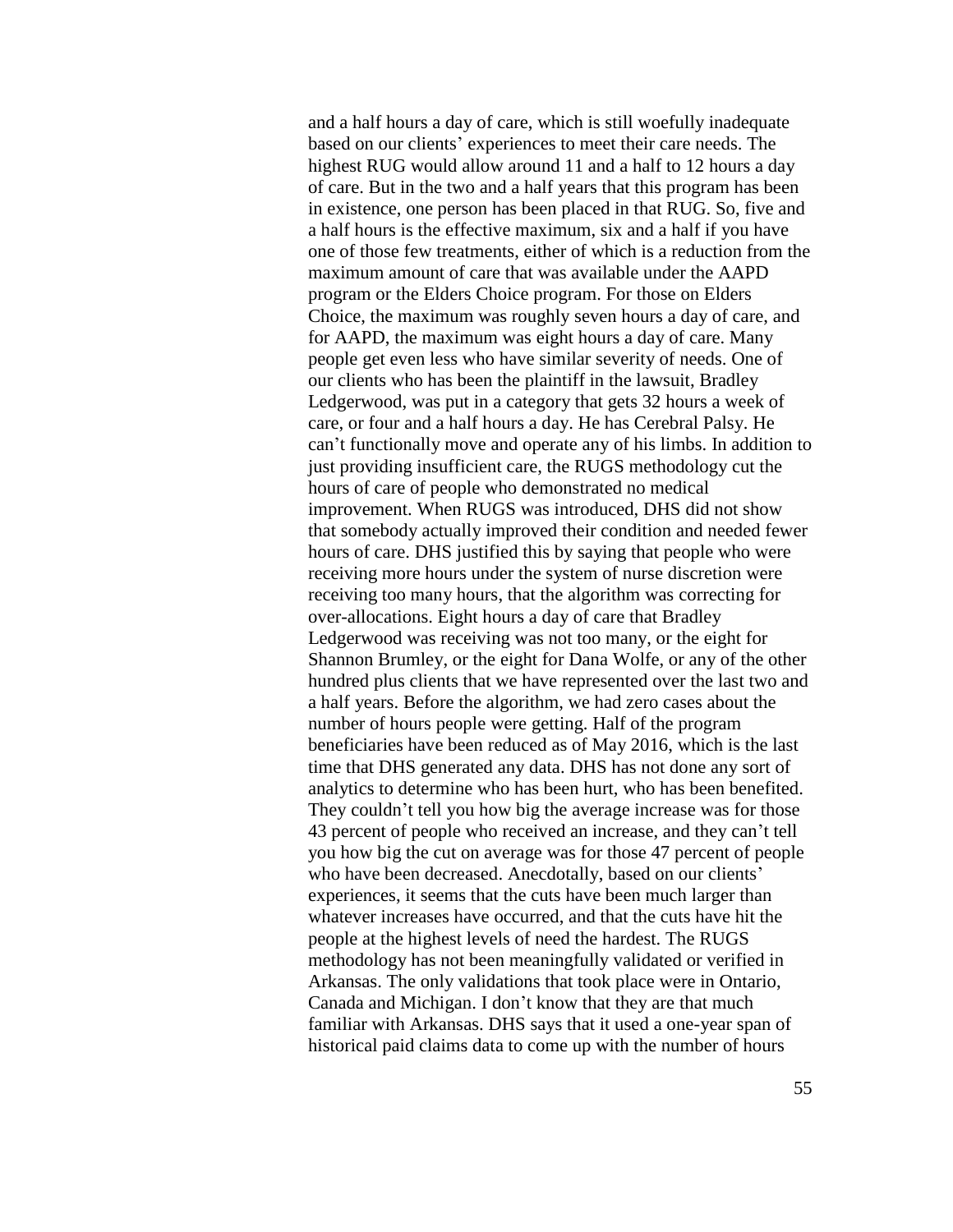and a half hours a day of care, which is still woefully inadequate based on our clients' experiences to meet their care needs. The highest RUG would allow around 11 and a half to 12 hours a day of care. But in the two and a half years that this program has been in existence, one person has been placed in that RUG. So, five and a half hours is the effective maximum, six and a half if you have one of those few treatments, either of which is a reduction from the maximum amount of care that was available under the AAPD program or the Elders Choice program. For those on Elders Choice, the maximum was roughly seven hours a day of care, and for AAPD, the maximum was eight hours a day of care. Many people get even less who have similar severity of needs. One of our clients who has been the plaintiff in the lawsuit, Bradley Ledgerwood, was put in a category that gets 32 hours a week of care, or four and a half hours a day. He has Cerebral Palsy. He can't functionally move and operate any of his limbs. In addition to just providing insufficient care, the RUGS methodology cut the hours of care of people who demonstrated no medical improvement. When RUGS was introduced, DHS did not show that somebody actually improved their condition and needed fewer hours of care. DHS justified this by saying that people who were receiving more hours under the system of nurse discretion were receiving too many hours, that the algorithm was correcting for over-allocations. Eight hours a day of care that Bradley Ledgerwood was receiving was not too many, or the eight for Shannon Brumley, or the eight for Dana Wolfe, or any of the other hundred plus clients that we have represented over the last two and a half years. Before the algorithm, we had zero cases about the number of hours people were getting. Half of the program beneficiaries have been reduced as of May 2016, which is the last time that DHS generated any data. DHS has not done any sort of analytics to determine who has been hurt, who has been benefited. They couldn't tell you how big the average increase was for those 43 percent of people who received an increase, and they can't tell you how big the cut on average was for those 47 percent of people who have been decreased. Anecdotally, based on our clients' experiences, it seems that the cuts have been much larger than whatever increases have occurred, and that the cuts have hit the people at the highest levels of need the hardest. The RUGS methodology has not been meaningfully validated or verified in Arkansas. The only validations that took place were in Ontario, Canada and Michigan. I don't know that they are that much familiar with Arkansas. DHS says that it used a one-year span of historical paid claims data to come up with the number of hours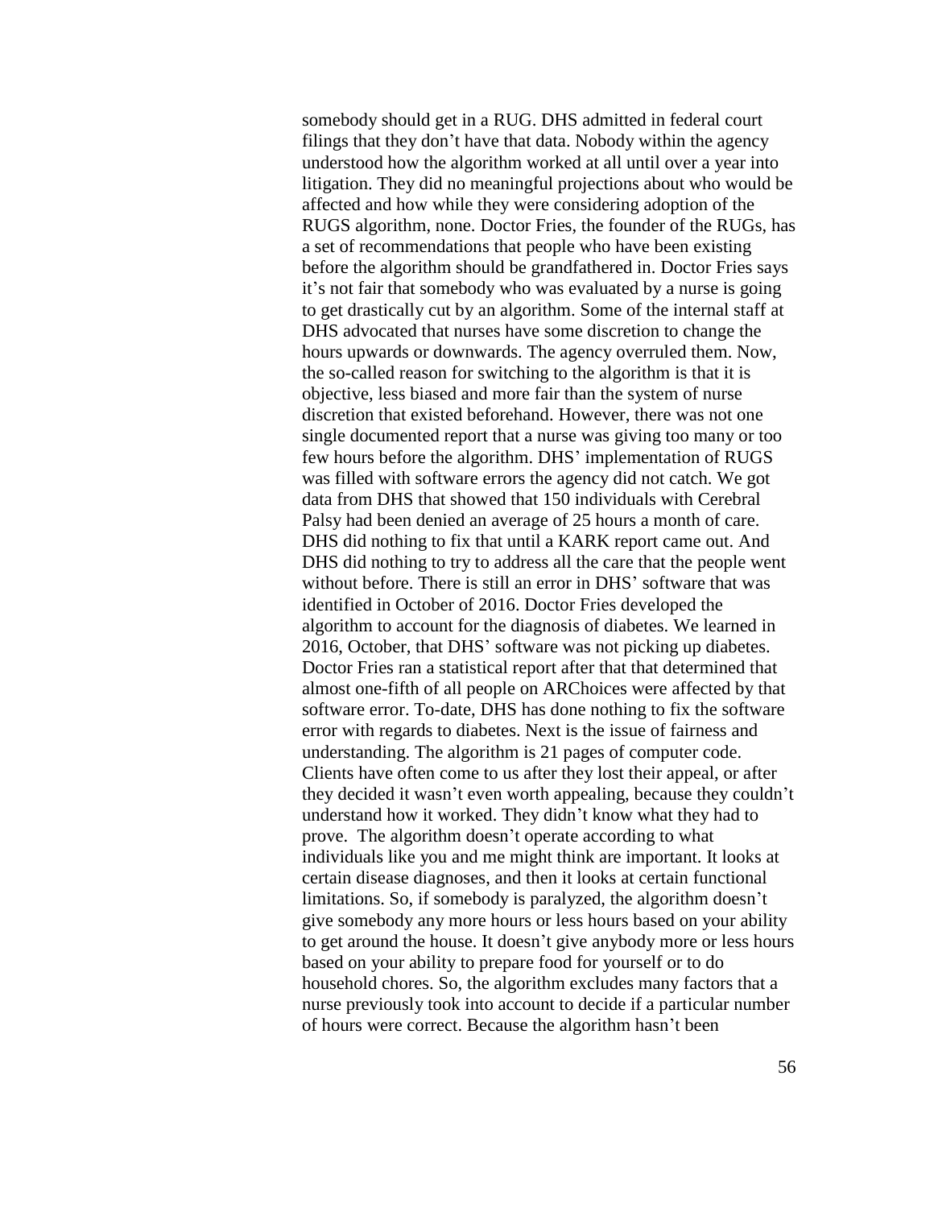somebody should get in a RUG. DHS admitted in federal court filings that they don’t have that data. Nobody within the agency understood how the algorithm worked at all until over a year into litigation. They did no meaningful projections about who would be affected and how while they were considering adoption of the RUGS algorithm, none. Doctor Fries, the founder of the RUGs, has a set of recommendations that people who have been existing before the algorithm should be grandfathered in. Doctor Fries says it’s not fair that somebody who was evaluated by a nurse is going to get drastically cut by an algorithm. Some of the internal staff at DHS advocated that nurses have some discretion to change the hours upwards or downwards. The agency overruled them. Now, the so-called reason for switching to the algorithm is that it is objective, less biased and more fair than the system of nurse discretion that existed beforehand. However, there was not one single documented report that a nurse was giving too many or too few hours before the algorithm. DHS’ implementation of RUGS was filled with software errors the agency did not catch. We got data from DHS that showed that 150 individuals with Cerebral Palsy had been denied an average of 25 hours a month of care. DHS did nothing to fix that until a KARK report came out. And DHS did nothing to try to address all the care that the people went without before. There is still an error in DHS’ software that was identified in October of 2016. Doctor Fries developed the algorithm to account for the diagnosis of diabetes. We learned in 2016, October, that DHS’ software was not picking up diabetes. Doctor Fries ran a statistical report after that that determined that almost one-fifth of all people on ARChoices were affected by that software error. To-date, DHS has done nothing to fix the software error with regards to diabetes. Next is the issue of fairness and understanding. The algorithm is 21 pages of computer code. Clients have often come to us after they lost their appeal, or after they decided it wasn’t even worth appealing, because they couldn’t understand how it worked. They didn’t know what they had to prove. The algorithm doesn’t operate according to what individuals like you and me might think are important. It looks at certain disease diagnoses, and then it looks at certain functional limitations. So, if somebody is paralyzed, the algorithm doesn’t give somebody any more hours or less hours based on your ability to get around the house. It doesn’t give anybody more or less hours based on your ability to prepare food for yourself or to do household chores. So, the algorithm excludes many factors that a nurse previously took into account to decide if a particular number of hours were correct. Because the algorithm hasn’t been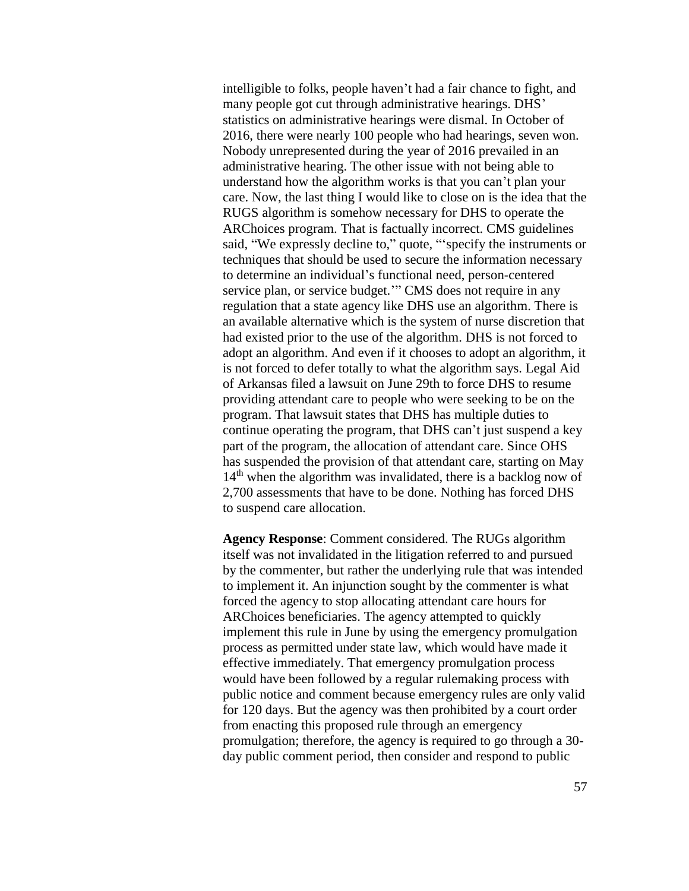intelligible to folks, people haven't had a fair chance to fight, and many people got cut through administrative hearings. DHS' statistics on administrative hearings were dismal. In October of 2016, there were nearly 100 people who had hearings, seven won. Nobody unrepresented during the year of 2016 prevailed in an administrative hearing. The other issue with not being able to understand how the algorithm works is that you can't plan your care. Now, the last thing I would like to close on is the idea that the RUGS algorithm is somehow necessary for DHS to operate the ARChoices program. That is factually incorrect. CMS guidelines said, "We expressly decline to," quote, "'specify the instruments or techniques that should be used to secure the information necessary to determine an individual's functional need, person-centered service plan, or service budget.'" CMS does not require in any regulation that a state agency like DHS use an algorithm. There is an available alternative which is the system of nurse discretion that had existed prior to the use of the algorithm. DHS is not forced to adopt an algorithm. And even if it chooses to adopt an algorithm, it is not forced to defer totally to what the algorithm says. Legal Aid of Arkansas filed a lawsuit on June 29th to force DHS to resume providing attendant care to people who were seeking to be on the program. That lawsuit states that DHS has multiple duties to continue operating the program, that DHS can't just suspend a key part of the program, the allocation of attendant care. Since OHS has suspended the provision of that attendant care, starting on May 14th when the algorithm was invalidated, there is a backlog now of 2,700 assessments that have to be done. Nothing has forced DHS to suspend care allocation.

**Agency Response**: Comment considered. The RUGs algorithm itself was not invalidated in the litigation referred to and pursued by the commenter, but rather the underlying rule that was intended to implement it. An injunction sought by the commenter is what forced the agency to stop allocating attendant care hours for ARChoices beneficiaries. The agency attempted to quickly implement this rule in June by using the emergency promulgation process as permitted under state law, which would have made it effective immediately. That emergency promulgation process would have been followed by a regular rulemaking process with public notice and comment because emergency rules are only valid for 120 days. But the agency was then prohibited by a court order from enacting this proposed rule through an emergency promulgation; therefore, the agency is required to go through a 30-day public comment period, then consider and respond to public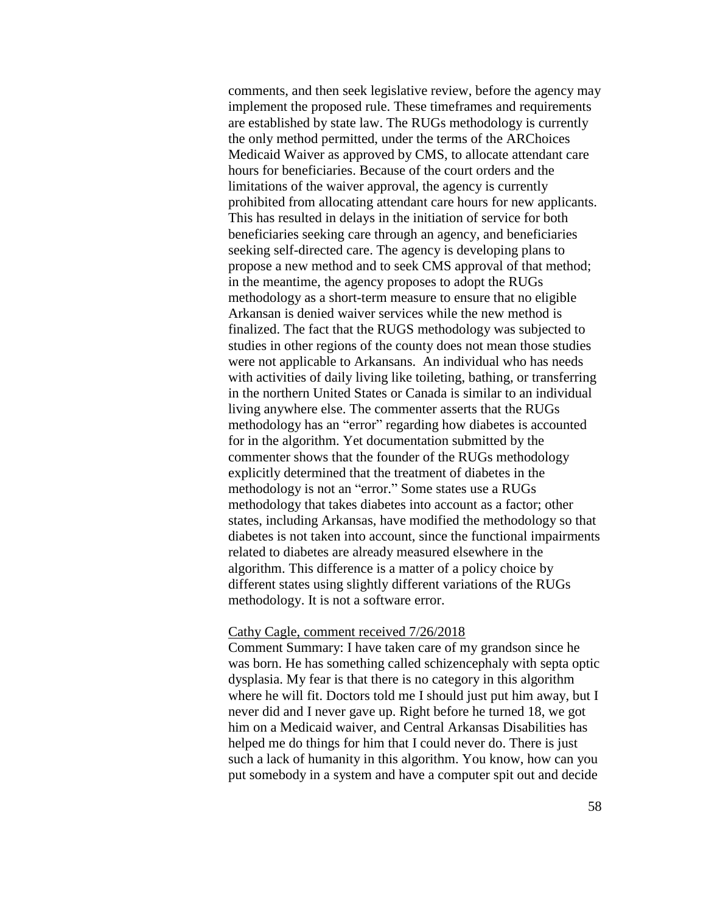comments, and then seek legislative review, before the agency may implement the proposed rule. These timeframes and requirements are established by state law. The RUGs methodology is currently the only method permitted, under the terms of the ARChoices Medicaid Waiver as approved by CMS, to allocate attendant care hours for beneficiaries. Because of the court orders and the limitations of the waiver approval, the agency is currently prohibited from allocating attendant care hours for new applicants. This has resulted in delays in the initiation of service for both beneficiaries seeking care through an agency, and beneficiaries seeking self-directed care. The agency is developing plans to propose a new method and to seek CMS approval of that method; in the meantime, the agency proposes to adopt the RUGs methodology as a short-term measure to ensure that no eligible Arkansan is denied waiver services while the new method is finalized. The fact that the RUGS methodology was subjected to studies in other regions of the county does not mean those studies were not applicable to Arkansans. An individual who has needs with activities of daily living like toileting, bathing, or transferring in the northern United States or Canada is similar to an individual living anywhere else. The commenter asserts that the RUGs methodology has an "error" regarding how diabetes is accounted for in the algorithm. Yet documentation submitted by the commenter shows that the founder of the RUGs methodology explicitly determined that the treatment of diabetes in the methodology is not an "error." Some states use a RUGs methodology that takes diabetes into account as a factor; other states, including Arkansas, have modified the methodology so that diabetes is not taken into account, since the functional impairments related to diabetes are already measured elsewhere in the algorithm. This difference is a matter of a policy choice by different states using slightly different variations of the RUGs methodology. It is not a software error.

<u>Cathy Cagle, comment received 7/26/2018</u>

Comment Summary: I have taken care of my grandson since he was born. He has something called schizencephaly with septa optic dysplasia. My fear is that there is no category in this algorithm where he will fit. Doctors told me I should just put him away, but I never did and I never gave up. Right before he turned 18, we got him on a Medicaid waiver, and Central Arkansas Disabilities has helped me do things for him that I could never do. There is just such a lack of humanity in this algorithm. You know, how can you put somebody in a system and have a computer spit out and decide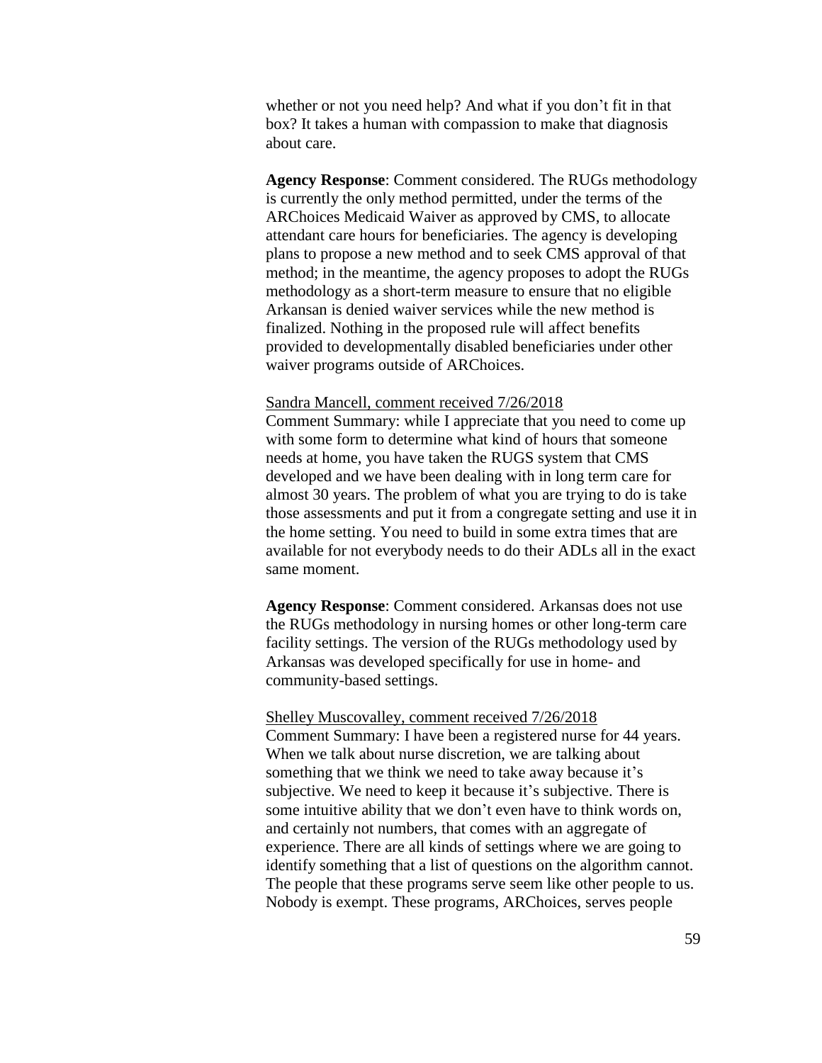whether or not you need help? And what if you don't fit in that box? It takes a human with compassion to make that diagnosis about care.

**Agency Response**: Comment considered. The RUGs methodology is currently the only method permitted, under the terms of the ARChoices Medicaid Waiver as approved by CMS, to allocate attendant care hours for beneficiaries. The agency is developing plans to propose a new method and to seek CMS approval of that method; in the meantime, the agency proposes to adopt the RUGs methodology as a short-term measure to ensure that no eligible Arkansan is denied waiver services while the new method is finalized. Nothing in the proposed rule will affect benefits provided to developmentally disabled beneficiaries under other waiver programs outside of ARChoices.

<u>Sandra Mancell, comment received 7/26/2018</u>
Comment Summary: while I appreciate that you need to come up with some form to determine what kind of hours that someone needs at home, you have taken the RUGS system that CMS developed and we have been dealing with in long term care for almost 30 years. The problem of what you are trying to do is take those assessments and put it from a congregate setting and use it in the home setting. You need to build in some extra times that are available for not everybody needs to do their ADLs all in the exact same moment.

**Agency Response**: Comment considered. Arkansas does not use the RUGs methodology in nursing homes or other long-term care facility settings. The version of the RUGs methodology used by Arkansas was developed specifically for use in home- and community-based settings.

<u>Shelley Muscovalley, comment received 7/26/2018</u>
Comment Summary: I have been a registered nurse for 44 years. When we talk about nurse discretion, we are talking about something that we think we need to take away because it's subjective. We need to keep it because it's subjective. There is some intuitive ability that we don't even have to think words on, and certainly not numbers, that comes with an aggregate of experience. There are all kinds of settings where we are going to identify something that a list of questions on the algorithm cannot. The people that these programs serve seem like other people to us. Nobody is exempt. These programs, ARChoices, serves people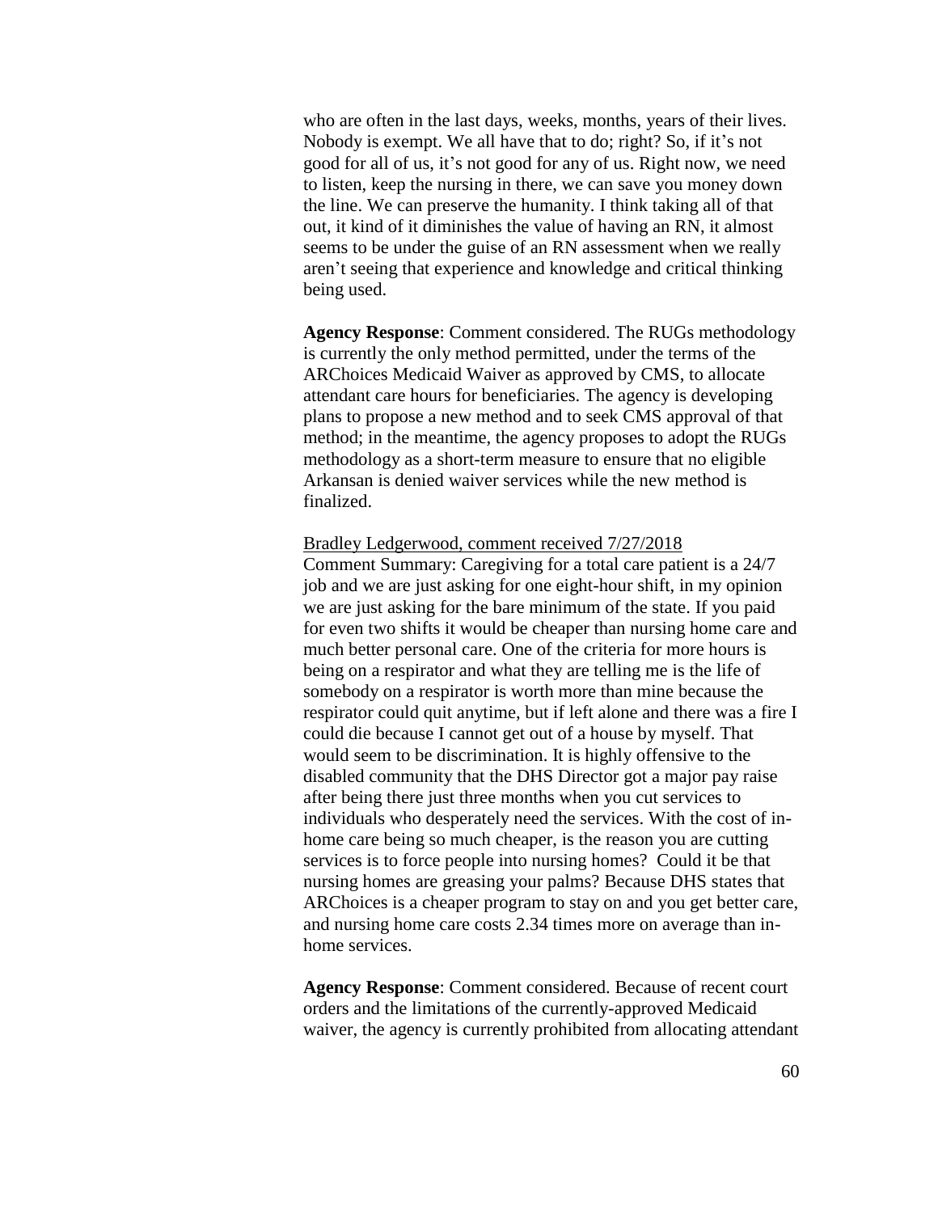who are often in the last days, weeks, months, years of their lives. Nobody is exempt. We all have that to do; right? So, if it's not good for all of us, it's not good for any of us. Right now, we need to listen, keep the nursing in there, we can save you money down the line. We can preserve the humanity. I think taking all of that out, it kind of it diminishes the value of having an RN, it almost seems to be under the guise of an RN assessment when we really aren't seeing that experience and knowledge and critical thinking being used.

**Agency Response**: Comment considered. The RUGs methodology is currently the only method permitted, under the terms of the ARChoices Medicaid Waiver as approved by CMS, to allocate attendant care hours for beneficiaries. The agency is developing plans to propose a new method and to seek CMS approval of that method; in the meantime, the agency proposes to adopt the RUGs methodology as a short-term measure to ensure that no eligible Arkansan is denied waiver services while the new method is finalized.

Bradley Ledgerwood, comment received 7/27/2018

Comment Summary: Caregiving for a total care patient is a 24/7 job and we are just asking for one eight-hour shift, in my opinion we are just asking for the bare minimum of the state. If you paid for even two shifts it would be cheaper than nursing home care and much better personal care. One of the criteria for more hours is being on a respirator and what they are telling me is the life of somebody on a respirator is worth more than mine because the respirator could quit anytime, but if left alone and there was a fire I could die because I cannot get out of a house by myself. That would seem to be discrimination. It is highly offensive to the disabled community that the DHS Director got a major pay raise after being there just three months when you cut services to individuals who desperately need the services. With the cost of in-home care being so much cheaper, is the reason you are cutting services is to force people into nursing homes? Could it be that nursing homes are greasing your palms? Because DHS states that ARChoices is a cheaper program to stay on and you get better care, and nursing home care costs 2.34 times more on average than in-home services.

**Agency Response**: Comment considered. Because of recent court orders and the limitations of the currently-approved Medicaid waiver, the agency is currently prohibited from allocating attendant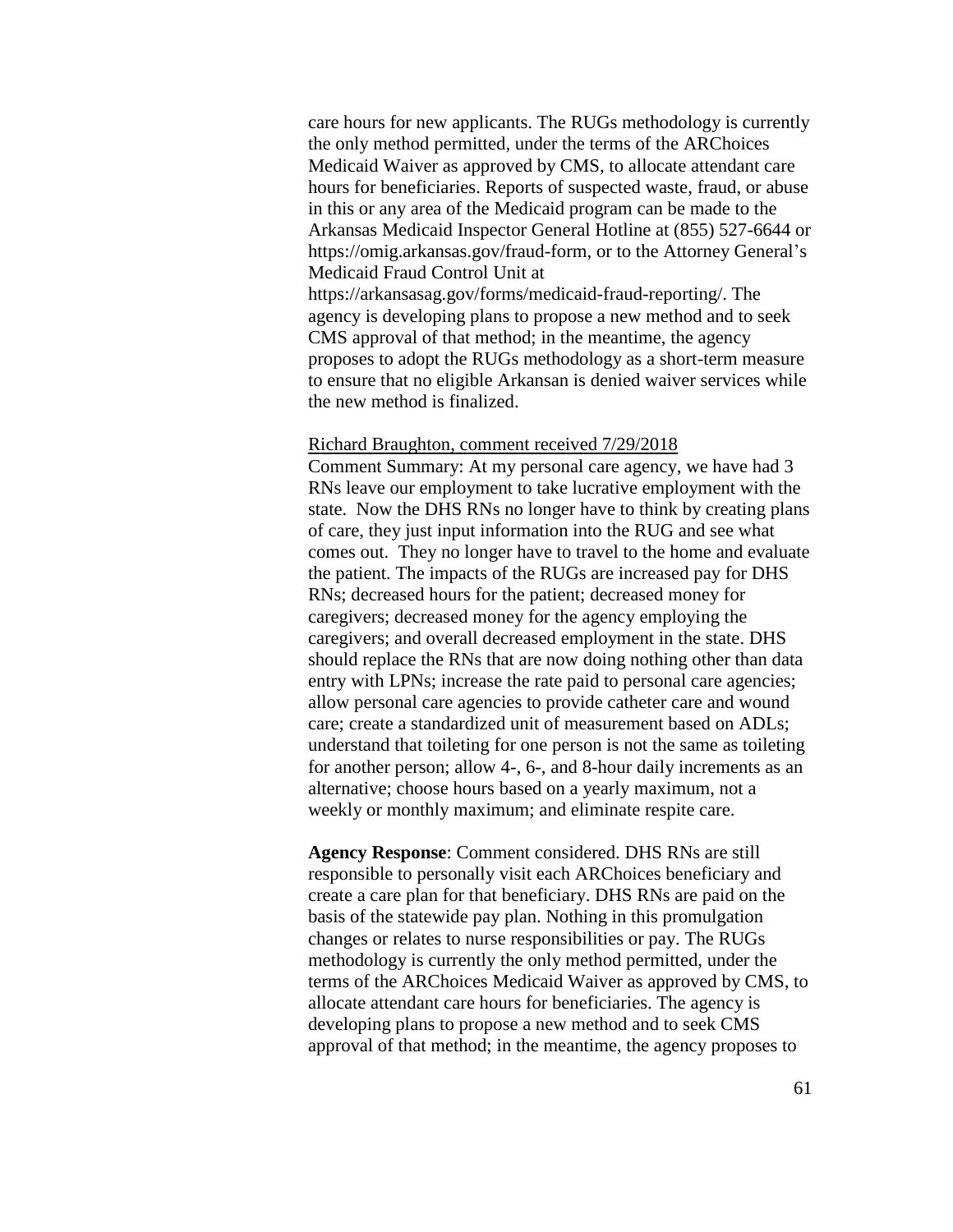care hours for new applicants. The RUGs methodology is currently the only method permitted, under the terms of the ARChoices Medicaid Waiver as approved by CMS, to allocate attendant care hours for beneficiaries. Reports of suspected waste, fraud, or abuse in this or any area of the Medicaid program can be made to the Arkansas Medicaid Inspector General Hotline at (855) 527-6644 or https://omig.arkansas.gov/fraud-form, or to the Attorney General's Medicaid Fraud Control Unit at https://arkansasag.gov/forms/medicaid-fraud-reporting/. The agency is developing plans to propose a new method and to seek CMS approval of that method; in the meantime, the agency proposes to adopt the RUGs methodology as a short-term measure to ensure that no eligible Arkansan is denied waiver services while the new method is finalized.

Richard Braughton, comment received 7/29/2018

Comment Summary: At my personal care agency, we have had 3 RNs leave our employment to take lucrative employment with the state. Now the DHS RNs no longer have to think by creating plans of care, they just input information into the RUG and see what comes out. They no longer have to travel to the home and evaluate the patient. The impacts of the RUGs are increased pay for DHS RNs; decreased hours for the patient; decreased money for caregivers; decreased money for the agency employing the caregivers; and overall decreased employment in the state. DHS should replace the RNs that are now doing nothing other than data entry with LPNs; increase the rate paid to personal care agencies; allow personal care agencies to provide catheter care and wound care; create a standardized unit of measurement based on ADLs; understand that toileting for one person is not the same as toileting for another person; allow 4-, 6-, and 8-hour daily increments as an alternative; choose hours based on a yearly maximum, not a weekly or monthly maximum; and eliminate respite care.

**Agency Response**: Comment considered. DHS RNs are still responsible to personally visit each ARChoices beneficiary and create a care plan for that beneficiary. DHS RNs are paid on the basis of the statewide pay plan. Nothing in this promulgation changes or relates to nurse responsibilities or pay. The RUGs methodology is currently the only method permitted, under the terms of the ARChoices Medicaid Waiver as approved by CMS, to allocate attendant care hours for beneficiaries. The agency is developing plans to propose a new method and to seek CMS approval of that method; in the meantime, the agency proposes to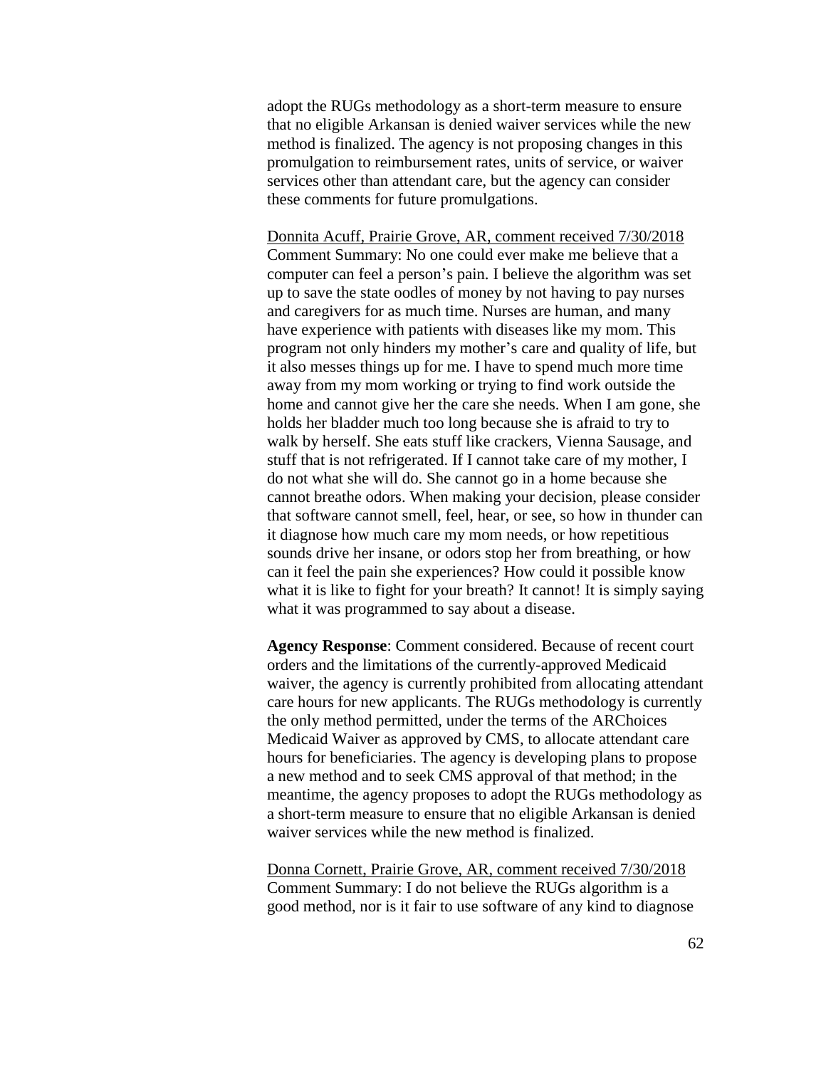adopt the RUGs methodology as a short-term measure to ensure that no eligible Arkansan is denied waiver services while the new method is finalized. The agency is not proposing changes in this promulgation to reimbursement rates, units of service, or waiver services other than attendant care, but the agency can consider these comments for future promulgations.

Donnita Acuff, Prairie Grove, AR, comment received 7/30/2018
Comment Summary: No one could ever make me believe that a computer can feel a person's pain. I believe the algorithm was set up to save the state oodles of money by not having to pay nurses and caregivers for as much time. Nurses are human, and many have experience with patients with diseases like my mom. This program not only hinders my mother's care and quality of life, but it also messes things up for me. I have to spend much more time away from my mom working or trying to find work outside the home and cannot give her the care she needs. When I am gone, she holds her bladder much too long because she is afraid to try to walk by herself. She eats stuff like crackers, Vienna Sausage, and stuff that is not refrigerated. If I cannot take care of my mother, I do not what she will do. She cannot go in a home because she cannot breathe odors. When making your decision, please consider that software cannot smell, feel, hear, or see, so how in thunder can it diagnose how much care my mom needs, or how repetitious sounds drive her insane, or odors stop her from breathing, or how can it feel the pain she experiences? How could it possible know what it is like to fight for your breath? It cannot! It is simply saying what it was programmed to say about a disease.

**Agency Response**: Comment considered. Because of recent court orders and the limitations of the currently-approved Medicaid waiver, the agency is currently prohibited from allocating attendant care hours for new applicants. The RUGs methodology is currently the only method permitted, under the terms of the ARChoices Medicaid Waiver as approved by CMS, to allocate attendant care hours for beneficiaries. The agency is developing plans to propose a new method and to seek CMS approval of that method; in the meantime, the agency proposes to adopt the RUGs methodology as a short-term measure to ensure that no eligible Arkansan is denied waiver services while the new method is finalized.

Donna Cornett, Prairie Grove, AR, comment received 7/30/2018
Comment Summary: I do not believe the RUGs algorithm is a good method, nor is it fair to use software of any kind to diagnose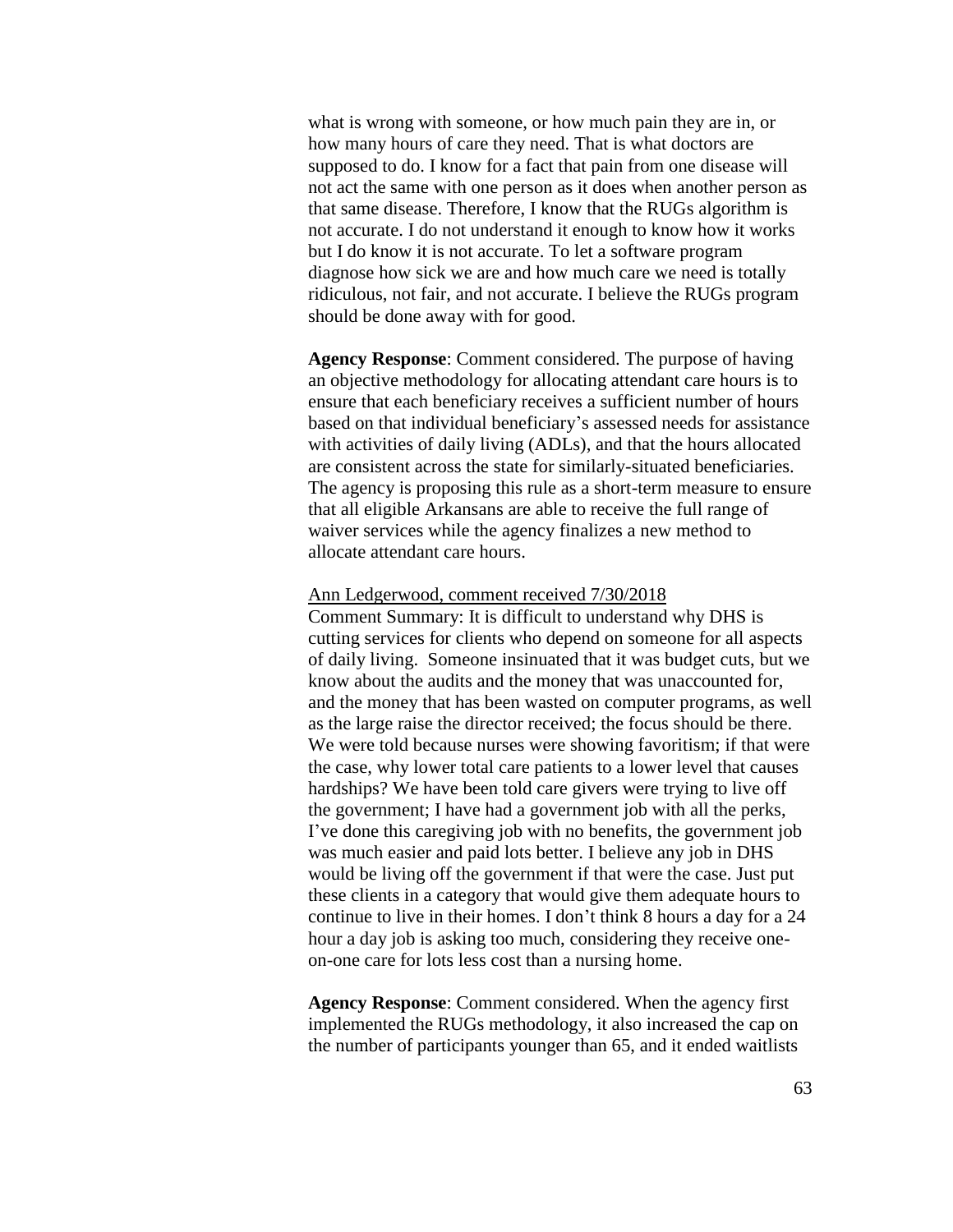what is wrong with someone, or how much pain they are in, or how many hours of care they need. That is what doctors are supposed to do. I know for a fact that pain from one disease will not act the same with one person as it does when another person as that same disease. Therefore, I know that the RUGs algorithm is not accurate. I do not understand it enough to know how it works but I do know it is not accurate. To let a software program diagnose how sick we are and how much care we need is totally ridiculous, not fair, and not accurate. I believe the RUGs program should be done away with for good.

**Agency Response**: Comment considered. The purpose of having an objective methodology for allocating attendant care hours is to ensure that each beneficiary receives a sufficient number of hours based on that individual beneficiary's assessed needs for assistance with activities of daily living (ADLs), and that the hours allocated are consistent across the state for similarly-situated beneficiaries. The agency is proposing this rule as a short-term measure to ensure that all eligible Arkansans are able to receive the full range of waiver services while the agency finalizes a new method to allocate attendant care hours.

<u>Ann Ledgerwood, comment received 7/30/2018</u>

Comment Summary: It is difficult to understand why DHS is cutting services for clients who depend on someone for all aspects of daily living. Someone insinuated that it was budget cuts, but we know about the audits and the money that was unaccounted for, and the money that has been wasted on computer programs, as well as the large raise the director received; the focus should be there. We were told because nurses were showing favoritism; if that were the case, why lower total care patients to a lower level that causes hardships? We have been told care givers were trying to live off the government; I have had a government job with all the perks, I've done this caregiving job with no benefits, the government job was much easier and paid lots better. I believe any job in DHS would be living off the government if that were the case. Just put these clients in a category that would give them adequate hours to continue to live in their homes. I don't think 8 hours a day for a 24 hour a day job is asking too much, considering they receive one-on-one care for lots less cost than a nursing home.

**Agency Response**: Comment considered. When the agency first implemented the RUGs methodology, it also increased the cap on the number of participants younger than 65, and it ended waitlists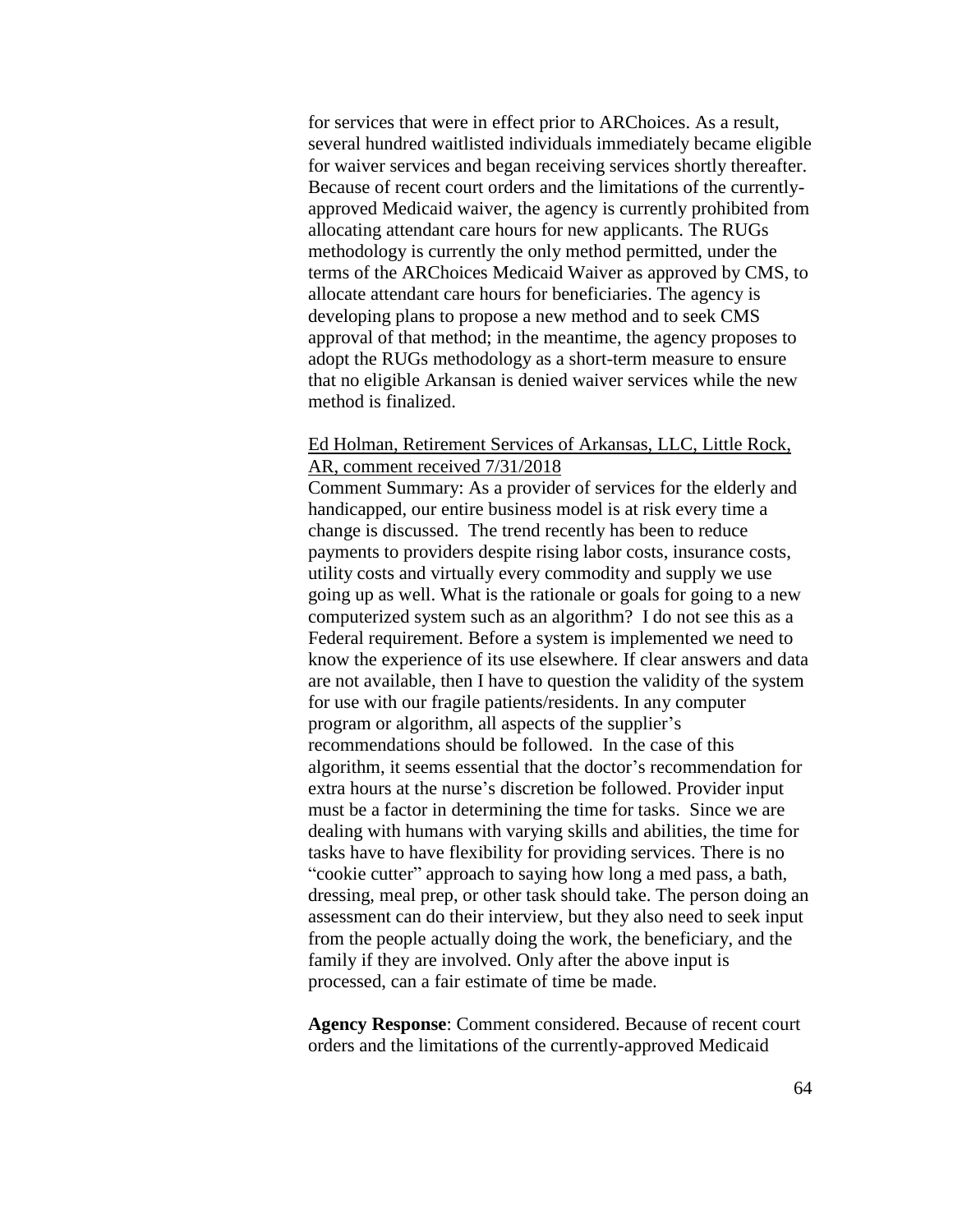for services that were in effect prior to ARChoices. As a result, several hundred waitlisted individuals immediately became eligible for waiver services and began receiving services shortly thereafter. Because of recent court orders and the limitations of the currently-approved Medicaid waiver, the agency is currently prohibited from allocating attendant care hours for new applicants. The RUGs methodology is currently the only method permitted, under the terms of the ARChoices Medicaid Waiver as approved by CMS, to allocate attendant care hours for beneficiaries. The agency is developing plans to propose a new method and to seek CMS approval of that method; in the meantime, the agency proposes to adopt the RUGs methodology as a short-term measure to ensure that no eligible Arkansan is denied waiver services while the new method is finalized.

Ed Holman, Retirement Services of Arkansas, LLC, Little Rock, AR, comment received 7/31/2018

Comment Summary: As a provider of services for the elderly and handicapped, our entire business model is at risk every time a change is discussed. The trend recently has been to reduce payments to providers despite rising labor costs, insurance costs, utility costs and virtually every commodity and supply we use going up as well. What is the rationale or goals for going to a new computerized system such as an algorithm? I do not see this as a Federal requirement. Before a system is implemented we need to know the experience of its use elsewhere. If clear answers and data are not available, then I have to question the validity of the system for use with our fragile patients/residents. In any computer program or algorithm, all aspects of the supplier's recommendations should be followed. In the case of this algorithm, it seems essential that the doctor's recommendation for extra hours at the nurse's discretion be followed. Provider input must be a factor in determining the time for tasks. Since we are dealing with humans with varying skills and abilities, the time for tasks have to have flexibility for providing services. There is no "cookie cutter" approach to saying how long a med pass, a bath, dressing, meal prep, or other task should take. The person doing an assessment can do their interview, but they also need to seek input from the people actually doing the work, the beneficiary, and the family if they are involved. Only after the above input is processed, can a fair estimate of time be made.

**Agency Response**: Comment considered. Because of recent court orders and the limitations of the currently-approved Medicaid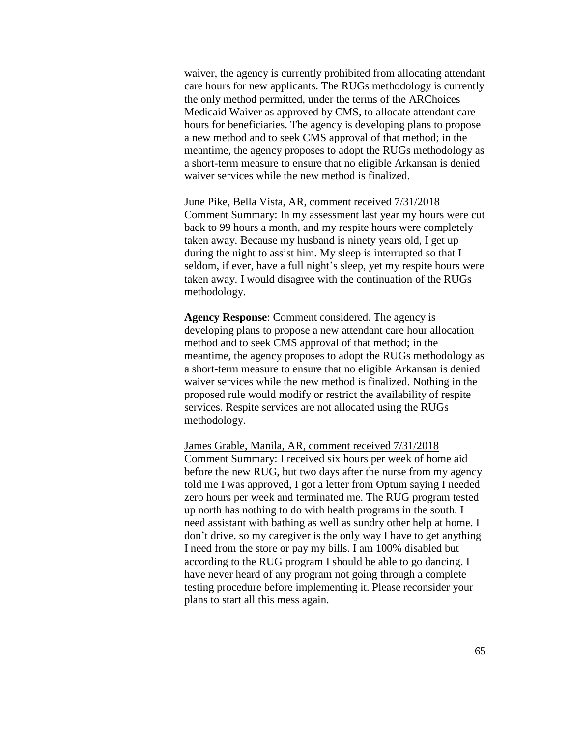waiver, the agency is currently prohibited from allocating attendant care hours for new applicants. The RUGs methodology is currently the only method permitted, under the terms of the ARChoices Medicaid Waiver as approved by CMS, to allocate attendant care hours for beneficiaries. The agency is developing plans to propose a new method and to seek CMS approval of that method; in the meantime, the agency proposes to adopt the RUGs methodology as a short-term measure to ensure that no eligible Arkansan is denied waiver services while the new method is finalized.

<u>June Pike, Bella Vista, AR, comment received 7/31/2018</u>
Comment Summary: In my assessment last year my hours were cut back to 99 hours a month, and my respite hours were completely taken away. Because my husband is ninety years old, I get up during the night to assist him. My sleep is interrupted so that I seldom, if ever, have a full night's sleep, yet my respite hours were taken away. I would disagree with the continuation of the RUGs methodology.

**Agency Response**: Comment considered. The agency is developing plans to propose a new attendant care hour allocation method and to seek CMS approval of that method; in the meantime, the agency proposes to adopt the RUGs methodology as a short-term measure to ensure that no eligible Arkansan is denied waiver services while the new method is finalized. Nothing in the proposed rule would modify or restrict the availability of respite services. Respite services are not allocated using the RUGs methodology.

<u>James Grable, Manila, AR, comment received 7/31/2018</u>
Comment Summary: I received six hours per week of home aid before the new RUG, but two days after the nurse from my agency told me I was approved, I got a letter from Optum saying I needed zero hours per week and terminated me. The RUG program tested up north has nothing to do with health programs in the south. I need assistant with bathing as well as sundry other help at home. I don't drive, so my caregiver is the only way I have to get anything I need from the store or pay my bills. I am 100% disabled but according to the RUG program I should be able to go dancing. I have never heard of any program not going through a complete testing procedure before implementing it. Please reconsider your plans to start all this mess again.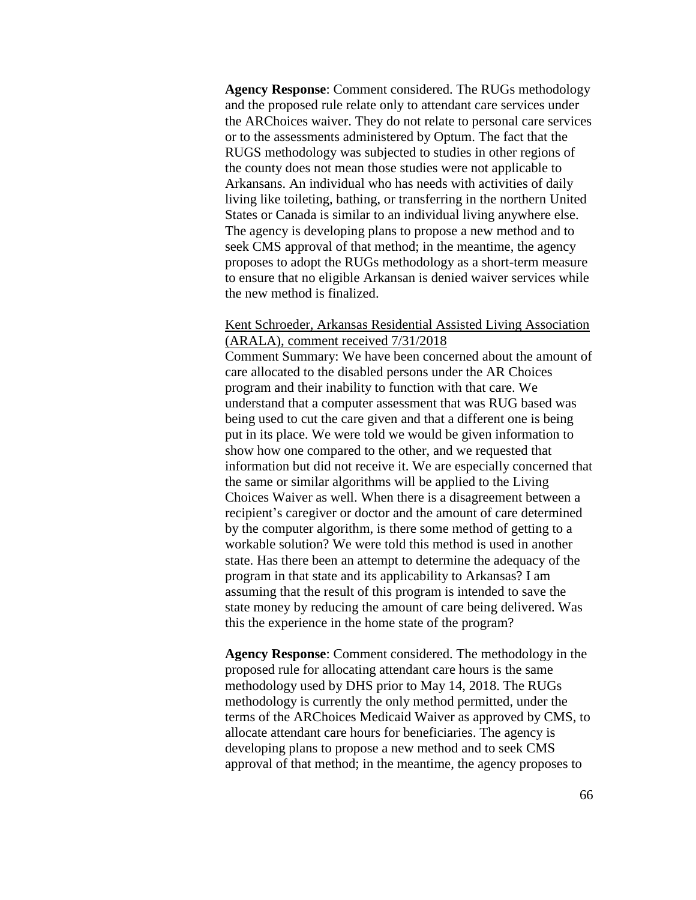**Agency Response**: Comment considered. The RUGs methodology and the proposed rule relate only to attendant care services under the ARChoices waiver. They do not relate to personal care services or to the assessments administered by Optum. The fact that the RUGS methodology was subjected to studies in other regions of the county does not mean those studies were not applicable to Arkansans. An individual who has needs with activities of daily living like toileting, bathing, or transferring in the northern United States or Canada is similar to an individual living anywhere else. The agency is developing plans to propose a new method and to seek CMS approval of that method; in the meantime, the agency proposes to adopt the RUGs methodology as a short-term measure to ensure that no eligible Arkansan is denied waiver services while the new method is finalized.

<u>Kent Schroeder, Arkansas Residential Assisted Living Association (ARALA), comment received 7/31/2018</u>

Comment Summary: We have been concerned about the amount of care allocated to the disabled persons under the AR Choices program and their inability to function with that care. We understand that a computer assessment that was RUG based was being used to cut the care given and that a different one is being put in its place. We were told we would be given information to show how one compared to the other, and we requested that information but did not receive it. We are especially concerned that the same or similar algorithms will be applied to the Living Choices Waiver as well. When there is a disagreement between a recipient's caregiver or doctor and the amount of care determined by the computer algorithm, is there some method of getting to a workable solution? We were told this method is used in another state. Has there been an attempt to determine the adequacy of the program in that state and its applicability to Arkansas? I am assuming that the result of this program is intended to save the state money by reducing the amount of care being delivered. Was this the experience in the home state of the program?

**Agency Response**: Comment considered. The methodology in the proposed rule for allocating attendant care hours is the same methodology used by DHS prior to May 14, 2018. The RUGs methodology is currently the only method permitted, under the terms of the ARChoices Medicaid Waiver as approved by CMS, to allocate attendant care hours for beneficiaries. The agency is developing plans to propose a new method and to seek CMS approval of that method; in the meantime, the agency proposes to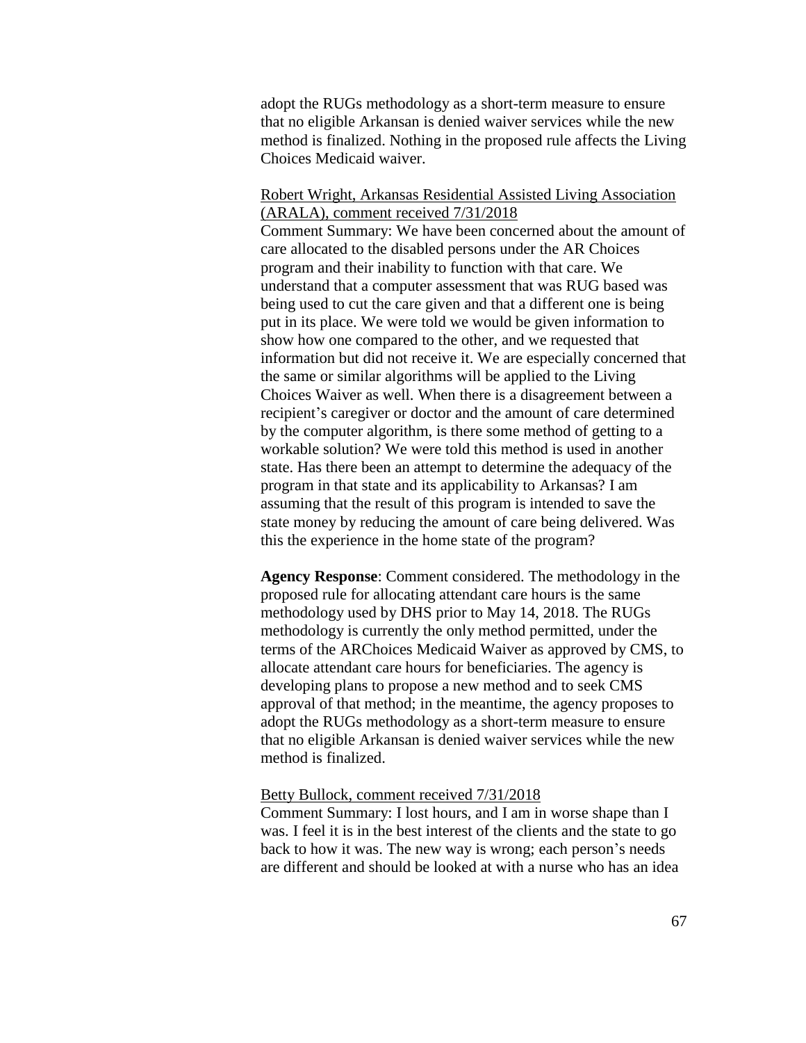adopt the RUGs methodology as a short-term measure to ensure that no eligible Arkansan is denied waiver services while the new method is finalized. Nothing in the proposed rule affects the Living Choices Medicaid waiver.

<u>Robert Wright, Arkansas Residential Assisted Living Association (ARALA), comment received 7/31/2018</u>

Comment Summary: We have been concerned about the amount of care allocated to the disabled persons under the AR Choices program and their inability to function with that care. We understand that a computer assessment that was RUG based was being used to cut the care given and that a different one is being put in its place. We were told we would be given information to show how one compared to the other, and we requested that information but did not receive it. We are especially concerned that the same or similar algorithms will be applied to the Living Choices Waiver as well. When there is a disagreement between a recipient's caregiver or doctor and the amount of care determined by the computer algorithm, is there some method of getting to a workable solution? We were told this method is used in another state. Has there been an attempt to determine the adequacy of the program in that state and its applicability to Arkansas? I am assuming that the result of this program is intended to save the state money by reducing the amount of care being delivered. Was this the experience in the home state of the program?

**Agency Response**: Comment considered. The methodology in the proposed rule for allocating attendant care hours is the same methodology used by DHS prior to May 14, 2018. The RUGs methodology is currently the only method permitted, under the terms of the ARChoices Medicaid Waiver as approved by CMS, to allocate attendant care hours for beneficiaries. The agency is developing plans to propose a new method and to seek CMS approval of that method; in the meantime, the agency proposes to adopt the RUGs methodology as a short-term measure to ensure that no eligible Arkansan is denied waiver services while the new method is finalized.

<u>Betty Bullock, comment received 7/31/2018</u>

Comment Summary: I lost hours, and I am in worse shape than I was. I feel it is in the best interest of the clients and the state to go back to how it was. The new way is wrong; each person's needs are different and should be looked at with a nurse who has an idea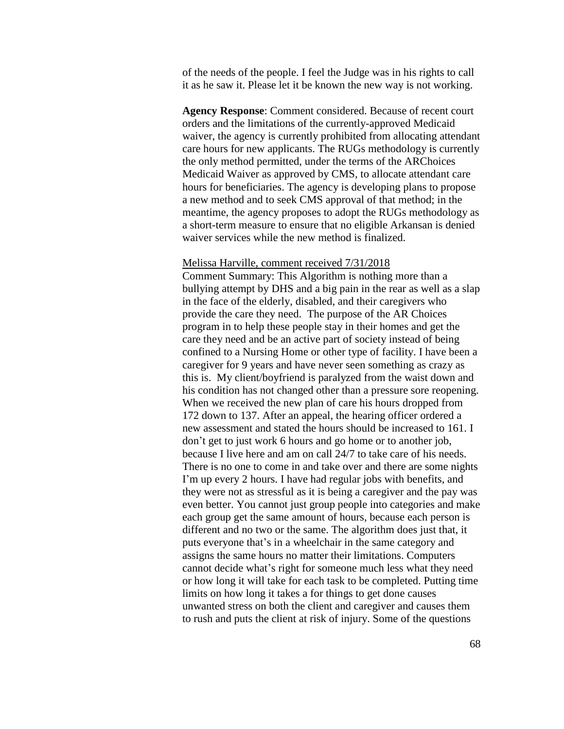of the needs of the people. I feel the Judge was in his rights to call it as he saw it. Please let it be known the new way is not working.

**Agency Response**: Comment considered. Because of recent court orders and the limitations of the currently-approved Medicaid waiver, the agency is currently prohibited from allocating attendant care hours for new applicants. The RUGs methodology is currently the only method permitted, under the terms of the ARChoices Medicaid Waiver as approved by CMS, to allocate attendant care hours for beneficiaries. The agency is developing plans to propose a new method and to seek CMS approval of that method; in the meantime, the agency proposes to adopt the RUGs methodology as a short-term measure to ensure that no eligible Arkansan is denied waiver services while the new method is finalized.

<u>Melissa Harville, comment received 7/31/2018</u>

Comment Summary: This Algorithm is nothing more than a bullying attempt by DHS and a big pain in the rear as well as a slap in the face of the elderly, disabled, and their caregivers who provide the care they need. The purpose of the AR Choices program in to help these people stay in their homes and get the care they need and be an active part of society instead of being confined to a Nursing Home or other type of facility. I have been a caregiver for 9 years and have never seen something as crazy as this is. My client/boyfriend is paralyzed from the waist down and his condition has not changed other than a pressure sore reopening. When we received the new plan of care his hours dropped from 172 down to 137. After an appeal, the hearing officer ordered a new assessment and stated the hours should be increased to 161. I don't get to just work 6 hours and go home or to another job, because I live here and am on call 24/7 to take care of his needs. There is no one to come in and take over and there are some nights I'm up every 2 hours. I have had regular jobs with benefits, and they were not as stressful as it is being a caregiver and the pay was even better. You cannot just group people into categories and make each group get the same amount of hours, because each person is different and no two or the same. The algorithm does just that, it puts everyone that's in a wheelchair in the same category and assigns the same hours no matter their limitations. Computers cannot decide what's right for someone much less what they need or how long it will take for each task to be completed. Putting time limits on how long it takes a for things to get done causes unwanted stress on both the client and caregiver and causes them to rush and puts the client at risk of injury. Some of the questions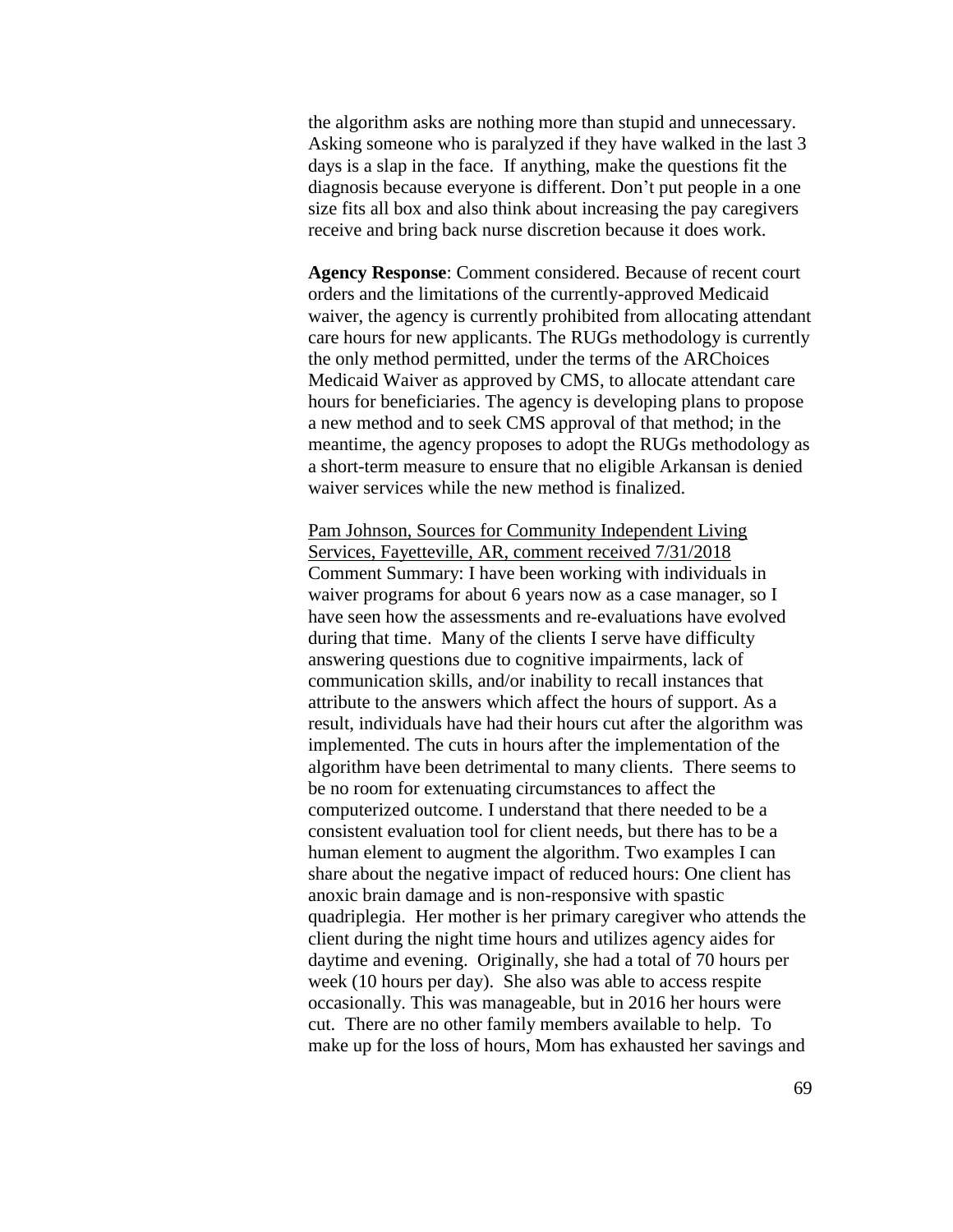the algorithm asks are nothing more than stupid and unnecessary. Asking someone who is paralyzed if they have walked in the last 3 days is a slap in the face. If anything, make the questions fit the diagnosis because everyone is different. Don't put people in a one size fits all box and also think about increasing the pay caregivers receive and bring back nurse discretion because it does work.

**Agency Response**: Comment considered. Because of recent court orders and the limitations of the currently-approved Medicaid waiver, the agency is currently prohibited from allocating attendant care hours for new applicants. The RUGs methodology is currently the only method permitted, under the terms of the ARChoices Medicaid Waiver as approved by CMS, to allocate attendant care hours for beneficiaries. The agency is developing plans to propose a new method and to seek CMS approval of that method; in the meantime, the agency proposes to adopt the RUGs methodology as a short-term measure to ensure that no eligible Arkansan is denied waiver services while the new method is finalized.

<u>Pam Johnson, Sources for Community Independent Living Services, Fayetteville, AR, comment received 7/31/2018</u>
Comment Summary: I have been working with individuals in waiver programs for about 6 years now as a case manager, so I have seen how the assessments and re-evaluations have evolved during that time. Many of the clients I serve have difficulty answering questions due to cognitive impairments, lack of communication skills, and/or inability to recall instances that attribute to the answers which affect the hours of support. As a result, individuals have had their hours cut after the algorithm was implemented. The cuts in hours after the implementation of the algorithm have been detrimental to many clients. There seems to be no room for extenuating circumstances to affect the computerized outcome. I understand that there needed to be a consistent evaluation tool for client needs, but there has to be a human element to augment the algorithm. Two examples I can share about the negative impact of reduced hours: One client has anoxic brain damage and is non-responsive with spastic quadriplegia. Her mother is her primary caregiver who attends the client during the night time hours and utilizes agency aides for daytime and evening. Originally, she had a total of 70 hours per week (10 hours per day). She also was able to access respite occasionally. This was manageable, but in 2016 her hours were cut. There are no other family members available to help. To make up for the loss of hours, Mom has exhausted her savings and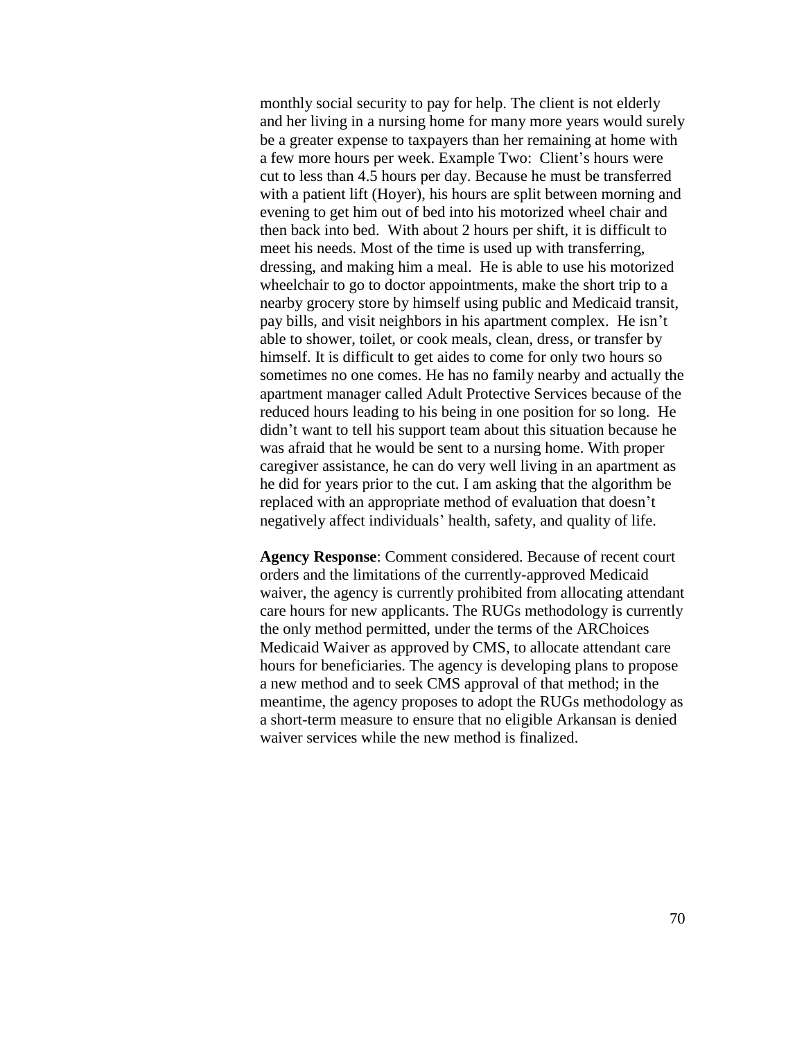monthly social security to pay for help. The client is not elderly and her living in a nursing home for many more years would surely be a greater expense to taxpayers than her remaining at home with a few more hours per week. Example Two: Client's hours were cut to less than 4.5 hours per day. Because he must be transferred with a patient lift (Hoyer), his hours are split between morning and evening to get him out of bed into his motorized wheel chair and then back into bed. With about 2 hours per shift, it is difficult to meet his needs. Most of the time is used up with transferring, dressing, and making him a meal. He is able to use his motorized wheelchair to go to doctor appointments, make the short trip to a nearby grocery store by himself using public and Medicaid transit, pay bills, and visit neighbors in his apartment complex. He isn't able to shower, toilet, or cook meals, clean, dress, or transfer by himself. It is difficult to get aides to come for only two hours so sometimes no one comes. He has no family nearby and actually the apartment manager called Adult Protective Services because of the reduced hours leading to his being in one position for so long. He didn't want to tell his support team about this situation because he was afraid that he would be sent to a nursing home. With proper caregiver assistance, he can do very well living in an apartment as he did for years prior to the cut. I am asking that the algorithm be replaced with an appropriate method of evaluation that doesn't negatively affect individuals' health, safety, and quality of life.

**Agency Response**: Comment considered. Because of recent court orders and the limitations of the currently-approved Medicaid waiver, the agency is currently prohibited from allocating attendant care hours for new applicants. The RUGs methodology is currently the only method permitted, under the terms of the ARChoices Medicaid Waiver as approved by CMS, to allocate attendant care hours for beneficiaries. The agency is developing plans to propose a new method and to seek CMS approval of that method; in the meantime, the agency proposes to adopt the RUGs methodology as a short-term measure to ensure that no eligible Arkansan is denied waiver services while the new method is finalized.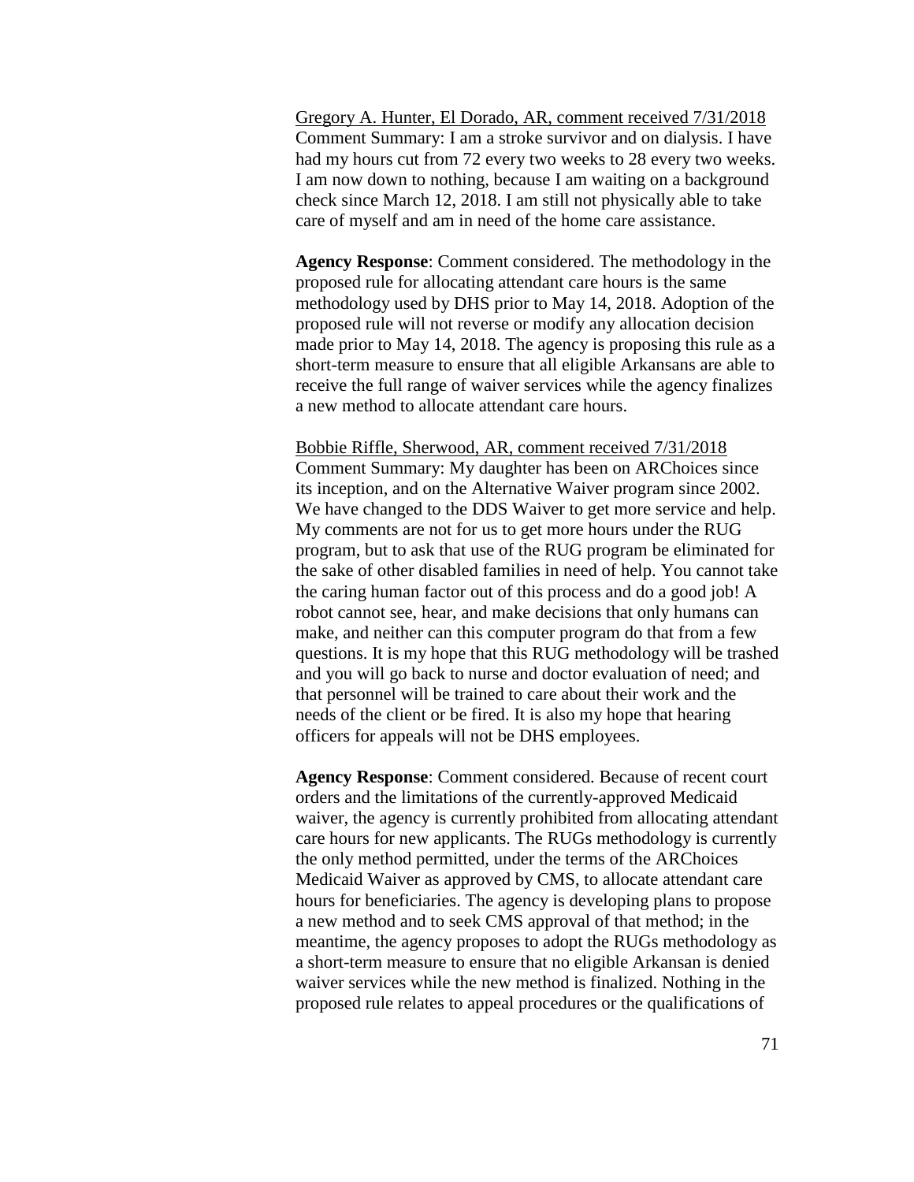Gregory A. Hunter, El Dorado, AR, comment received 7/31/2018
Comment Summary: I am a stroke survivor and on dialysis. I have had my hours cut from 72 every two weeks to 28 every two weeks. I am now down to nothing, because I am waiting on a background check since March 12, 2018. I am still not physically able to take care of myself and am in need of the home care assistance.

**Agency Response**: Comment considered. The methodology in the proposed rule for allocating attendant care hours is the same methodology used by DHS prior to May 14, 2018. Adoption of the proposed rule will not reverse or modify any allocation decision made prior to May 14, 2018. The agency is proposing this rule as a short-term measure to ensure that all eligible Arkansans are able to receive the full range of waiver services while the agency finalizes a new method to allocate attendant care hours.

Bobbie Riffle, Sherwood, AR, comment received 7/31/2018
Comment Summary: My daughter has been on ARChoices since its inception, and on the Alternative Waiver program since 2002. We have changed to the DDS Waiver to get more service and help. My comments are not for us to get more hours under the RUG program, but to ask that use of the RUG program be eliminated for the sake of other disabled families in need of help. You cannot take the caring human factor out of this process and do a good job! A robot cannot see, hear, and make decisions that only humans can make, and neither can this computer program do that from a few questions. It is my hope that this RUG methodology will be trashed and you will go back to nurse and doctor evaluation of need; and that personnel will be trained to care about their work and the needs of the client or be fired. It is also my hope that hearing officers for appeals will not be DHS employees.

**Agency Response**: Comment considered. Because of recent court orders and the limitations of the currently-approved Medicaid waiver, the agency is currently prohibited from allocating attendant care hours for new applicants. The RUGs methodology is currently the only method permitted, under the terms of the ARChoices Medicaid Waiver as approved by CMS, to allocate attendant care hours for beneficiaries. The agency is developing plans to propose a new method and to seek CMS approval of that method; in the meantime, the agency proposes to adopt the RUGs methodology as a short-term measure to ensure that no eligible Arkansan is denied waiver services while the new method is finalized. Nothing in the proposed rule relates to appeal procedures or the qualifications of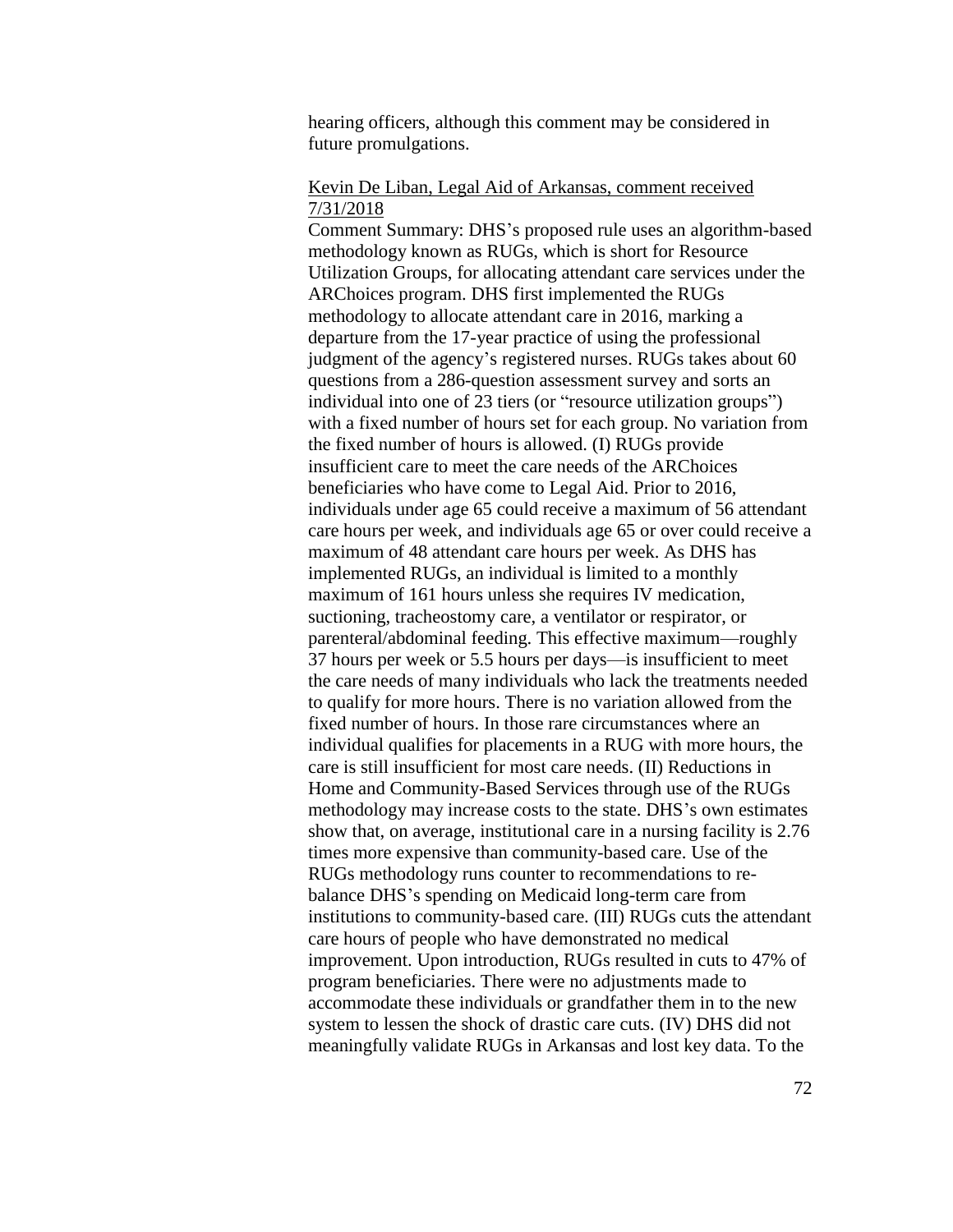hearing officers, although this comment may be considered in future promulgations.

<u>Kevin De Liban, Legal Aid of Arkansas, comment received 7/31/2018</u>

Comment Summary: DHS's proposed rule uses an algorithm-based methodology known as RUGs, which is short for Resource Utilization Groups, for allocating attendant care services under the ARChoices program. DHS first implemented the RUGs methodology to allocate attendant care in 2016, marking a departure from the 17-year practice of using the professional judgment of the agency's registered nurses. RUGs takes about 60 questions from a 286-question assessment survey and sorts an individual into one of 23 tiers (or "resource utilization groups") with a fixed number of hours set for each group. No variation from the fixed number of hours is allowed. (I) RUGs provide insufficient care to meet the care needs of the ARChoices beneficiaries who have come to Legal Aid. Prior to 2016, individuals under age 65 could receive a maximum of 56 attendant care hours per week, and individuals age 65 or over could receive a maximum of 48 attendant care hours per week. As DHS has implemented RUGs, an individual is limited to a monthly maximum of 161 hours unless she requires IV medication, suctioning, tracheostomy care, a ventilator or respirator, or parenteral/abdominal feeding. This effective maximum—roughly 37 hours per week or 5.5 hours per days—is insufficient to meet the care needs of many individuals who lack the treatments needed to qualify for more hours. There is no variation allowed from the fixed number of hours. In those rare circumstances where an individual qualifies for placements in a RUG with more hours, the care is still insufficient for most care needs. (II) Reductions in Home and Community-Based Services through use of the RUGs methodology may increase costs to the state. DHS's own estimates show that, on average, institutional care in a nursing facility is 2.76 times more expensive than community-based care. Use of the RUGs methodology runs counter to recommendations to re-balance DHS's spending on Medicaid long-term care from institutions to community-based care. (III) RUGs cuts the attendant care hours of people who have demonstrated no medical improvement. Upon introduction, RUGs resulted in cuts to 47% of program beneficiaries. There were no adjustments made to accommodate these individuals or grandfather them in to the new system to lessen the shock of drastic care cuts. (IV) DHS did not meaningfully validate RUGs in Arkansas and lost key data. To the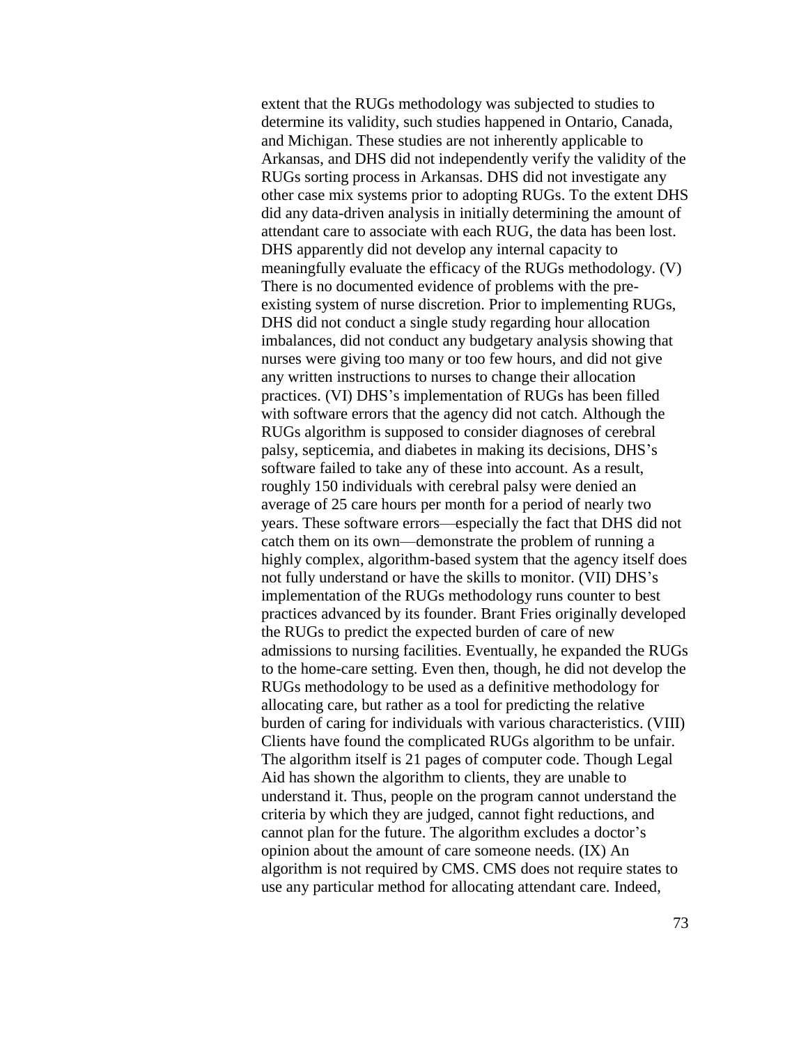extent that the RUGs methodology was subjected to studies to determine its validity, such studies happened in Ontario, Canada, and Michigan. These studies are not inherently applicable to Arkansas, and DHS did not independently verify the validity of the RUGs sorting process in Arkansas. DHS did not investigate any other case mix systems prior to adopting RUGs. To the extent DHS did any data-driven analysis in initially determining the amount of attendant care to associate with each RUG, the data has been lost. DHS apparently did not develop any internal capacity to meaningfully evaluate the efficacy of the RUGs methodology. (V) There is no documented evidence of problems with the pre-existing system of nurse discretion. Prior to implementing RUGs, DHS did not conduct a single study regarding hour allocation imbalances, did not conduct any budgetary analysis showing that nurses were giving too many or too few hours, and did not give any written instructions to nurses to change their allocation practices. (VI) DHS's implementation of RUGs has been filled with software errors that the agency did not catch. Although the RUGs algorithm is supposed to consider diagnoses of cerebral palsy, septicemia, and diabetes in making its decisions, DHS's software failed to take any of these into account. As a result, roughly 150 individuals with cerebral palsy were denied an average of 25 care hours per month for a period of nearly two years. These software errors—especially the fact that DHS did not catch them on its own—demonstrate the problem of running a highly complex, algorithm-based system that the agency itself does not fully understand or have the skills to monitor. (VII) DHS's implementation of the RUGs methodology runs counter to best practices advanced by its founder. Brant Fries originally developed the RUGs to predict the expected burden of care of new admissions to nursing facilities. Eventually, he expanded the RUGs to the home-care setting. Even then, though, he did not develop the RUGs methodology to be used as a definitive methodology for allocating care, but rather as a tool for predicting the relative burden of caring for individuals with various characteristics. (VIII) Clients have found the complicated RUGs algorithm to be unfair. The algorithm itself is 21 pages of computer code. Though Legal Aid has shown the algorithm to clients, they are unable to understand it. Thus, people on the program cannot understand the criteria by which they are judged, cannot fight reductions, and cannot plan for the future. The algorithm excludes a doctor's opinion about the amount of care someone needs. (IX) An algorithm is not required by CMS. CMS does not require states to use any particular method for allocating attendant care. Indeed,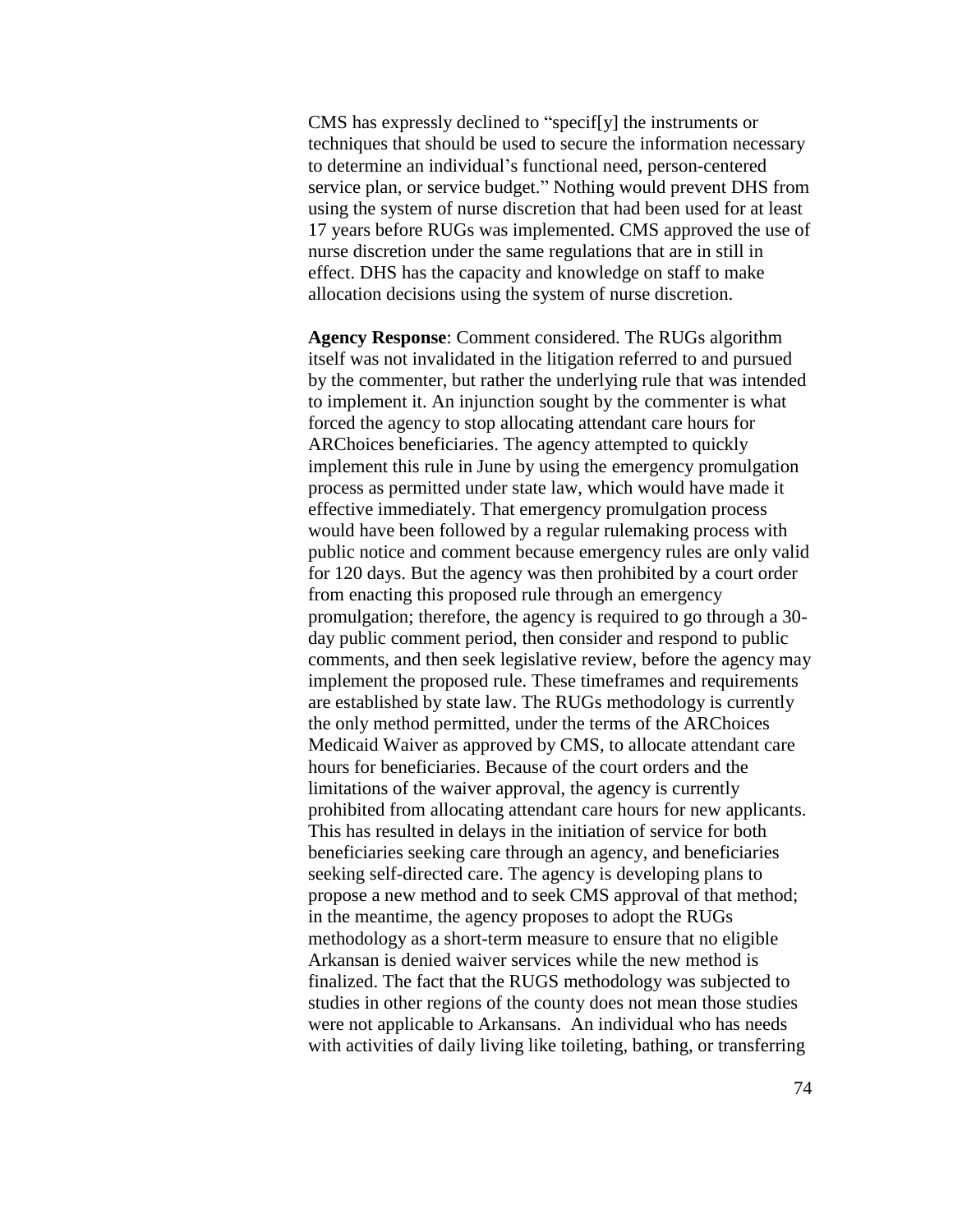CMS has expressly declined to "specif[y] the instruments or techniques that should be used to secure the information necessary to determine an individual's functional need, person-centered service plan, or service budget." Nothing would prevent DHS from using the system of nurse discretion that had been used for at least 17 years before RUGs was implemented. CMS approved the use of nurse discretion under the same regulations that are in still in effect. DHS has the capacity and knowledge on staff to make allocation decisions using the system of nurse discretion.

**Agency Response**: Comment considered. The RUGs algorithm itself was not invalidated in the litigation referred to and pursued by the commenter, but rather the underlying rule that was intended to implement it. An injunction sought by the commenter is what forced the agency to stop allocating attendant care hours for ARChoices beneficiaries. The agency attempted to quickly implement this rule in June by using the emergency promulgation process as permitted under state law, which would have made it effective immediately. That emergency promulgation process would have been followed by a regular rulemaking process with public notice and comment because emergency rules are only valid for 120 days. But the agency was then prohibited by a court order from enacting this proposed rule through an emergency promulgation; therefore, the agency is required to go through a 30-day public comment period, then consider and respond to public comments, and then seek legislative review, before the agency may implement the proposed rule. These timeframes and requirements are established by state law. The RUGs methodology is currently the only method permitted, under the terms of the ARChoices Medicaid Waiver as approved by CMS, to allocate attendant care hours for beneficiaries. Because of the court orders and the limitations of the waiver approval, the agency is currently prohibited from allocating attendant care hours for new applicants. This has resulted in delays in the initiation of service for both beneficiaries seeking care through an agency, and beneficiaries seeking self-directed care. The agency is developing plans to propose a new method and to seek CMS approval of that method; in the meantime, the agency proposes to adopt the RUGs methodology as a short-term measure to ensure that no eligible Arkansan is denied waiver services while the new method is finalized. The fact that the RUGS methodology was subjected to studies in other regions of the county does not mean those studies were not applicable to Arkansans. An individual who has needs with activities of daily living like toileting, bathing, or transferring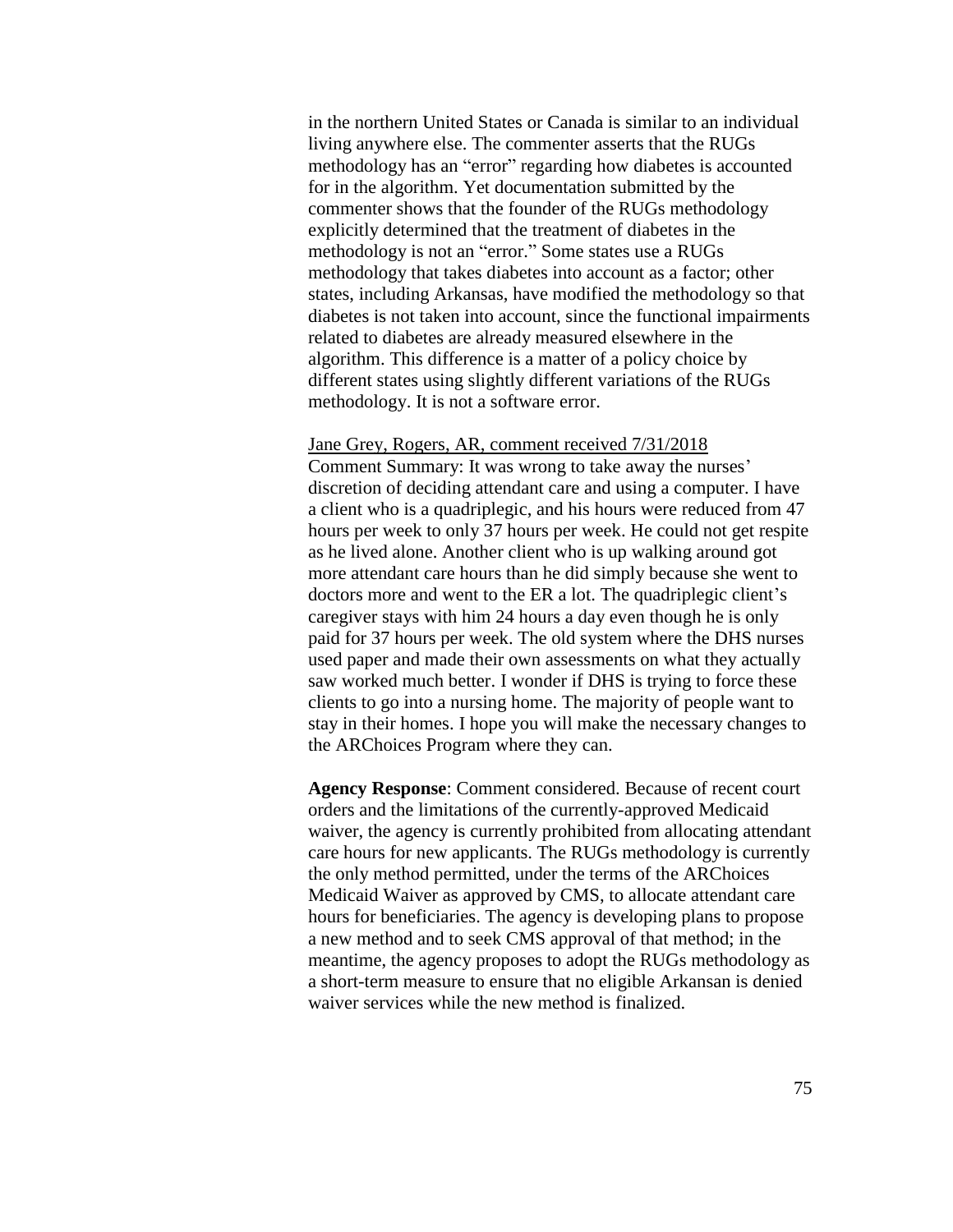in the northern United States or Canada is similar to an individual living anywhere else. The commenter asserts that the RUGs methodology has an "error" regarding how diabetes is accounted for in the algorithm. Yet documentation submitted by the commenter shows that the founder of the RUGs methodology explicitly determined that the treatment of diabetes in the methodology is not an "error." Some states use a RUGs methodology that takes diabetes into account as a factor; other states, including Arkansas, have modified the methodology so that diabetes is not taken into account, since the functional impairments related to diabetes are already measured elsewhere in the algorithm. This difference is a matter of a policy choice by different states using slightly different variations of the RUGs methodology. It is not a software error.

Jane Grey, Rogers, AR, comment received 7/31/2018

Comment Summary: It was wrong to take away the nurses' discretion of deciding attendant care and using a computer. I have a client who is a quadriplegic, and his hours were reduced from 47 hours per week to only 37 hours per week. He could not get respite as he lived alone. Another client who is up walking around got more attendant care hours than he did simply because she went to doctors more and went to the ER a lot. The quadriplegic client's caregiver stays with him 24 hours a day even though he is only paid for 37 hours per week. The old system where the DHS nurses used paper and made their own assessments on what they actually saw worked much better. I wonder if DHS is trying to force these clients to go into a nursing home. The majority of people want to stay in their homes. I hope you will make the necessary changes to the ARChoices Program where they can.

**Agency Response**: Comment considered. Because of recent court orders and the limitations of the currently-approved Medicaid waiver, the agency is currently prohibited from allocating attendant care hours for new applicants. The RUGs methodology is currently the only method permitted, under the terms of the ARChoices Medicaid Waiver as approved by CMS, to allocate attendant care hours for beneficiaries. The agency is developing plans to propose a new method and to seek CMS approval of that method; in the meantime, the agency proposes to adopt the RUGs methodology as a short-term measure to ensure that no eligible Arkansan is denied waiver services while the new method is finalized.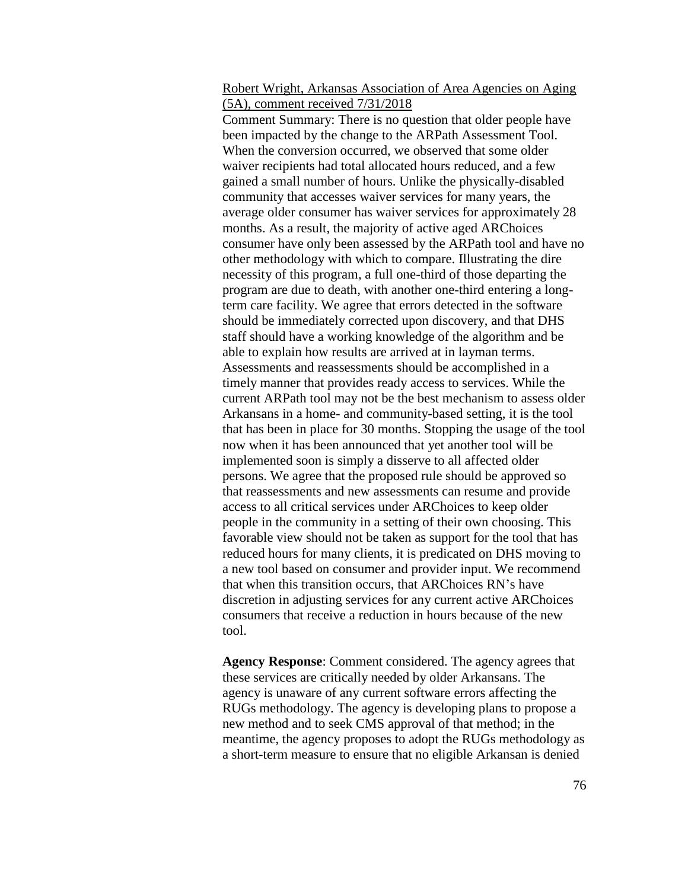<u>Robert Wright, Arkansas Association of Area Agencies on Aging (5A), comment received 7/31/2018</u>

Comment Summary: There is no question that older people have been impacted by the change to the ARPath Assessment Tool. When the conversion occurred, we observed that some older waiver recipients had total allocated hours reduced, and a few gained a small number of hours. Unlike the physically-disabled community that accesses waiver services for many years, the average older consumer has waiver services for approximately 28 months. As a result, the majority of active aged ARChoices consumer have only been assessed by the ARPath tool and have no other methodology with which to compare. Illustrating the dire necessity of this program, a full one-third of those departing the program are due to death, with another one-third entering a long-term care facility. We agree that errors detected in the software should be immediately corrected upon discovery, and that DHS staff should have a working knowledge of the algorithm and be able to explain how results are arrived at in layman terms. Assessments and reassessments should be accomplished in a timely manner that provides ready access to services. While the current ARPath tool may not be the best mechanism to assess older Arkansans in a home- and community-based setting, it is the tool that has been in place for 30 months. Stopping the usage of the tool now when it has been announced that yet another tool will be implemented soon is simply a disserve to all affected older persons. We agree that the proposed rule should be approved so that reassessments and new assessments can resume and provide access to all critical services under ARChoices to keep older people in the community in a setting of their own choosing. This favorable view should not be taken as support for the tool that has reduced hours for many clients, it is predicated on DHS moving to a new tool based on consumer and provider input. We recommend that when this transition occurs, that ARChoices RN's have discretion in adjusting services for any current active ARChoices consumers that receive a reduction in hours because of the new tool.

**Agency Response**: Comment considered. The agency agrees that these services are critically needed by older Arkansans. The agency is unaware of any current software errors affecting the RUGs methodology. The agency is developing plans to propose a new method and to seek CMS approval of that method; in the meantime, the agency proposes to adopt the RUGs methodology as a short-term measure to ensure that no eligible Arkansan is denied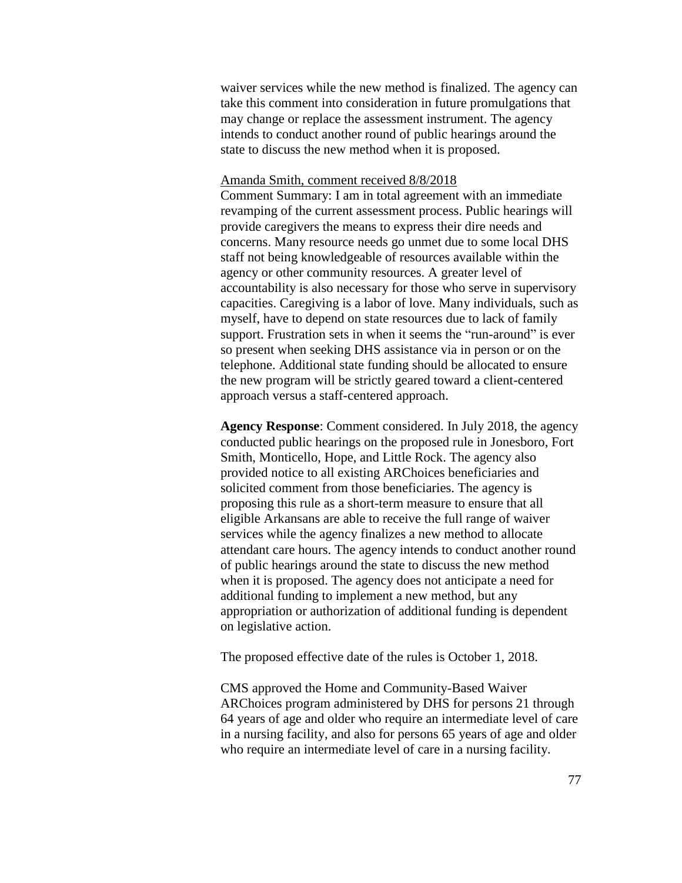waiver services while the new method is finalized. The agency can take this comment into consideration in future promulgations that may change or replace the assessment instrument. The agency intends to conduct another round of public hearings around the state to discuss the new method when it is proposed.

Amanda Smith, comment received 8/8/2018

Comment Summary: I am in total agreement with an immediate revamping of the current assessment process. Public hearings will provide caregivers the means to express their dire needs and concerns. Many resource needs go unmet due to some local DHS staff not being knowledgeable of resources available within the agency or other community resources. A greater level of accountability is also necessary for those who serve in supervisory capacities. Caregiving is a labor of love. Many individuals, such as myself, have to depend on state resources due to lack of family support. Frustration sets in when it seems the "run-around" is ever so present when seeking DHS assistance via in person or on the telephone. Additional state funding should be allocated to ensure the new program will be strictly geared toward a client-centered approach versus a staff-centered approach.

**Agency Response**: Comment considered. In July 2018, the agency conducted public hearings on the proposed rule in Jonesboro, Fort Smith, Monticello, Hope, and Little Rock. The agency also provided notice to all existing ARChoices beneficiaries and solicited comment from those beneficiaries. The agency is proposing this rule as a short-term measure to ensure that all eligible Arkansans are able to receive the full range of waiver services while the agency finalizes a new method to allocate attendant care hours. The agency intends to conduct another round of public hearings around the state to discuss the new method when it is proposed. The agency does not anticipate a need for additional funding to implement a new method, but any appropriation or authorization of additional funding is dependent on legislative action.

The proposed effective date of the rules is October 1, 2018.

CMS approved the Home and Community-Based Waiver ARChoices program administered by DHS for persons 21 through 64 years of age and older who require an intermediate level of care in a nursing facility, and also for persons 65 years of age and older who require an intermediate level of care in a nursing facility.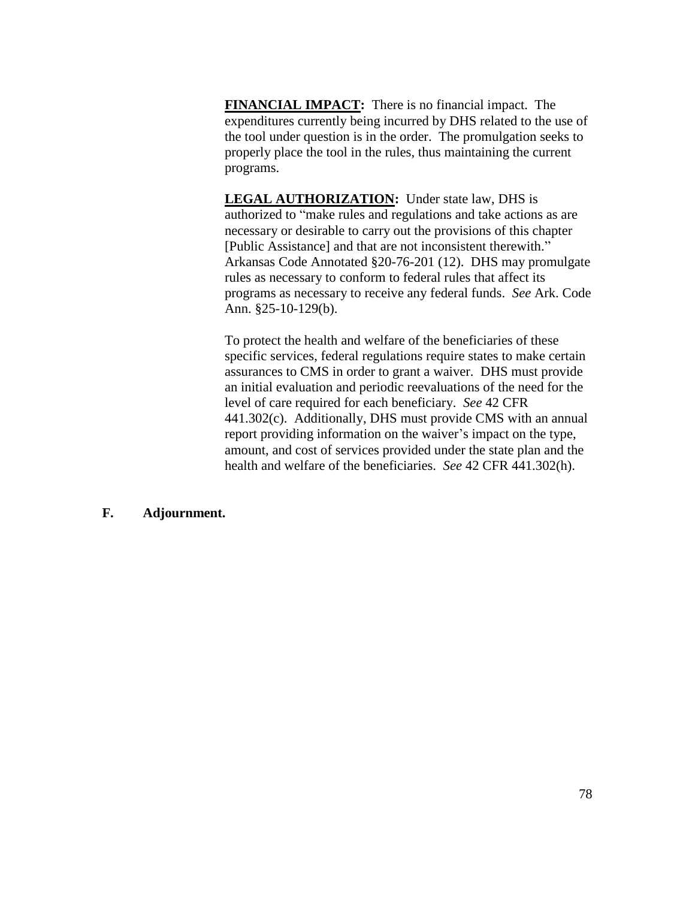**<u>FINANCIAL IMPACT</u>:** There is no financial impact. The expenditures currently being incurred by DHS related to the use of the tool under question is in the order. The promulgation seeks to properly place the tool in the rules, thus maintaining the current programs.

**<u>LEGAL AUTHORIZATION</u>:** Under state law, DHS is authorized to "make rules and regulations and take actions as are necessary or desirable to carry out the provisions of this chapter [Public Assistance] and that are not inconsistent therewith." Arkansas Code Annotated §20-76-201 (12). DHS may promulgate rules as necessary to conform to federal rules that affect its programs as necessary to receive any federal funds. *See* Ark. Code Ann. §25-10-129(b).

To protect the health and welfare of the beneficiaries of these specific services, federal regulations require states to make certain assurances to CMS in order to grant a waiver. DHS must provide an initial evaluation and periodic reevaluations of the need for the level of care required for each beneficiary. *See* 42 CFR 441.302(c). Additionally, DHS must provide CMS with an annual report providing information on the waiver's impact on the type, amount, and cost of services provided under the state plan and the health and welfare of the beneficiaries. *See* 42 CFR 441.302(h).

**F. Adjournment.**